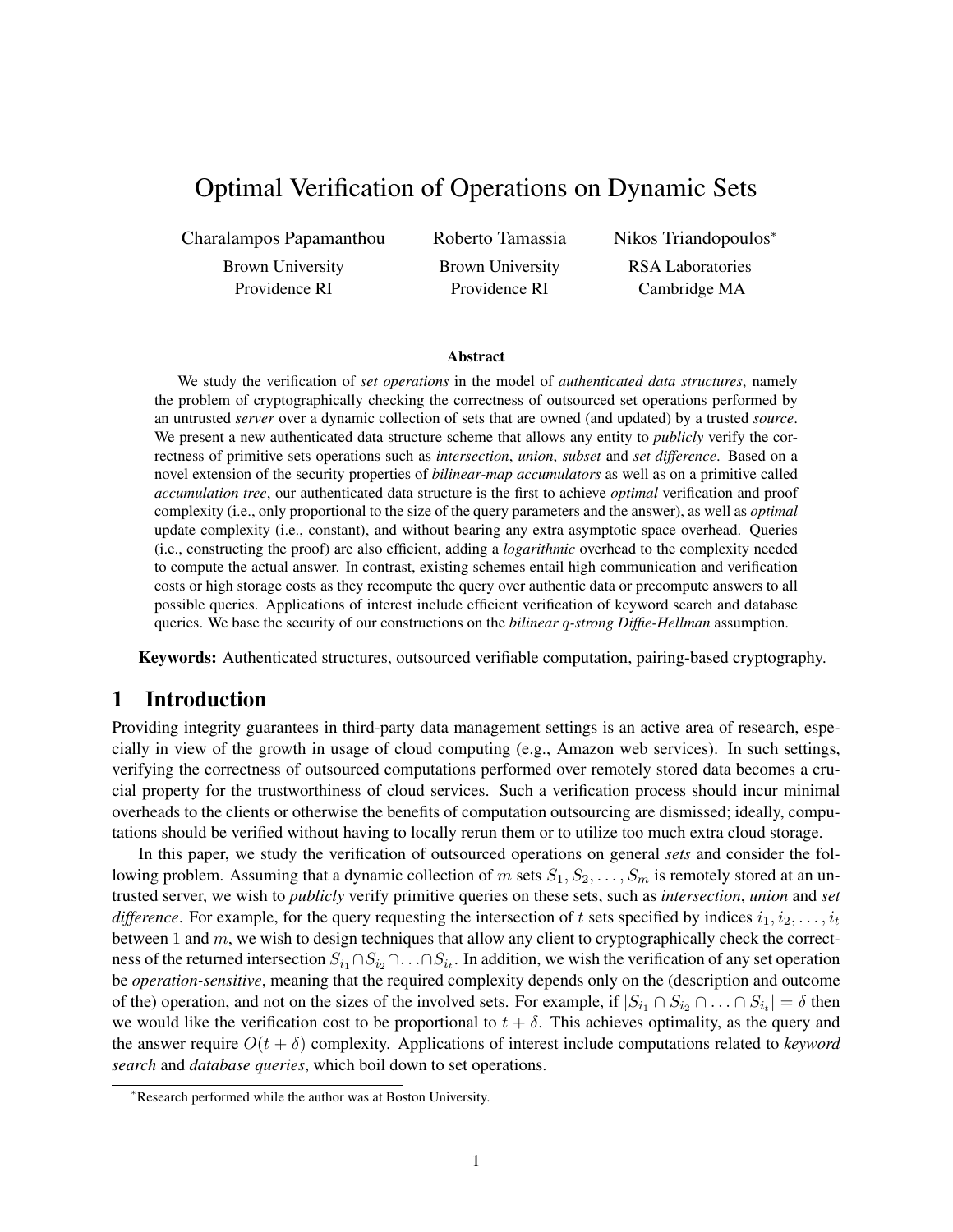# Optimal Verification of Operations on Dynamic Sets

Charalampos Papamanthou
Brown University
Providence RI

Roberto Tamassia
Brown University
Providence RI

Nikos Triandopoulos*
RSA Laboratories
Cambridge MA

### Abstract

We study the verification of *set operations* in the model of *authenticated data structures*, namely the problem of cryptographically checking the correctness of outsourced set operations performed by an untrusted *server* over a dynamic collection of sets that are owned (and updated) by a trusted *source*. We present a new authenticated data structure scheme that allows any entity to *publicly* verify the correctness of primitive sets operations such as *intersection*, *union*, *subset* and *set difference*. Based on a novel extension of the security properties of *bilinear-map accumulators* as well as on a primitive called *accumulation tree*, our authenticated data structure is the first to achieve *optimal* verification and proof complexity (i.e., only proportional to the size of the query parameters and the answer), as well as *optimal* update complexity (i.e., constant), and without bearing any extra asymptotic space overhead. Queries (i.e., constructing the proof) are also efficient, adding a *logarithmic* overhead to the complexity needed to compute the actual answer. In contrast, existing schemes entail high communication and verification costs or high storage costs as they recompute the query over authentic data or precompute answers to all possible queries. Applications of interest include efficient verification of keyword search and database queries. We base the security of our constructions on the *bilinear q-strong Diffie-Hellman* assumption.

**Keywords:** Authenticated structures, outsourced verifiable computation, pairing-based cryptography.

## 1 Introduction

Providing integrity guarantees in third-party data management settings is an active area of research, especially in view of the growth in usage of cloud computing (e.g., Amazon web services). In such settings, verifying the correctness of outsourced computations performed over remotely stored data becomes a crucial property for the trustworthiness of cloud services. Such a verification process should incur minimal overheads to the clients or otherwise the benefits of computation outsourcing are dismissed; ideally, computations should be verified without having to locally rerun them or to utilize too much extra cloud storage.

In this paper, we study the verification of outsourced operations on general *sets* and consider the following problem. Assuming that a dynamic collection of $m$ sets $S_1, S_2, \ldots, S_m$ is remotely stored at an untrusted server, we wish to *publicly* verify primitive queries on these sets, such as *intersection*, *union* and *set difference*. For example, for the query requesting the intersection of $t$ sets specified by indices $i_1, i_2, \ldots, i_t$ between 1 and $m$, we wish to design techniques that allow any client to cryptographically check the correctness of the returned intersection $S_{i_1} \cap S_{i_2} \cap \ldots \cap S_{i_t}$. In addition, we wish the verification of any set operation be *operation-sensitive*, meaning that the required complexity depends only on the (description and outcome of the) operation, and not on the sizes of the involved sets. For example, if $|S_{i_1} \cap S_{i_2} \cap \ldots \cap S_{i_t}| = \delta$ then we would like the verification cost to be proportional to $t + \delta$. This achieves optimality, as the query and the answer require $O(t + \delta)$ complexity. Applications of interest include computations related to *keyword search* and *database queries*, which boil down to set operations.

*Research performed while the author was at Boston University.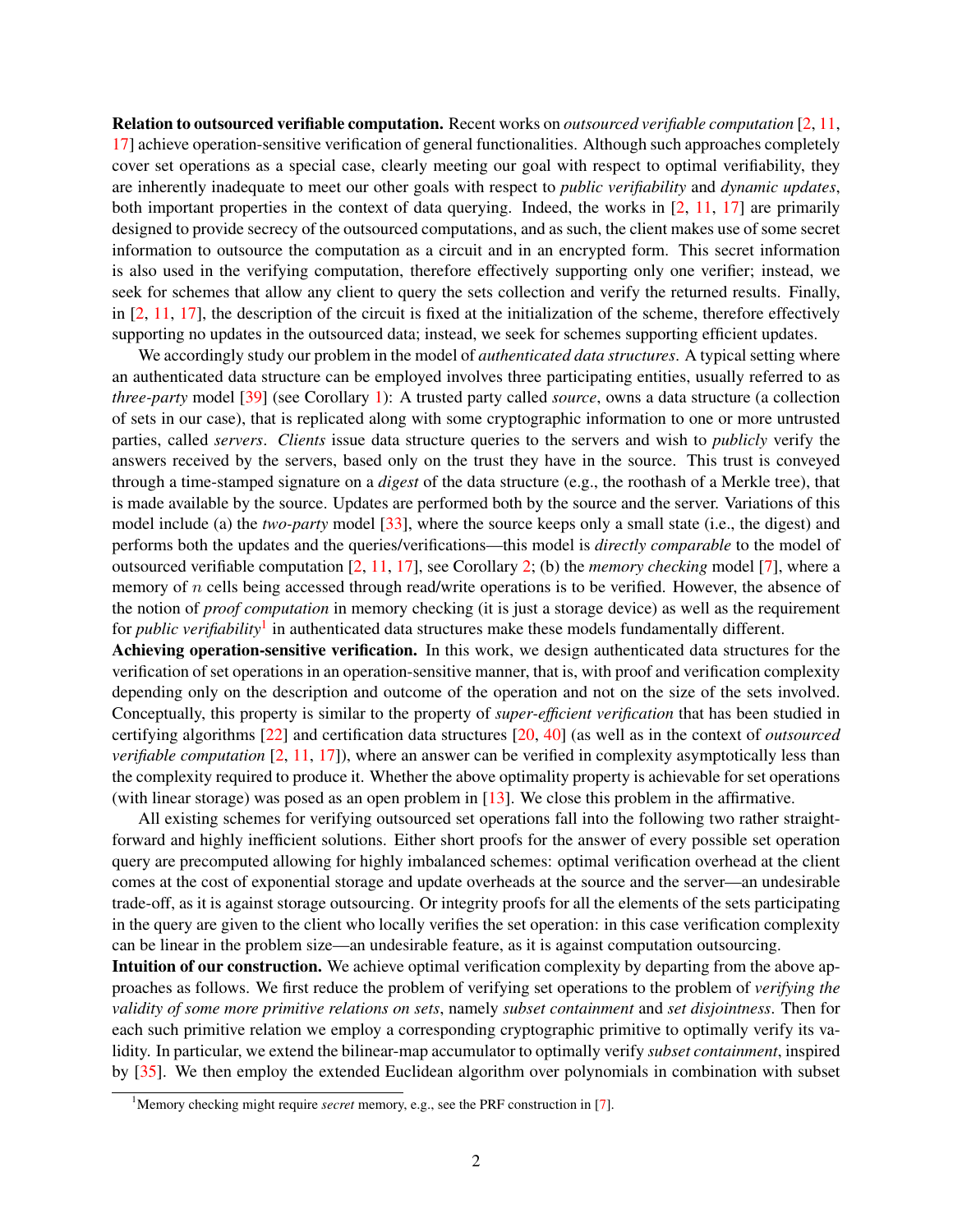**Relation to outsourced verifiable computation.** Recent works on *outsourced verifiable computation* [2, 11, 17] achieve operation-sensitive verification of general functionalities. Although such approaches completely cover set operations as a special case, clearly meeting our goal with respect to optimal verifiability, they are inherently inadequate to meet our other goals with respect to *public verifiability* and *dynamic updates*, both important properties in the context of data querying. Indeed, the works in [2, 11, 17] are primarily designed to provide secrecy of the outsourced computations, and as such, the client makes use of some secret information to outsource the computation as a circuit and in an encrypted form. This secret information is also used in the verifying computation, therefore effectively supporting only one verifier; instead, we seek for schemes that allow any client to query the sets collection and verify the returned results. Finally, in [2, 11, 17], the description of the circuit is fixed at the initialization of the scheme, therefore effectively supporting no updates in the outsourced data; instead, we seek for schemes supporting efficient updates.

We accordingly study our problem in the model of *authenticated data structures*. A typical setting where an authenticated data structure can be employed involves three participating entities, usually referred to as *three-party* model [39] (see Corollary 1): A trusted party called *source*, owns a data structure (a collection of sets in our case), that is replicated along with some cryptographic information to one or more untrusted parties, called *servers*. *Clients* issue data structure queries to the servers and wish to *publicly* verify the answers received by the servers, based only on the trust they have in the source. This trust is conveyed through a time-stamped signature on a *digest* of the data structure (e.g., the roothash of a Merkle tree), that is made available by the source. Updates are performed both by the source and the server. Variations of this model include (a) the *two-party* model [33], where the source keeps only a small state (i.e., the digest) and performs both the updates and the queries/verifications—this model is *directly comparable* to the model of outsourced verifiable computation [2, 11, 17], see Corollary 2; (b) the *memory checking* model [7], where a memory of $n$ cells being accessed through read/write operations is to be verified. However, the absence of the notion of *proof computation* in memory checking (it is just a storage device) as well as the requirement for *public verifiability*[1] in authenticated data structures make these models fundamentally different.

**Achieving operation-sensitive verification.** In this work, we design authenticated data structures for the verification of set operations in an operation-sensitive manner, that is, with proof and verification complexity depending only on the description and outcome of the operation and not on the size of the sets involved. Conceptually, this property is similar to the property of *super-efficient verification* that has been studied in certifying algorithms [22] and certification data structures [20, 40] (as well as in the context of *outsourced verifiable computation* [2, 11, 17]), where an answer can be verified in complexity asymptotically less than the complexity required to produce it. Whether the above optimality property is achievable for set operations (with linear storage) was posed as an open problem in [13]. We close this problem in the affirmative.

All existing schemes for verifying outsourced set operations fall into the following two rather straightforward and highly inefficient solutions. Either short proofs for the answer of every possible set operation query are precomputed allowing for highly imbalanced schemes: optimal verification overhead at the client comes at the cost of exponential storage and update overheads at the source and the server—an undesirable trade-off, as it is against storage outsourcing. Or integrity proofs for all the elements of the sets participating in the query are given to the client who locally verifies the set operation: in this case verification complexity can be linear in the problem size—an undesirable feature, as it is against computation outsourcing.

**Intuition of our construction.** We achieve optimal verification complexity by departing from the above approaches as follows. We first reduce the problem of verifying set operations to the problem of *verifying the validity of some more primitive relations on sets*, namely *subset containment* and *set disjointness*. Then for each such primitive relation we employ a corresponding cryptographic primitive to optimally verify its validity. In particular, we extend the bilinear-map accumulator to optimally verify *subset containment*, inspired by [35]. We then employ the extended Euclidean algorithm over polynomials in combination with subset

[1] Memory checking might require *secret* memory, e.g., see the PRF construction in [7].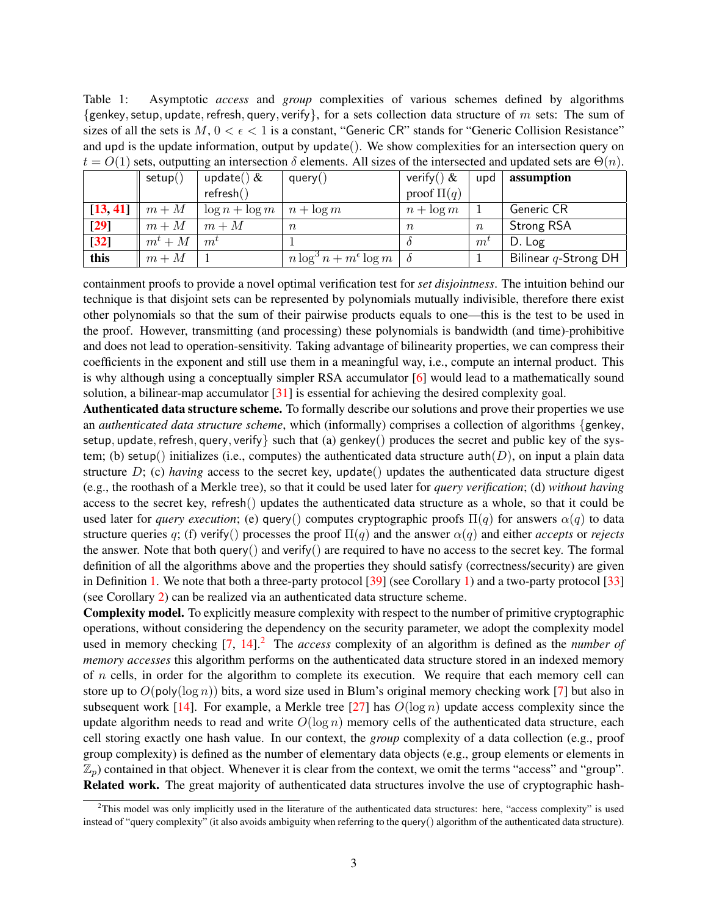Table 1: Asymptotic *access* and *group* complexities of various schemes defined by algorithms {genkey, setup, update, refresh, query, verify}, for a sets collection data structure of $m$ sets: The sum of sizes of all the sets is $M$, $0 < \epsilon < 1$ is a constant, "Generic CR" stands for "Generic Collision Resistance" and upd is the update information, output by update(). We show complexities for an intersection query on $t = O(1)$ sets, outputting an intersection $\delta$ elements. All sizes of the intersected and updated sets are $\Theta(n)$.

| | setup() | update() & refresh() | query() | verify() & proof $\Pi(q)$ | upd | **assumption** |
|---|---|---|---|---|---|---|
| **[13, 41]** | $m + M$ | $\log n + \log m$ | $n + \log m$ | $n + \log m$ | 1 | Generic CR |
| **[29]** | $m + M$ | $m + M$ | $n$ | $n$ | $n$ | Strong RSA |
| **[32]** | $m^t + M$ | $m^t$ | 1 | $\delta$ | $m^t$ | D. Log |
| **this** | $m + M$ | 1 | $n \log^3 n + m^\epsilon \log m$ | $\delta$ | 1 | Bilinear $q$-Strong DH |

containment proofs to provide a novel optimal verification test for *set disjointness*. The intuition behind our technique is that disjoint sets can be represented by polynomials mutually indivisible, therefore there exist other polynomials so that the sum of their pairwise products equals to one—this is the test to be used in the proof. However, transmitting (and processing) these polynomials is bandwidth (and time)-prohibitive and does not lead to operation-sensitivity. Taking advantage of bilinearity properties, we can compress their coefficients in the exponent and still use them in a meaningful way, i.e., compute an internal product. This is why although using a conceptually simpler RSA accumulator [6] would lead to a mathematically sound solution, a bilinear-map accumulator [31] is essential for achieving the desired complexity goal.

**Authenticated data structure scheme.** To formally describe our solutions and prove their properties we use an *authenticated data structure scheme*, which (informally) comprises a collection of algorithms {genkey, setup, update, refresh, query, verify} such that (a) genkey() produces the secret and public key of the system; (b) setup() initializes (i.e., computes) the authenticated data structure auth($D$), on input a plain data structure $D$; (c) *having* access to the secret key, update() updates the authenticated data structure digest (e.g., the roothash of a Merkle tree), so that it could be used later for *query verification*; (d) *without having* access to the secret key, refresh() updates the authenticated data structure as a whole, so that it could be used later for *query execution*; (e) query() computes cryptographic proofs $\Pi(q)$ for answers $\alpha(q)$ to data structure queries $q$; (f) verify() processes the proof $\Pi(q)$ and the answer $\alpha(q)$ and either *accepts* or *rejects* the answer. Note that both query() and verify() are required to have no access to the secret key. The formal definition of all the algorithms above and the properties they should satisfy (correctness/security) are given in Definition 1. We note that both a three-party protocol [39] (see Corollary 1) and a two-party protocol [33] (see Corollary 2) can be realized via an authenticated data structure scheme.

**Complexity model.** To explicitly measure complexity with respect to the number of primitive cryptographic operations, without considering the dependency on the security parameter, we adopt the complexity model used in memory checking [7, 14].[2] The *access* complexity of an algorithm is defined as the *number of memory accesses* this algorithm performs on the authenticated data structure stored in an indexed memory of $n$ cells, in order for the algorithm to complete its execution. We require that each memory cell can store up to $O(\text{poly}(\log n))$ bits, a word size used in Blum's original memory checking work [7] but also in subsequent work [14]. For example, a Merkle tree [27] has $O(\log n)$ update access complexity since the update algorithm needs to read and write $O(\log n)$ memory cells of the authenticated data structure, each cell storing exactly one hash value. In our context, the *group* complexity of a data collection (e.g., proof group complexity) is defined as the number of elementary data objects (e.g., group elements or elements in $\mathbb{Z}_p$) contained in that object. Whenever it is clear from the context, we omit the terms "access" and "group".

**Related work.** The great majority of authenticated data structures involve the use of cryptographic hash-

[2]This model was only implicitly used in the literature of the authenticated data structures: here, "access complexity" is used instead of "query complexity" (it also avoids ambiguity when referring to the query() algorithm of the authenticated data structure).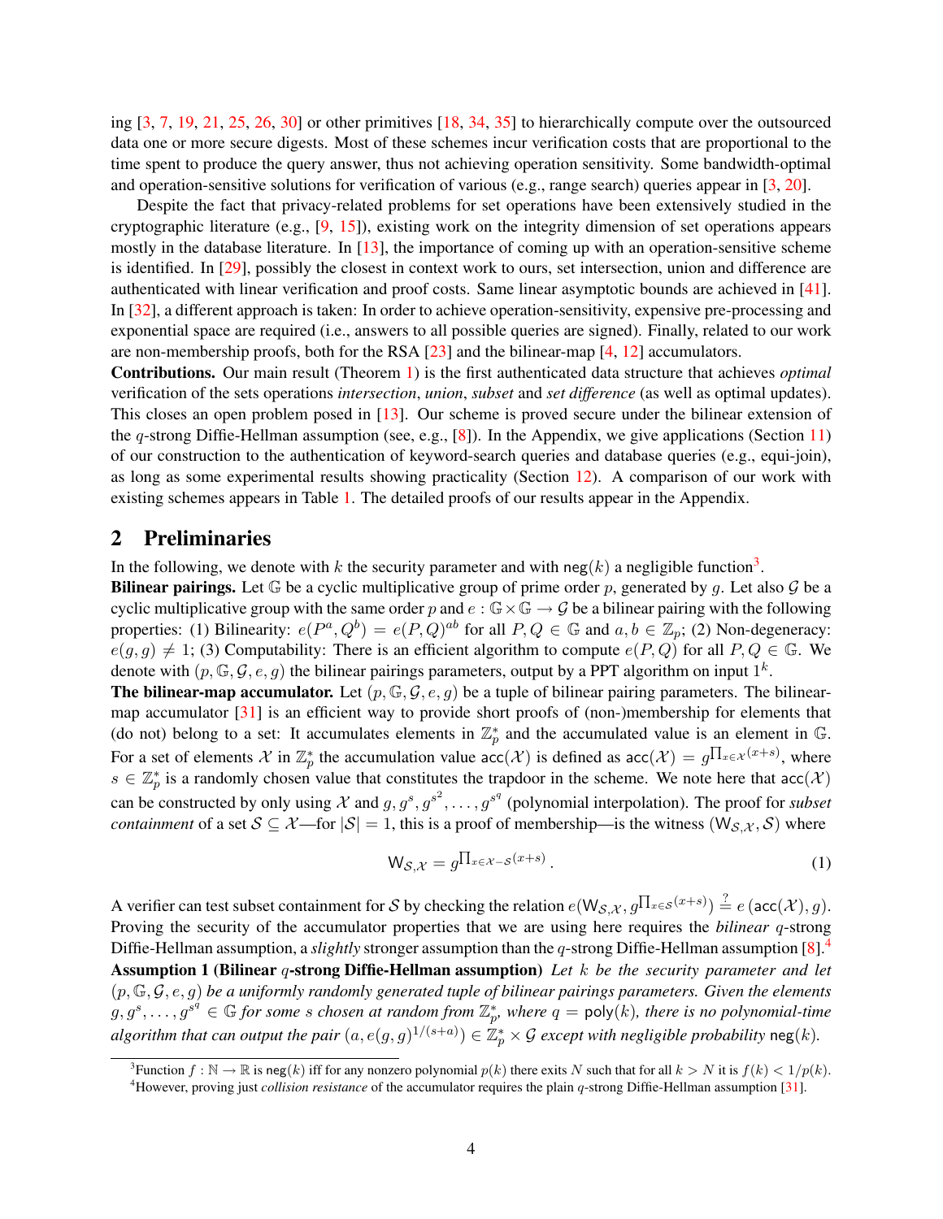ing [3, 7, 19, 21, 25, 26, 30] or other primitives [18, 34, 35] to hierarchically compute over the outsourced data one or more secure digests. Most of these schemes incur verification costs that are proportional to the time spent to produce the query answer, thus not achieving operation sensitivity. Some bandwidth-optimal and operation-sensitive solutions for verification of various (e.g., range search) queries appear in [3, 20].

Despite the fact that privacy-related problems for set operations have been extensively studied in the cryptographic literature (e.g., [9, 15]), existing work on the integrity dimension of set operations appears mostly in the database literature. In [13], the importance of coming up with an operation-sensitive scheme is identified. In [29], possibly the closest in context work to ours, set intersection, union and difference are authenticated with linear verification and proof costs. Same linear asymptotic bounds are achieved in [41]. In [32], a different approach is taken: In order to achieve operation-sensitivity, expensive pre-processing and exponential space are required (i.e., answers to all possible queries are signed). Finally, related to our work are non-membership proofs, both for the RSA [23] and the bilinear-map [4, 12] accumulators.

**Contributions.** Our main result (Theorem 1) is the first authenticated data structure that achieves *optimal* verification of the sets operations *intersection*, *union*, *subset* and *set difference* (as well as optimal updates). This closes an open problem posed in [13]. Our scheme is proved secure under the bilinear extension of the $q$-strong Diffie-Hellman assumption (see, e.g., [8]). In the Appendix, we give applications (Section 11) of our construction to the authentication of keyword-search queries and database queries (e.g., equi-join), as long as some experimental results showing practicality (Section 12). A comparison of our work with existing schemes appears in Table 1. The detailed proofs of our results appear in the Appendix.

## 2 Preliminaries

In the following, we denote with $k$ the security parameter and with $\mathsf{neg}(k)$ a negligible function[3].

**Bilinear pairings.** Let $\mathbb{G}$ be a cyclic multiplicative group of prime order $p$, generated by $g$. Let also $\mathcal{G}$ be a cyclic multiplicative group with the same order $p$ and $e : \mathbb{G} \times \mathbb{G} \to \mathcal{G}$ be a bilinear pairing with the following properties: (1) Bilinearity: $e(P^a, Q^b) = e(P, Q)^{ab}$ for all $P, Q \in \mathbb{G}$ and $a, b \in \mathbb{Z}_p$; (2) Non-degeneracy: $e(g, g) \neq 1$; (3) Computability: There is an efficient algorithm to compute $e(P, Q)$ for all $P, Q \in \mathbb{G}$. We denote with $(p, \mathbb{G}, \mathcal{G}, e, g)$ the bilinear pairings parameters, output by a PPT algorithm on input $1^k$.

**The bilinear-map accumulator.** Let $(p, \mathbb{G}, \mathcal{G}, e, g)$ be a tuple of bilinear pairing parameters. The bilinear-map accumulator [31] is an efficient way to provide short proofs of (non-)membership for elements that (do not) belong to a set: It accumulates elements in $\mathbb{Z}_p^*$ and the accumulated value is an element in $\mathbb{G}$. For a set of elements $\mathcal{X}$ in $\mathbb{Z}_p^*$ the accumulation value $\mathsf{acc}(\mathcal{X})$ is defined as $\mathsf{acc}(\mathcal{X}) = g^{\prod_{x \in \mathcal{X}}(x+s)}$, where $s \in \mathbb{Z}_p^*$ is a randomly chosen value that constitutes the trapdoor in the scheme. We note here that $\mathsf{acc}(\mathcal{X})$ can be constructed by only using $\mathcal{X}$ and $g, g^s, g^{s^2}, \ldots, g^{s^q}$ (polynomial interpolation). The proof for *subset containment* of a set $\mathcal{S} \subseteq \mathcal{X}$—for $|\mathcal{S}| = 1$, this is a proof of membership—is the witness $(\mathsf{W}_{\mathcal{S},\mathcal{X}}, \mathcal{S})$ where

$$\mathsf{W}_{\mathcal{S},\mathcal{X}} = g^{\prod_{x \in \mathcal{X}-\mathcal{S}}(x+s)} . \tag{1}$$

A verifier can test subset containment for $\mathcal{S}$ by checking the relation $e(\mathsf{W}_{\mathcal{S},\mathcal{X}}, g^{\prod_{x \in \mathcal{S}}(x+s)}) \stackrel{?}{=} e(\mathsf{acc}(\mathcal{X}), g)$. Proving the security of the accumulator properties that we are using here requires the *bilinear* $q$-strong Diffie-Hellman assumption, a *slightly* stronger assumption than the $q$-strong Diffie-Hellman assumption [8].[4]

**Assumption 1 (Bilinear $q$-strong Diffie-Hellman assumption)** *Let $k$ be the security parameter and let $(p, \mathbb{G}, \mathcal{G}, e, g)$ be a uniformly randomly generated tuple of bilinear pairings parameters. Given the elements $g, g^s, \ldots, g^{s^q} \in \mathbb{G}$ for some $s$ chosen at random from $\mathbb{Z}_p^*$, where $q = \mathsf{poly}(k)$, there is no polynomial-time algorithm that can output the pair $(a, e(g, g)^{1/(s+a)}) \in \mathbb{Z}_p^* \times \mathcal{G}$ except with negligible probability $\mathsf{neg}(k)$.*

---

[3] Function $f : \mathbb{N} \to \mathbb{R}$ is $\mathsf{neg}(k)$ iff for any nonzero polynomial $p(k)$ there exits $N$ such that for all $k > N$ it is $f(k) < 1/p(k)$.

[4] However, proving just *collision resistance* of the accumulator requires the plain $q$-strong Diffie-Hellman assumption [31].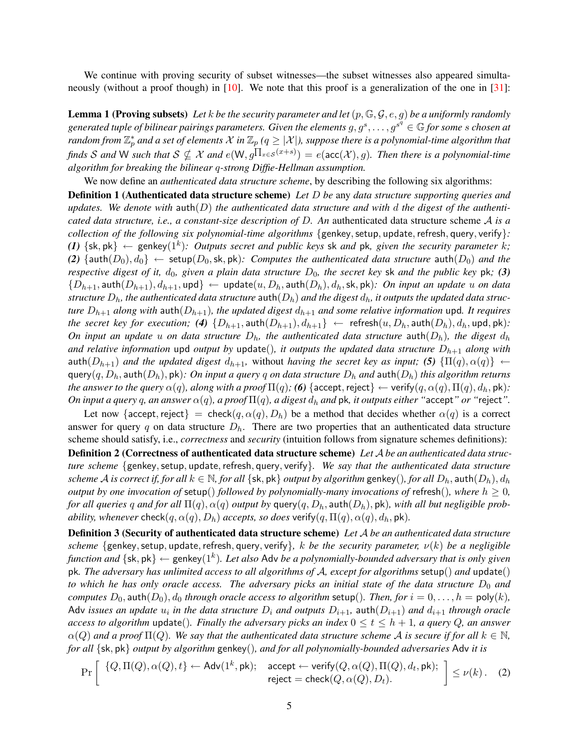We continue with proving security of subset witnesses—the subset witnesses also appeared simultaneously (without a proof though) in [10]. We note that this proof is a generalization of the one in [31]:

**Lemma 1 (Proving subsets)** *Let $k$ be the security parameter and let $(p, \mathbb{G}, \mathcal{G}, e, g)$ be a uniformly randomly generated tuple of bilinear pairings parameters. Given the elements $g, g^s, \ldots, g^{s^q} \in \mathbb{G}$ for some $s$ chosen at random from $\mathbb{Z}_p^*$ and a set of elements $\mathcal{X}$ in $\mathbb{Z}_p$ ($q \geq |\mathcal{X}|$), suppose there is a polynomial-time algorithm that finds $\mathcal{S}$ and $\mathsf{W}$ such that $\mathcal{S} \nsubseteq \mathcal{X}$ and $e(\mathsf{W}, g^{\prod_{x \in \mathcal{S}}(x+s)}) = e(\mathsf{acc}(\mathcal{X}), g)$. Then there is a polynomial-time algorithm for breaking the bilinear $q$-strong Diffie-Hellman assumption.*

We now define an *authenticated data structure scheme*, by describing the following six algorithms:

**Definition 1 (Authenticated data structure scheme)** *Let $D$ be any data structure supporting queries and updates. We denote with $\mathsf{auth}(D)$ the authenticated data structure and with $d$ the digest of the authenticated data structure, i.e., a constant-size description of $D$. An authenticated data structure scheme $\mathcal{A}$ is a collection of the following six polynomial-time algorithms $\{\mathsf{genkey}, \mathsf{setup}, \mathsf{update}, \mathsf{refresh}, \mathsf{query}, \mathsf{verify}\}$: **(1)** $\{\mathsf{sk}, \mathsf{pk}\} \leftarrow \mathsf{genkey}(1^k)$: Outputs secret and public keys $\mathsf{sk}$ and $\mathsf{pk}$, given the security parameter $k$; **(2)** $\{\mathsf{auth}(D_0), d_0\} \leftarrow \mathsf{setup}(D_0, \mathsf{sk}, \mathsf{pk})$: Computes the authenticated data structure $\mathsf{auth}(D_0)$ and the respective digest of it, $d_0$, given a plain data structure $D_0$, the secret key $\mathsf{sk}$ and the public key $\mathsf{pk}$; **(3)** $\{D_{h+1}, \mathsf{auth}(D_{h+1}), d_{h+1}, \mathsf{upd}\} \leftarrow \mathsf{update}(u, D_h, \mathsf{auth}(D_h), d_h, \mathsf{sk}, \mathsf{pk})$: On input an update $u$ on data structure $D_h$, the authenticated data structure $\mathsf{auth}(D_h)$ and the digest $d_h$, it outputs the updated data structure $D_{h+1}$ along with $\mathsf{auth}(D_{h+1})$, the updated digest $d_{h+1}$ and some relative information $\mathsf{upd}$. It requires the secret key for execution; **(4)** $\{D_{h+1}, \mathsf{auth}(D_{h+1}), d_{h+1}\} \leftarrow \mathsf{refresh}(u, D_h, \mathsf{auth}(D_h), d_h, \mathsf{upd}, \mathsf{pk})$: On input an update $u$ on data structure $D_h$, the authenticated data structure $\mathsf{auth}(D_h)$, the digest $d_h$ and relative information $\mathsf{upd}$ output by $\mathsf{update}()$, it outputs the updated data structure $D_{h+1}$ along with $\mathsf{auth}(D_{h+1})$ and the updated digest $d_{h+1}$,* without *having the secret key as input; **(5)** $\{\Pi(q), \alpha(q)\} \leftarrow \mathsf{query}(q, D_h, \mathsf{auth}(D_h), \mathsf{pk})$: On input a query $q$ on data structure $D_h$ and $\mathsf{auth}(D_h)$ this algorithm returns the answer to the query $\alpha(q)$, along with a proof $\Pi(q)$; **(6)** $\{\mathsf{accept}, \mathsf{reject}\} \leftarrow \mathsf{verify}(q, \alpha(q), \Pi(q), d_h, \mathsf{pk})$: On input a query $q$, an answer $\alpha(q)$, a proof $\Pi(q)$, a digest $d_h$ and $\mathsf{pk}$, it outputs either "$\mathsf{accept}$" or "$\mathsf{reject}$".*

Let now $\{\mathsf{accept}, \mathsf{reject}\} = \mathsf{check}(q, \alpha(q), D_h)$ be a method that decides whether $\alpha(q)$ is a correct answer for query $q$ on data structure $D_h$. There are two properties that an authenticated data structure scheme should satisfy, i.e., *correctness* and *security* (intuition follows from signature schemes definitions):

**Definition 2 (Correctness of authenticated data structure scheme)** *Let $\mathcal{A}$ be an authenticated data structure scheme $\{\mathsf{genkey}, \mathsf{setup}, \mathsf{update}, \mathsf{refresh}, \mathsf{query}, \mathsf{verify}\}$. We say that the authenticated data structure scheme $\mathcal{A}$ is correct if, for all $k \in \mathbb{N}$, for all $\{\mathsf{sk}, \mathsf{pk}\}$ output by algorithm $\mathsf{genkey}()$, for all $D_h, \mathsf{auth}(D_h), d_h$ output by one invocation of $\mathsf{setup}()$ followed by polynomially-many invocations of $\mathsf{refresh}()$, where $h \geq 0$, for all queries $q$ and for all $\Pi(q), \alpha(q)$ output by $\mathsf{query}(q, D_h, \mathsf{auth}(D_h), \mathsf{pk})$, with all but negligible probability, whenever $\mathsf{check}(q, \alpha(q), D_h)$ accepts, so does $\mathsf{verify}(q, \Pi(q), \alpha(q), d_h, \mathsf{pk})$.*

**Definition 3 (Security of authenticated data structure scheme)** *Let $\mathcal{A}$ be an authenticated data structure scheme $\{\mathsf{genkey}, \mathsf{setup}, \mathsf{update}, \mathsf{refresh}, \mathsf{query}, \mathsf{verify}\}$, $k$ be the security parameter, $\nu(k)$ be a negligible function and $\{\mathsf{sk}, \mathsf{pk}\} \leftarrow \mathsf{genkey}(1^k)$. Let also $\mathsf{Adv}$ be a polynomially-bounded adversary that is only given $\mathsf{pk}$. The adversary has unlimited access to all algorithms of $\mathcal{A}$, except for algorithms $\mathsf{setup}()$ and $\mathsf{update}()$ to which he has only oracle access. The adversary picks an initial state of the data structure $D_0$ and computes $D_0, \mathsf{auth}(D_0), d_0$ through oracle access to algorithm $\mathsf{setup}()$. Then, for $i = 0, \ldots, h = \mathsf{poly}(k)$, $\mathsf{Adv}$ issues an update $u_i$ in the data structure $D_i$ and outputs $D_{i+1}$, $\mathsf{auth}(D_{i+1})$ and $d_{i+1}$ through oracle access to algorithm $\mathsf{update}()$. Finally the adversary picks an index $0 \leq t \leq h+1$, a query $Q$, an answer $\alpha(Q)$ and a proof $\Pi(Q)$. We say that the authenticated data structure scheme $\mathcal{A}$ is secure if for all $k \in \mathbb{N}$, for all $\{\mathsf{sk}, \mathsf{pk}\}$ output by algorithm $\mathsf{genkey}()$, and for all polynomially-bounded adversaries $\mathsf{Adv}$ it is*

$$\Pr\left[\begin{array}{ll} \{Q, \Pi(Q), \alpha(Q), t\} \leftarrow \mathsf{Adv}(1^k, \mathsf{pk}); & \mathsf{accept} \leftarrow \mathsf{verify}(Q, \alpha(Q), \Pi(Q), d_t, \mathsf{pk}); \\ & \mathsf{reject} = \mathsf{check}(Q, \alpha(Q), D_t). \end{array}\right] \leq \nu(k)\,. \quad (2)$$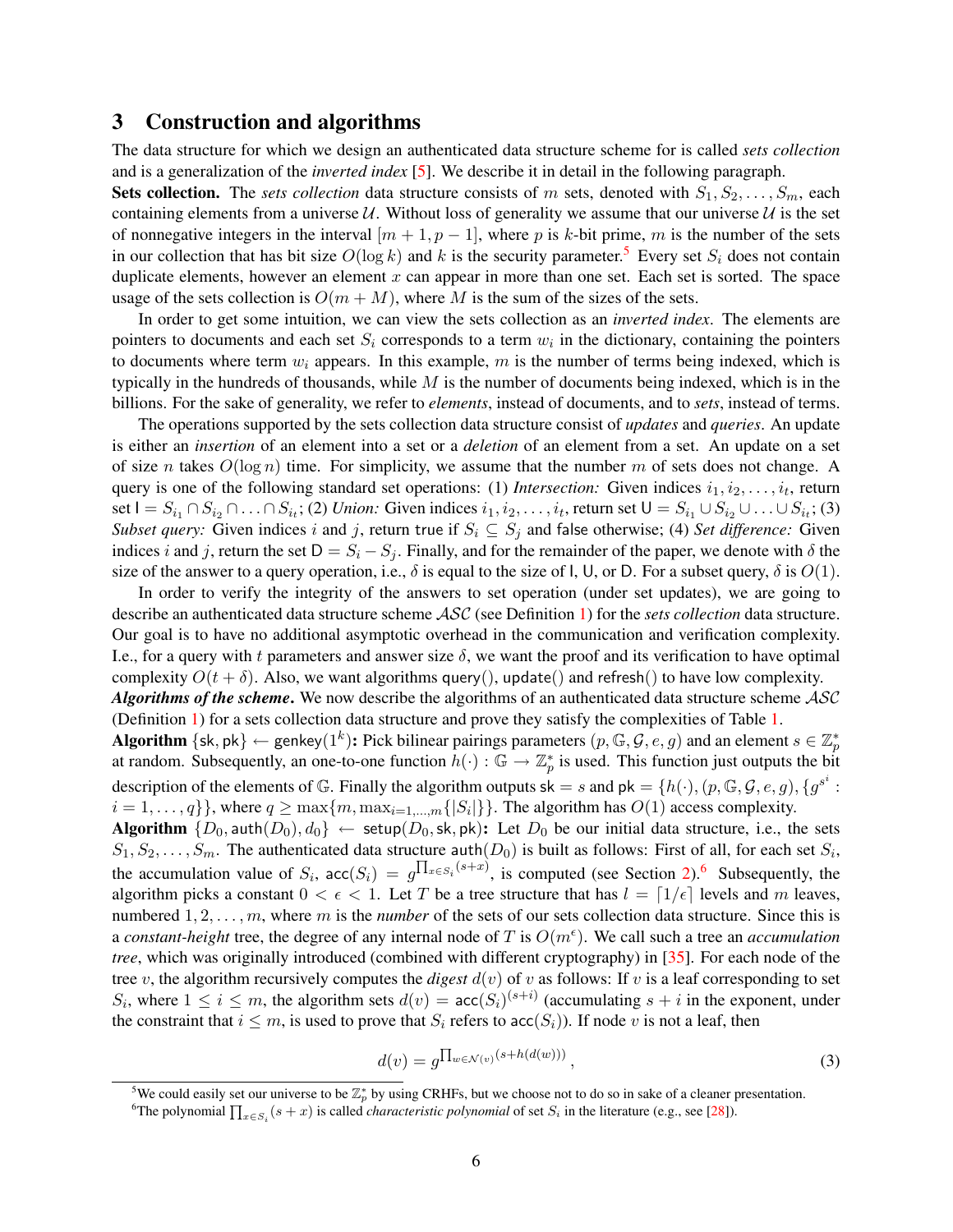## 3 Construction and algorithms

The data structure for which we design an authenticated data structure scheme for is called *sets collection* and is a generalization of the *inverted index* [5]. We describe it in detail in the following paragraph.

**Sets collection.** The *sets collection* data structure consists of $m$ sets, denoted with $S_1, S_2, \ldots, S_m$, each containing elements from a universe $\mathcal{U}$. Without loss of generality we assume that our universe $\mathcal{U}$ is the set of nonnegative integers in the interval $[m+1, p-1]$, where $p$ is $k$-bit prime, $m$ is the number of the sets in our collection that has bit size $O(\log k)$ and $k$ is the security parameter.[5] Every set $S_i$ does not contain duplicate elements, however an element $x$ can appear in more than one set. Each set is sorted. The space usage of the sets collection is $O(m + M)$, where $M$ is the sum of the sizes of the sets.

In order to get some intuition, we can view the sets collection as an *inverted index*. The elements are pointers to documents and each set $S_i$ corresponds to a term $w_i$ in the dictionary, containing the pointers to documents where term $w_i$ appears. In this example, $m$ is the number of terms being indexed, which is typically in the hundreds of thousands, while $M$ is the number of documents being indexed, which is in the billions. For the sake of generality, we refer to *elements*, instead of documents, and to *sets*, instead of terms.

The operations supported by the sets collection data structure consist of *updates* and *queries*. An update is either an *insertion* of an element into a set or a *deletion* of an element from a set. An update on a set of size $n$ takes $O(\log n)$ time. For simplicity, we assume that the number $m$ of sets does not change. A query is one of the following standard set operations: (1) *Intersection:* Given indices $i_1, i_2, \ldots, i_t$, return set $\mathsf{I} = S_{i_1} \cap S_{i_2} \cap \ldots \cap S_{i_t}$; (2) *Union:* Given indices $i_1, i_2, \ldots, i_t$, return set $\mathsf{U} = S_{i_1} \cup S_{i_2} \cup \ldots \cup S_{i_t}$; (3) *Subset query:* Given indices $i$ and $j$, return $\mathsf{true}$ if $S_i \subseteq S_j$ and $\mathsf{false}$ otherwise; (4) *Set difference:* Given indices $i$ and $j$, return the set $\mathsf{D} = S_i - S_j$. Finally, and for the remainder of the paper, we denote with $\delta$ the size of the answer to a query operation, i.e., $\delta$ is equal to the size of $\mathsf{I}$, $\mathsf{U}$, or $\mathsf{D}$. For a subset query, $\delta$ is $O(1)$.

In order to verify the integrity of the answers to set operation (under set updates), we are going to describe an authenticated data structure scheme $\mathcal{ASC}$ (see Definition 1) for the *sets collection* data structure. Our goal is to have no additional asymptotic overhead in the communication and verification complexity. I.e., for a query with $t$ parameters and answer size $\delta$, we want the proof and its verification to have optimal complexity $O(t + \delta)$. Also, we want algorithms $\mathsf{query}()$, $\mathsf{update}()$ and $\mathsf{refresh}()$ to have low complexity.

***Algorithms of the scheme.*** We now describe the algorithms of an authenticated data structure scheme $\mathcal{ASC}$ (Definition 1) for a sets collection data structure and prove they satisfy the complexities of Table 1.

**Algorithm** $\{\mathsf{sk}, \mathsf{pk}\} \leftarrow \mathsf{genkey}(1^k)$**:** Pick bilinear pairings parameters $(p, \mathbb{G}, \mathcal{G}, e, g)$ and an element $s \in \mathbb{Z}_p^*$ at random. Subsequently, an one-to-one function $h(\cdot) : \mathbb{G} \to \mathbb{Z}_p^*$ is used. This function just outputs the bit description of the elements of $\mathbb{G}$. Finally the algorithm outputs $\mathsf{sk} = s$ and $\mathsf{pk} = \{h(\cdot), (p, \mathbb{G}, \mathcal{G}, e, g), \{g^{s^i} : i = 1, \ldots, q\}\}$, where $q \geq \max\{m, \max_{i=1,\ldots,m}\{|S_i|\}\}$. The algorithm has $O(1)$ access complexity.

**Algorithm** $\{D_0, \mathsf{auth}(D_0), d_0\} \leftarrow \mathsf{setup}(D_0, \mathsf{sk}, \mathsf{pk})$**:** Let $D_0$ be our initial data structure, i.e., the sets $S_1, S_2, \ldots, S_m$. The authenticated data structure $\mathsf{auth}(D_0)$ is built as follows: First of all, for each set $S_i$, the accumulation value of $S_i$, $\mathsf{acc}(S_i) = g^{\prod_{x \in S_i}(s+x)}$, is computed (see Section 2).[6] Subsequently, the algorithm picks a constant $0 < \epsilon < 1$. Let $T$ be a tree structure that has $l = \lceil 1/\epsilon \rceil$ levels and $m$ leaves, numbered $1, 2, \ldots, m$, where $m$ is the *number* of the sets of our sets collection data structure. Since this is a *constant-height* tree, the degree of any internal node of $T$ is $O(m^\epsilon)$. We call such a tree an *accumulation tree*, which was originally introduced (combined with different cryptography) in [35]. For each node of the tree $v$, the algorithm recursively computes the *digest* $d(v)$ of $v$ as follows: If $v$ is a leaf corresponding to set $S_i$, where $1 \leq i \leq m$, the algorithm sets $d(v) = \mathsf{acc}(S_i)^{(s+i)}$ (accumulating $s + i$ in the exponent, under the constraint that $i \leq m$, is used to prove that $S_i$ refers to $\mathsf{acc}(S_i)$). If node $v$ is not a leaf, then

$$d(v) = g^{\prod_{w \in \mathcal{N}(v)}(s + h(d(w)))}, \tag{3}$$

[5] We could easily set our universe to be $\mathbb{Z}_p^*$ by using CRHFs, but we choose not to do so in sake of a cleaner presentation.

[6] The polynomial $\prod_{x \in S_i}(s + x)$ is called *characteristic polynomial* of set $S_i$ in the literature (e.g., see [28]).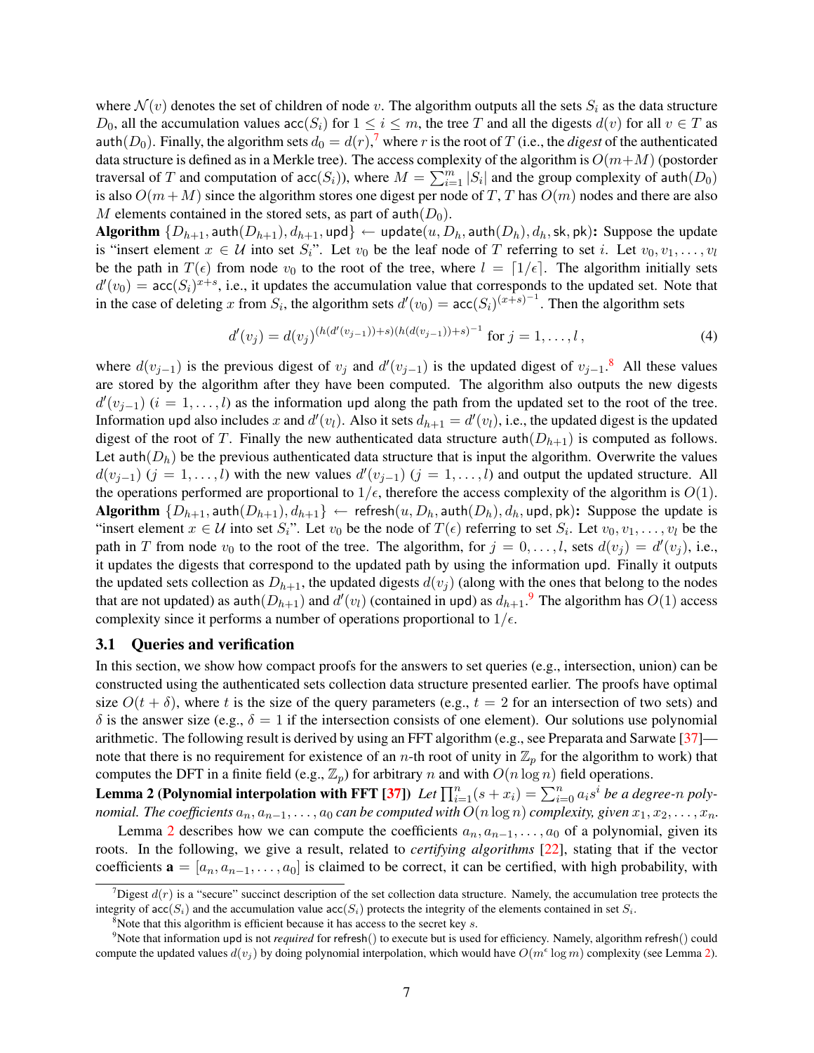where $\mathcal{N}(v)$ denotes the set of children of node $v$. The algorithm outputs all the sets $S_i$ as the data structure $D_0$, all the accumulation values $\mathsf{acc}(S_i)$ for $1 \le i \le m$, the tree $T$ and all the digests $d(v)$ for all $v \in T$ as $\mathsf{auth}(D_0)$. Finally, the algorithm sets $d_0 = d(r)$,[7] where $r$ is the root of $T$ (i.e., the *digest* of the authenticated data structure is defined as in a Merkle tree). The access complexity of the algorithm is $O(m+M)$ (postorder traversal of $T$ and computation of $\mathsf{acc}(S_i)$), where $M = \sum_{i=1}^{m} |S_i|$ and the group complexity of $\mathsf{auth}(D_0)$ is also $O(m+M)$ since the algorithm stores one digest per node of $T$, $T$ has $O(m)$ nodes and there are also $M$ elements contained in the stored sets, as part of $\mathsf{auth}(D_0)$.

**Algorithm** $\{D_{h+1}, \mathsf{auth}(D_{h+1}), d_{h+1}, \mathsf{upd}\} \leftarrow \mathsf{update}(u, D_h, \mathsf{auth}(D_h), d_h, \mathsf{sk}, \mathsf{pk})$**:** Suppose the update is "insert element $x \in \mathcal{U}$ into set $S_i$". Let $v_0$ be the leaf node of $T$ referring to set $i$. Let $v_0, v_1, \ldots, v_l$ be the path in $T(\epsilon)$ from node $v_0$ to the root of the tree, where $l = \lceil 1/\epsilon \rceil$. The algorithm initially sets $d'(v_0) = \mathsf{acc}(S_i)^{x+s}$, i.e., it updates the accumulation value that corresponds to the updated set. Note that in the case of deleting $x$ from $S_i$, the algorithm sets $d'(v_0) = \mathsf{acc}(S_i)^{(x+s)^{-1}}$. Then the algorithm sets

$$d'(v_j) = d(v_j)^{(h(d'(v_{j-1}))+s)(h(d(v_{j-1}))+s)^{-1}} \text{ for } j = 1, \ldots, l\,, \tag{4}$$

where $d(v_{j-1})$ is the previous digest of $v_j$ and $d'(v_{j-1})$ is the updated digest of $v_{j-1}$.[8] All these values are stored by the algorithm after they have been computed. The algorithm also outputs the new digests $d'(v_{j-1})$ $(i = 1, \ldots, l)$ as the information $\mathsf{upd}$ along the path from the updated set to the root of the tree. Information $\mathsf{upd}$ also includes $x$ and $d'(v_l)$. Also it sets $d_{h+1} = d'(v_l)$, i.e., the updated digest is the updated digest of the root of $T$. Finally the new authenticated data structure $\mathsf{auth}(D_{h+1})$ is computed as follows. Let $\mathsf{auth}(D_h)$ be the previous authenticated data structure that is input the algorithm. Overwrite the values $d(v_{j-1})$ $(j = 1, \ldots, l)$ with the new values $d'(v_{j-1})$ $(j = 1, \ldots, l)$ and output the updated structure. All the operations performed are proportional to $1/\epsilon$, therefore the access complexity of the algorithm is $O(1)$.

**Algorithm** $\{D_{h+1}, \mathsf{auth}(D_{h+1}), d_{h+1}\} \leftarrow \mathsf{refresh}(u, D_h, \mathsf{auth}(D_h), d_h, \mathsf{upd}, \mathsf{pk})$**:** Suppose the update is "insert element $x \in \mathcal{U}$ into set $S_i$". Let $v_0$ be the node of $T(\epsilon)$ referring to set $S_i$. Let $v_0, v_1, \ldots, v_l$ be the path in $T$ from node $v_0$ to the root of the tree. The algorithm, for $j = 0, \ldots, l$, sets $d(v_j) = d'(v_j)$, i.e., it updates the digests that correspond to the updated path by using the information $\mathsf{upd}$. Finally it outputs the updated sets collection as $D_{h+1}$, the updated digests $d(v_j)$ (along with the ones that belong to the nodes that are not updated) as $\mathsf{auth}(D_{h+1})$ and $d'(v_l)$ (contained in $\mathsf{upd}$) as $d_{h+1}$.[9] The algorithm has $O(1)$ access complexity since it performs a number of operations proportional to $1/\epsilon$.

### 3.1 Queries and verification

In this section, we show how compact proofs for the answers to set queries (e.g., intersection, union) can be constructed using the authenticated sets collection data structure presented earlier. The proofs have optimal size $O(t + \delta)$, where $t$ is the size of the query parameters (e.g., $t = 2$ for an intersection of two sets) and $\delta$ is the answer size (e.g., $\delta = 1$ if the intersection consists of one element). Our solutions use polynomial arithmetic. The following result is derived by using an FFT algorithm (e.g., see Preparata and Sarwate [37]—note that there is no requirement for existence of an $n$-th root of unity in $\mathbb{Z}_p$ for the algorithm to work) that computes the DFT in a finite field (e.g., $\mathbb{Z}_p$) for arbitrary $n$ and with $O(n \log n)$ field operations.

**Lemma 2 (Polynomial interpolation with FFT [37])** *Let $\prod_{i=1}^{n}(s + x_i) = \sum_{i=0}^{n} a_i s^i$ be a degree-$n$ polynomial. The coefficients $a_n, a_{n-1}, \ldots, a_0$ can be computed with $O(n \log n)$ complexity, given $x_1, x_2, \ldots, x_n$.*

Lemma 2 describes how we can compute the coefficients $a_n, a_{n-1}, \ldots, a_0$ of a polynomial, given its roots. In the following, we give a result, related to *certifying algorithms* [22], stating that if the vector coefficients $\mathbf{a} = [a_n, a_{n-1}, \ldots, a_0]$ is claimed to be correct, it can be certified, with high probability, with

---

[7] Digest $d(r)$ is a "secure" succinct description of the set collection data structure. Namely, the accumulation tree protects the integrity of $\mathsf{acc}(S_i)$ and the accumulation value $\mathsf{acc}(S_i)$ protects the integrity of the elements contained in set $S_i$.

[8] Note that this algorithm is efficient because it has access to the secret key $s$.

[9] Note that information $\mathsf{upd}$ is not *required* for $\mathsf{refresh}()$ to execute but is used for efficiency. Namely, algorithm $\mathsf{refresh}()$ could compute the updated values $d(v_j)$ by doing polynomial interpolation, which would have $O(m^\epsilon \log m)$ complexity (see Lemma 2).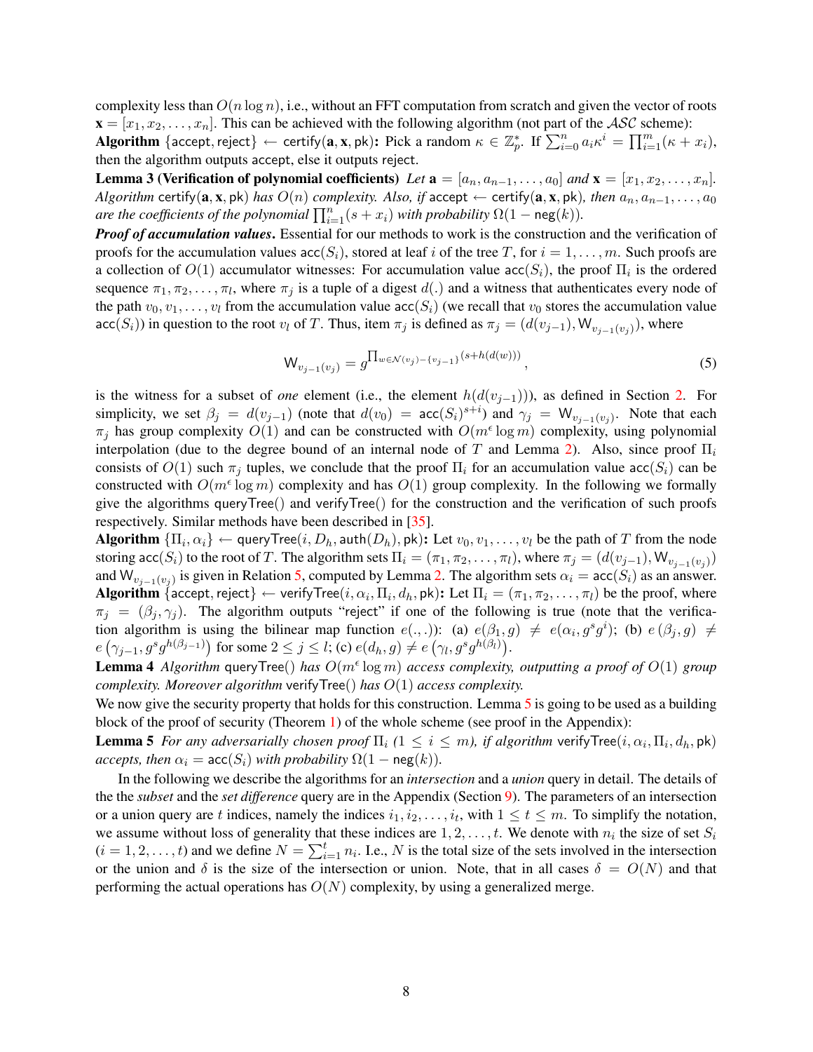complexity less than $O(n \log n)$, i.e., without an FFT computation from scratch and given the vector of roots $\mathbf{x} = [x_1, x_2, \ldots, x_n]$. This can be achieved with the following algorithm (not part of the $\mathcal{ASC}$ scheme):

**Algorithm** $\{\mathsf{accept}, \mathsf{reject}\} \leftarrow \mathsf{certify}(\mathbf{a}, \mathbf{x}, \mathsf{pk})$**:** Pick a random $\kappa \in \mathbb{Z}_p^*$. If $\sum_{i=0}^{n} a_i \kappa^i = \prod_{i=1}^{m}(\kappa + x_i)$, then the algorithm outputs accept, else it outputs reject.

**Lemma 3 (Verification of polynomial coefficients)** *Let* $\mathbf{a} = [a_n, a_{n-1}, \ldots, a_0]$ *and* $\mathbf{x} = [x_1, x_2, \ldots, x_n]$. *Algorithm* $\mathsf{certify}(\mathbf{a}, \mathbf{x}, \mathsf{pk})$ *has* $O(n)$ *complexity. Also, if* $\mathsf{accept} \leftarrow \mathsf{certify}(\mathbf{a}, \mathbf{x}, \mathsf{pk})$*, then* $a_n, a_{n-1}, \ldots, a_0$ *are the coefficients of the polynomial* $\prod_{i=1}^{n}(s + x_i)$ *with probability* $\Omega(1 - \mathsf{neg}(k))$.

***Proof of accumulation values*.** Essential for our methods to work is the construction and the verification of proofs for the accumulation values $\mathsf{acc}(S_i)$, stored at leaf $i$ of the tree $T$, for $i = 1, \ldots, m$. Such proofs are a collection of $O(1)$ accumulator witnesses: For accumulation value $\mathsf{acc}(S_i)$, the proof $\Pi_i$ is the ordered sequence $\pi_1, \pi_2, \ldots, \pi_l$, where $\pi_j$ is a tuple of a digest $d(.)$ and a witness that authenticates every node of the path $v_0, v_1, \ldots, v_l$ from the accumulation value $\mathsf{acc}(S_i)$ (we recall that $v_0$ stores the accumulation value $\mathsf{acc}(S_i)$) in question to the root $v_l$ of $T$. Thus, item $\pi_j$ is defined as $\pi_j = (d(v_{j-1}), \mathsf{W}_{v_{j-1}(v_j)})$, where

$$\mathsf{W}_{v_{j-1}(v_j)} = g^{\prod_{w \in \mathcal{N}(v_j) - \{v_{j-1}\}}(s + h(d(w)))}, \tag{5}$$

is the witness for a subset of *one* element (i.e., the element $h(d(v_{j-1}))$), as defined in Section 2. For simplicity, we set $\beta_j = d(v_{j-1})$ (note that $d(v_0) = \mathsf{acc}(S_i)^{s+i}$) and $\gamma_j = \mathsf{W}_{v_{j-1}(v_j)}$. Note that each $\pi_j$ has group complexity $O(1)$ and can be constructed with $O(m^\epsilon \log m)$ complexity, using polynomial interpolation (due to the degree bound of an internal node of $T$ and Lemma 2). Also, since proof $\Pi_i$ consists of $O(1)$ such $\pi_j$ tuples, we conclude that the proof $\Pi_i$ for an accumulation value $\mathsf{acc}(S_i)$ can be constructed with $O(m^\epsilon \log m)$ complexity and has $O(1)$ group complexity. In the following we formally give the algorithms queryTree() and verifyTree() for the construction and the verification of such proofs respectively. Similar methods have been described in [35].

**Algorithm** $\{\Pi_i, \alpha_i\} \leftarrow \mathsf{queryTree}(i, D_h, \mathsf{auth}(D_h), \mathsf{pk})$**:** Let $v_0, v_1, \ldots, v_l$ be the path of $T$ from the node storing $\mathsf{acc}(S_i)$ to the root of $T$. The algorithm sets $\Pi_i = (\pi_1, \pi_2, \ldots, \pi_l)$, where $\pi_j = (d(v_{j-1}), \mathsf{W}_{v_{j-1}(v_j)})$ and $\mathsf{W}_{v_{j-1}(v_j)}$ is given in Relation 5, computed by Lemma 2. The algorithm sets $\alpha_i = \mathsf{acc}(S_i)$ as an answer.

**Algorithm** $\{\mathsf{accept}, \mathsf{reject}\} \leftarrow \mathsf{verifyTree}(i, \alpha_i, \Pi_i, d_h, \mathsf{pk})$**:** Let $\Pi_i = (\pi_1, \pi_2, \ldots, \pi_l)$ be the proof, where $\pi_j = (\beta_j, \gamma_j)$. The algorithm outputs "reject" if one of the following is true (note that the verification algorithm is using the bilinear map function $e(.,.)$): (a) $e(\beta_1, g) \neq e(\alpha_i, g^s g^i)$; (b) $e(\beta_j, g) \neq e\left(\gamma_{j-1}, g^s g^{h(\beta_{j-1})}\right)$ for some $2 \leq j \leq l$; (c) $e(d_h, g) \neq e\left(\gamma_l, g^s g^{h(\beta_l)}\right)$.

**Lemma 4** *Algorithm* queryTree() *has* $O(m^\epsilon \log m)$ *access complexity, outputting a proof of* $O(1)$ *group complexity. Moreover algorithm* verifyTree() *has* $O(1)$ *access complexity.*

We now give the security property that holds for this construction. Lemma 5 is going to be used as a building block of the proof of security (Theorem 1) of the whole scheme (see proof in the Appendix):

**Lemma 5** *For any adversarially chosen proof* $\Pi_i$ *(*$1 \leq i \leq m$*), if algorithm* $\mathsf{verifyTree}(i, \alpha_i, \Pi_i, d_h, \mathsf{pk})$ *accepts, then* $\alpha_i = \mathsf{acc}(S_i)$ *with probability* $\Omega(1 - \mathsf{neg}(k))$.

In the following we describe the algorithms for an *intersection* and a *union* query in detail. The details of the the *subset* and the *set difference* query are in the Appendix (Section 9). The parameters of an intersection or a union query are $t$ indices, namely the indices $i_1, i_2, \ldots, i_t$, with $1 \leq t \leq m$. To simplify the notation, we assume without loss of generality that these indices are $1, 2, \ldots, t$. We denote with $n_i$ the size of set $S_i$ ($i = 1, 2, \ldots, t$) and we define $N = \sum_{i=1}^{t} n_i$. I.e., $N$ is the total size of the sets involved in the intersection or the union and $\delta$ is the size of the intersection or union. Note, that in all cases $\delta = O(N)$ and that performing the actual operations has $O(N)$ complexity, by using a generalized merge.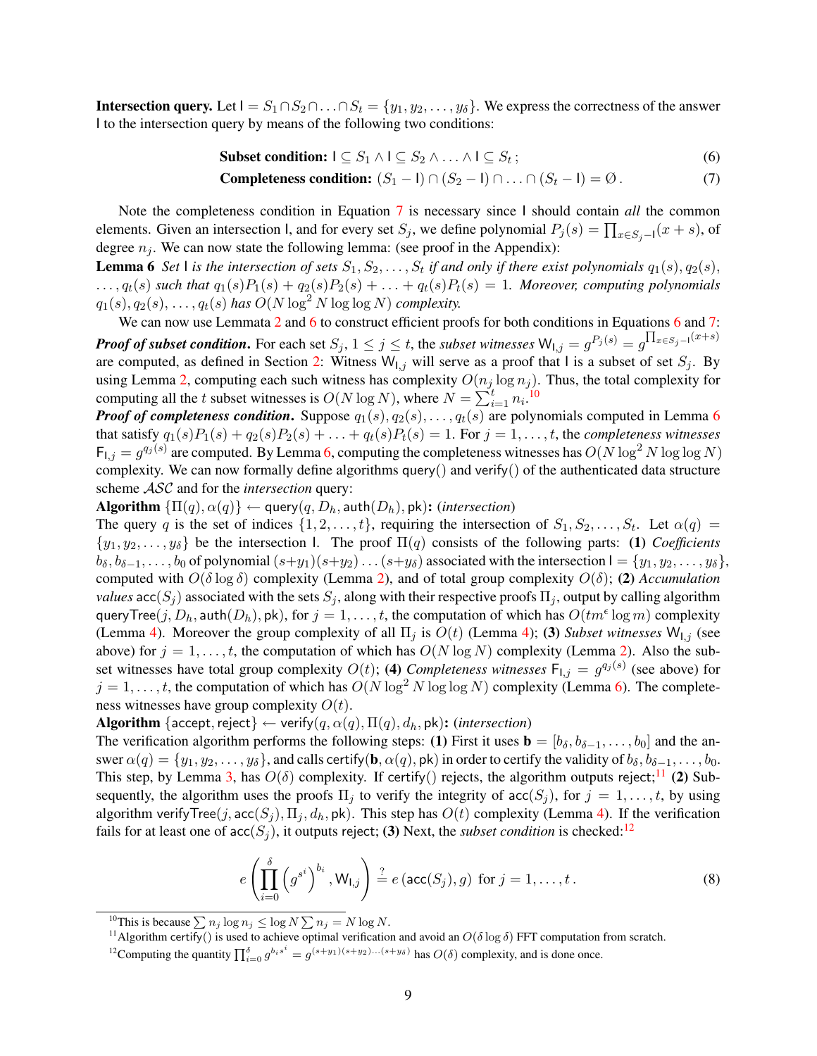**Intersection query.** Let $\mathsf{I} = S_1 \cap S_2 \cap \ldots \cap S_t = \{y_1, y_2, \ldots, y_\delta\}$. We express the correctness of the answer $\mathsf{I}$ to the intersection query by means of the following two conditions:

$$\textbf{Subset condition: } \mathsf{I} \subseteq S_1 \wedge \mathsf{I} \subseteq S_2 \wedge \ldots \wedge \mathsf{I} \subseteq S_t\,; \tag{6}$$

$$\textbf{Completeness condition: } (S_1 - \mathsf{I}) \cap (S_2 - \mathsf{I}) \cap \ldots \cap (S_t - \mathsf{I}) = \emptyset\,. \tag{7}$$

Note the completeness condition in Equation 7 is necessary since $\mathsf{I}$ should contain *all* the common elements. Given an intersection $\mathsf{I}$, and for every set $S_j$, we define polynomial $P_j(s) = \prod_{x \in S_j - \mathsf{I}}(x + s)$, of degree $n_j$. We can now state the following lemma: (see proof in the Appendix):

**Lemma 6** *Set $\mathsf{I}$ is the intersection of sets $S_1, S_2, \ldots, S_t$ if and only if there exist polynomials $q_1(s), q_2(s), \ldots, q_t(s)$ such that $q_1(s)P_1(s) + q_2(s)P_2(s) + \ldots + q_t(s)P_t(s) = 1$. Moreover, computing polynomials $q_1(s), q_2(s), \ldots, q_t(s)$ has $O(N \log^2 N \log\log N)$ complexity.*

We can now use Lemmata 2 and 6 to construct efficient proofs for both conditions in Equations 6 and 7:

***Proof of subset condition.*** For each set $S_j$, $1 \leq j \leq t$, the *subset witnesses* $\mathsf{W}_{\mathsf{I},j} = g^{P_j(s)} = g^{\prod_{x \in S_j - \mathsf{I}}(x+s)}$ are computed, as defined in Section 2: Witness $\mathsf{W}_{\mathsf{I},j}$ will serve as a proof that $\mathsf{I}$ is a subset of set $S_j$. By using Lemma 2, computing each such witness has complexity $O(n_j \log n_j)$. Thus, the total complexity for computing all the $t$ subset witnesses is $O(N \log N)$, where $N = \sum_{i=1}^{t} n_i$.[10]

***Proof of completeness condition.*** Suppose $q_1(s), q_2(s), \ldots, q_t(s)$ are polynomials computed in Lemma 6 that satisfy $q_1(s)P_1(s) + q_2(s)P_2(s) + \ldots + q_t(s)P_t(s) = 1$. For $j = 1, \ldots, t$, the *completeness witnesses* $\mathsf{F}_{\mathsf{I},j} = g^{q_j(s)}$ are computed. By Lemma 6, computing the completeness witnesses has $O(N \log^2 N \log\log N)$ complexity. We can now formally define algorithms $\mathsf{query}()$ and $\mathsf{verify}()$ of the authenticated data structure scheme $\mathcal{ASC}$ and for the *intersection* query:

**Algorithm** $\{\Pi(q), \alpha(q)\} \leftarrow \mathsf{query}(q, D_h, \mathsf{auth}(D_h), \mathsf{pk})$**:** (*intersection*)
The query $q$ is the set of indices $\{1, 2, \ldots, t\}$, requiring the intersection of $S_1, S_2, \ldots, S_t$. Let $\alpha(q) = \{y_1, y_2, \ldots, y_\delta\}$ be the intersection $\mathsf{I}$. The proof $\Pi(q)$ consists of the following parts: **(1)** *Coefficients* $b_\delta, b_{\delta-1}, \ldots, b_0$ of polynomial $(s+y_1)(s+y_2)\ldots(s+y_\delta)$ associated with the intersection $\mathsf{I} = \{y_1, y_2, \ldots, y_\delta\}$, computed with $O(\delta \log \delta)$ complexity (Lemma 2), and of total group complexity $O(\delta)$; **(2)** *Accumulation values* $\mathsf{acc}(S_j)$ associated with the sets $S_j$, along with their respective proofs $\Pi_j$, output by calling algorithm $\mathsf{queryTree}(j, D_h, \mathsf{auth}(D_h), \mathsf{pk})$, for $j = 1, \ldots, t$, the computation of which has $O(tm^\epsilon \log m)$ complexity (Lemma 4). Moreover the group complexity of all $\Pi_j$ is $O(t)$ (Lemma 4); **(3)** *Subset witnesses* $\mathsf{W}_{\mathsf{I},j}$ (see above) for $j = 1, \ldots, t$, the computation of which has $O(N \log N)$ complexity (Lemma 2). Also the subset witnesses have total group complexity $O(t)$; **(4)** *Completeness witnesses* $\mathsf{F}_{\mathsf{I},j} = g^{q_j(s)}$ (see above) for $j = 1, \ldots, t$, the computation of which has $O(N \log^2 N \log\log N)$ complexity (Lemma 6). The completeness witnesses have group complexity $O(t)$.

**Algorithm** $\{\mathsf{accept}, \mathsf{reject}\} \leftarrow \mathsf{verify}(q, \alpha(q), \Pi(q), d_h, \mathsf{pk})$**:** (*intersection*)
The verification algorithm performs the following steps: **(1)** First it uses $\mathbf{b} = [b_\delta, b_{\delta-1}, \ldots, b_0]$ and the answer $\alpha(q) = \{y_1, y_2, \ldots, y_\delta\}$, and calls $\mathsf{certify}(\mathbf{b}, \alpha(q), \mathsf{pk})$ in order to certify the validity of $b_\delta, b_{\delta-1}, \ldots, b_0$. This step, by Lemma 3, has $O(\delta)$ complexity. If $\mathsf{certify}()$ rejects, the algorithm outputs reject;[11] **(2)** Subsequently, the algorithm uses the proofs $\Pi_j$ to verify the integrity of $\mathsf{acc}(S_j)$, for $j = 1, \ldots, t$, by using algorithm $\mathsf{verifyTree}(j, \mathsf{acc}(S_j), \Pi_j, d_h, \mathsf{pk})$. This step has $O(t)$ complexity (Lemma 4). If the verification fails for at least one of $\mathsf{acc}(S_j)$, it outputs reject; **(3)** Next, the *subset condition* is checked:[12]

$$e\left(\prod_{i=0}^{\delta}\left(g^{s^i}\right)^{b_i}, \mathsf{W}_{\mathsf{I},j}\right) \stackrel{?}{=} e\left(\mathsf{acc}(S_j), g\right) \text{ for } j = 1, \ldots, t\,. \tag{8}$$

[10] This is because $\sum n_j \log n_j \leq \log N \sum n_j = N \log N$.

[11] Algorithm $\mathsf{certify}()$ is used to achieve optimal verification and avoid an $O(\delta \log \delta)$ FFT computation from scratch.

[12] Computing the quantity $\prod_{i=0}^{\delta} g^{b_i s^i} = g^{(s+y_1)(s+y_2)\ldots(s+y_\delta)}$ has $O(\delta)$ complexity, and is done once.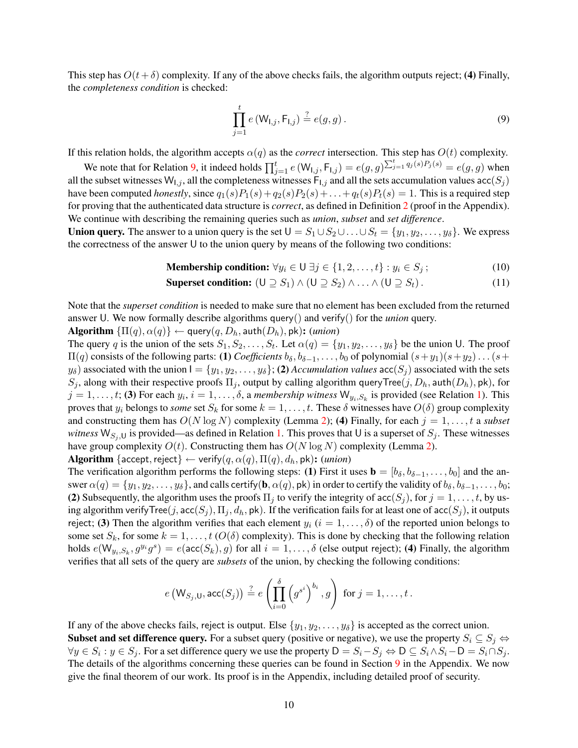This step has $O(t + \delta)$ complexity. If any of the above checks fails, the algorithm outputs reject; **(4)** Finally, the *completeness condition* is checked:

$$\prod_{j=1}^{t} e\left(\mathsf{W}_{\mathsf{I},j}, \mathsf{F}_{\mathsf{I},j}\right) \stackrel{?}{=} e(g, g)\,. \tag{9}$$

If this relation holds, the algorithm accepts $\alpha(q)$ as the *correct* intersection. This step has $O(t)$ complexity.

We note that for Relation 9, it indeed holds $\prod_{j=1}^{t} e\left(\mathsf{W}_{\mathsf{I},j}, \mathsf{F}_{\mathsf{I},j}\right) = e(g,g)^{\sum_{j=1}^{t} q_j(s)P_j(s)} = e(g,g)$ when all the subset witnesses $\mathsf{W}_{\mathsf{I},j}$, all the completeness witnesses $\mathsf{F}_{\mathsf{I},j}$ and all the sets accumulation values $\mathsf{acc}(S_j)$ have been computed *honestly*, since $q_1(s)P_1(s) + q_2(s)P_2(s) + \ldots + q_t(s)P_t(s) = 1$. This is a required step for proving that the authenticated data structure is *correct*, as defined in Definition 2 (proof in the Appendix). We continue with describing the remaining queries such as *union*, *subset* and *set difference*.

**Union query.** The answer to a union query is the set $\mathsf{U} = S_1 \cup S_2 \cup \ldots \cup S_t = \{y_1, y_2, \ldots, y_\delta\}$. We express the correctness of the answer $\mathsf{U}$ to the union query by means of the following two conditions:

$$\textbf{Membership condition: } \forall y_i \in \mathsf{U}\ \exists j \in \{1, 2, \ldots, t\} : y_i \in S_j\,; \tag{10}$$

$$\textbf{Superset condition: } (\mathsf{U} \supseteq S_1) \wedge (\mathsf{U} \supseteq S_2) \wedge \ldots \wedge (\mathsf{U} \supseteq S_t)\,. \tag{11}$$

Note that the *superset condition* is needed to make sure that no element has been excluded from the returned answer $\mathsf{U}$. We now formally describe algorithms $\mathsf{query}()$ and $\mathsf{verify}()$ for the *union* query.

**Algorithm** $\{\Pi(q), \alpha(q)\} \leftarrow \mathsf{query}(q, D_h, \mathsf{auth}(D_h), \mathsf{pk})$**:** (*union*)
The query $q$ is the union of the sets $S_1, S_2, \ldots, S_t$. Let $\alpha(q) = \{y_1, y_2, \ldots, y_\delta\}$ be the union $\mathsf{U}$. The proof $\Pi(q)$ consists of the following parts: **(1)** *Coefficients* $b_\delta, b_{\delta-1}, \ldots, b_0$ of polynomial $(s+y_1)(s+y_2)\ldots(s+y_\delta)$ associated with the union $\mathsf{I} = \{y_1, y_2, \ldots, y_\delta\}$; **(2)** *Accumulation values* $\mathsf{acc}(S_j)$ associated with the sets $S_j$, along with their respective proofs $\Pi_j$, output by calling algorithm $\mathsf{queryTree}(j, D_h, \mathsf{auth}(D_h), \mathsf{pk})$, for $j = 1, \ldots, t$; **(3)** For each $y_i$, $i = 1, \ldots, \delta$, a *membership witness* $\mathsf{W}_{y_i, S_k}$ is provided (see Relation 1). This proves that $y_i$ belongs to *some* set $S_k$ for some $k = 1, \ldots, t$. These $\delta$ witnesses have $O(\delta)$ group complexity and constructing them has $O(N \log N)$ complexity (Lemma 2); **(4)** Finally, for each $j = 1, \ldots, t$ a *subset witness* $\mathsf{W}_{S_j, \mathsf{U}}$ is provided—as defined in Relation 1. This proves that $\mathsf{U}$ is a superset of $S_j$. These witnesses have group complexity $O(t)$. Constructing them has $O(N \log N)$ complexity (Lemma 2).

**Algorithm** $\{\mathsf{accept}, \mathsf{reject}\} \leftarrow \mathsf{verify}(q, \alpha(q), \Pi(q), d_h, \mathsf{pk})$**:** (*union*)
The verification algorithm performs the following steps: **(1)** First it uses $\mathbf{b} = [b_\delta, b_{\delta-1}, \ldots, b_0]$ and the answer $\alpha(q) = \{y_1, y_2, \ldots, y_\delta\}$, and calls $\mathsf{certify}(\mathbf{b}, \alpha(q), \mathsf{pk})$ in order to certify the validity of $b_\delta, b_{\delta-1} \ldots, b_0$; **(2)** Subsequently, the algorithm uses the proofs $\Pi_j$ to verify the integrity of $\mathsf{acc}(S_j)$, for $j = 1, \ldots, t$, by using algorithm $\mathsf{verifyTree}(j, \mathsf{acc}(S_j), \Pi_j, d_h, \mathsf{pk})$. If the verification fails for at least one of $\mathsf{acc}(S_j)$, it outputs reject; **(3)** Then the algorithm verifies that each element $y_i$ $(i = 1, \ldots, \delta)$ of the reported union belongs to some set $S_k$, for some $k = 1, \ldots, t$ ($O(\delta)$ complexity). This is done by checking that the following relation holds $e(\mathsf{W}_{y_i, S_k}, g^{y_i} g^s) = e(\mathsf{acc}(S_k), g)$ for all $i = 1, \ldots, \delta$ (else output reject); **(4)** Finally, the algorithm verifies that all sets of the query are *subsets* of the union, by checking the following conditions:

$$e\left(\mathsf{W}_{S_j, \mathsf{U}}, \mathsf{acc}(S_j)\right) \stackrel{?}{=} e\left(\prod_{i=0}^{\delta} \left(g^{s^i}\right)^{b_i}, g\right) \text{ for } j = 1, \ldots, t\,.$$

If any of the above checks fails, reject is output. Else $\{y_1, y_2, \ldots, y_\delta\}$ is accepted as the correct union.

**Subset and set difference query.** For a subset query (positive or negative), we use the property $S_i \subseteq S_j \Leftrightarrow \forall y \in S_i : y \in S_j$. For a set difference query we use the property $\mathsf{D} = S_i - S_j \Leftrightarrow \mathsf{D} \subseteq S_i \wedge S_i - \mathsf{D} = S_i \cap S_j$. The details of the algorithms concerning these queries can be found in Section 9 in the Appendix. We now give the final theorem of our work. Its proof is in the Appendix, including detailed proof of security.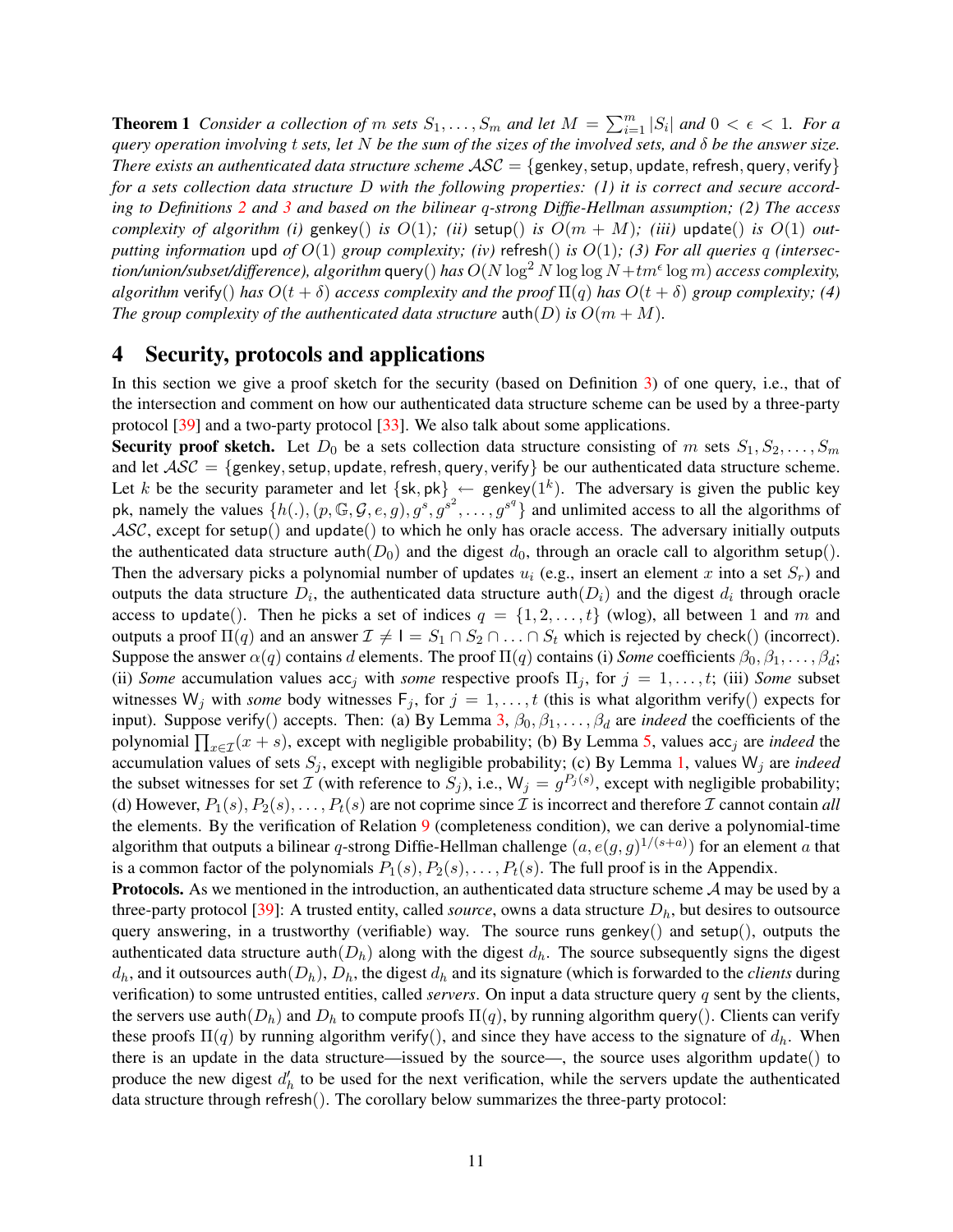**Theorem 1** *Consider a collection of $m$ sets $S_1, \ldots, S_m$ and let $M = \sum_{i=1}^{m} |S_i|$ and $0 < \epsilon < 1$. For a query operation involving $t$ sets, let $N$ be the sum of the sizes of the involved sets, and $\delta$ be the answer size. There exists an authenticated data structure scheme $\mathcal{ASC} = \{\mathsf{genkey}, \mathsf{setup}, \mathsf{update}, \mathsf{refresh}, \mathsf{query}, \mathsf{verify}\}$ for a sets collection data structure $D$ with the following properties: (1) it is correct and secure according to Definitions 2 and 3 and based on the bilinear $q$-strong Diffie-Hellman assumption; (2) The access complexity of algorithm (i)* $\mathsf{genkey}()$ *is $O(1)$; (ii)* $\mathsf{setup}()$ *is $O(m + M)$; (iii)* $\mathsf{update}()$ *is $O(1)$ outputting information* $\mathsf{upd}$ *of $O(1)$ group complexity; (iv)* $\mathsf{refresh}()$ *is $O(1)$; (3) For all queries $q$ (intersection/union/subset/difference), algorithm* $\mathsf{query}()$ *has $O(N \log^2 N \log\log N + tm^{\epsilon} \log m)$ access complexity, algorithm* $\mathsf{verify}()$ *has $O(t + \delta)$ access complexity and the proof $\Pi(q)$ has $O(t + \delta)$ group complexity; (4) The group complexity of the authenticated data structure* $\mathsf{auth}(D)$ *is $O(m + M)$.*

# 4 Security, protocols and applications

In this section we give a proof sketch for the security (based on Definition 3) of one query, i.e., that of the intersection and comment on how our authenticated data structure scheme can be used by a three-party protocol [39] and a two-party protocol [33]. We also talk about some applications.

**Security proof sketch.** Let $D_0$ be a sets collection data structure consisting of $m$ sets $S_1, S_2, \ldots, S_m$ and let $\mathcal{ASC} = \{\mathsf{genkey}, \mathsf{setup}, \mathsf{update}, \mathsf{refresh}, \mathsf{query}, \mathsf{verify}\}$ be our authenticated data structure scheme. Let $k$ be the security parameter and let $\{\mathsf{sk}, \mathsf{pk}\} \leftarrow \mathsf{genkey}(1^k)$. The adversary is given the public key $\mathsf{pk}$, namely the values $\{h(.), (p, \mathbb{G}, \mathcal{G}, e, g), g^s, g^{s^2}, \ldots, g^{s^q}\}$ and unlimited access to all the algorithms of $\mathcal{ASC}$, except for $\mathsf{setup}()$ and $\mathsf{update}()$ to which he only has oracle access. The adversary initially outputs the authenticated data structure $\mathsf{auth}(D_0)$ and the digest $d_0$, through an oracle call to algorithm $\mathsf{setup}()$. Then the adversary picks a polynomial number of updates $u_i$ (e.g., insert an element $x$ into a set $S_r$) and outputs the data structure $D_i$, the authenticated data structure $\mathsf{auth}(D_i)$ and the digest $d_i$ through oracle access to $\mathsf{update}()$. Then he picks a set of indices $q = \{1, 2, \ldots, t\}$ (wlog), all between 1 and $m$ and outputs a proof $\Pi(q)$ and an answer $\mathcal{I} \neq \mathsf{I} = S_1 \cap S_2 \cap \ldots \cap S_t$ which is rejected by $\mathsf{check}()$ (incorrect). Suppose the answer $\alpha(q)$ contains $d$ elements. The proof $\Pi(q)$ contains (i) *Some* coefficients $\beta_0, \beta_1, \ldots, \beta_d$; (ii) *Some* accumulation values $\mathsf{acc}_j$ with *some* respective proofs $\Pi_j$, for $j = 1, \ldots, t$; (iii) *Some* subset witnesses $\mathsf{W}_j$ with *some* body witnesses $\mathsf{F}_j$, for $j = 1, \ldots, t$ (this is what algorithm $\mathsf{verify}()$ expects for input). Suppose $\mathsf{verify}()$ accepts. Then: (a) By Lemma 3, $\beta_0, \beta_1, \ldots, \beta_d$ are *indeed* the coefficients of the polynomial $\prod_{x \in \mathcal{I}}(x + s)$, except with negligible probability; (b) By Lemma 5, values $\mathsf{acc}_j$ are *indeed* the accumulation values of sets $S_j$, except with negligible probability; (c) By Lemma 1, values $\mathsf{W}_j$ are *indeed* the subset witnesses for set $\mathcal{I}$ (with reference to $S_j$), i.e., $\mathsf{W}_j = g^{P_j(s)}$, except with negligible probability; (d) However, $P_1(s), P_2(s), \ldots, P_t(s)$ are not coprime since $\mathcal{I}$ is incorrect and therefore $\mathcal{I}$ cannot contain *all* the elements. By the verification of Relation 9 (completeness condition), we can derive a polynomial-time algorithm that outputs a bilinear $q$-strong Diffie-Hellman challenge $(a, e(g, g)^{1/(s+a)})$ for an element $a$ that is a common factor of the polynomials $P_1(s), P_2(s), \ldots, P_t(s)$. The full proof is in the Appendix.

**Protocols.** As we mentioned in the introduction, an authenticated data structure scheme $\mathcal{A}$ may be used by a three-party protocol [39]: A trusted entity, called *source*, owns a data structure $D_h$, but desires to outsource query answering, in a trustworthy (verifiable) way. The source runs $\mathsf{genkey}()$ and $\mathsf{setup}()$, outputs the authenticated data structure $\mathsf{auth}(D_h)$ along with the digest $d_h$. The source subsequently signs the digest $d_h$, and it outsources $\mathsf{auth}(D_h)$, $D_h$, the digest $d_h$ and its signature (which is forwarded to the *clients* during verification) to some untrusted entities, called *servers*. On input a data structure query $q$ sent by the clients, the servers use $\mathsf{auth}(D_h)$ and $D_h$ to compute proofs $\Pi(q)$, by running algorithm $\mathsf{query}()$. Clients can verify these proofs $\Pi(q)$ by running algorithm $\mathsf{verify}()$, and since they have access to the signature of $d_h$. When there is an update in the data structure—issued by the source—, the source uses algorithm $\mathsf{update}()$ to produce the new digest $d'_h$ to be used for the next verification, while the servers update the authenticated data structure through $\mathsf{refresh}()$. The corollary below summarizes the three-party protocol: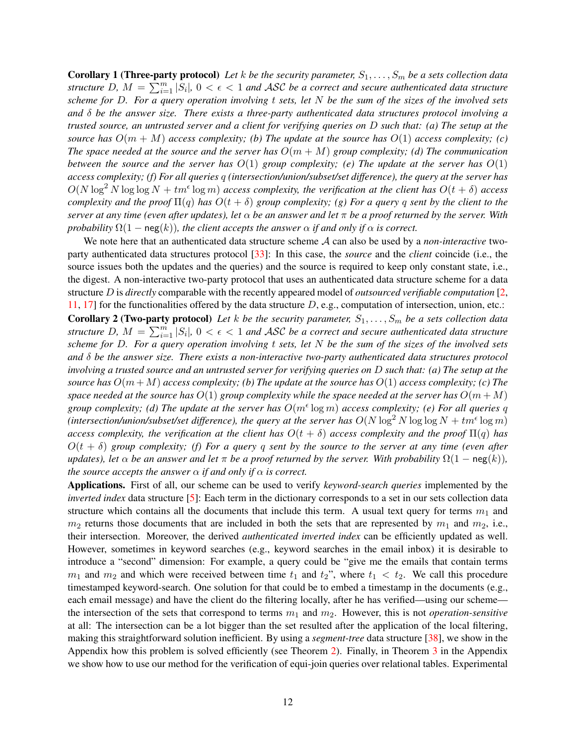**Corollary 1 (Three-party protocol)** *Let $k$ be the security parameter, $S_1, \ldots, S_m$ be a sets collection data structure $D$, $M = \sum_{i=1}^{m} |S_i|$, $0 < \epsilon < 1$ and $\mathcal{ASC}$ be a correct and secure authenticated data structure scheme for $D$. For a query operation involving $t$ sets, let $N$ be the sum of the sizes of the involved sets and $\delta$ be the answer size. There exists a three-party authenticated data structures protocol involving a trusted source, an untrusted server and a client for verifying queries on $D$ such that: (a) The setup at the source has $O(m + M)$ access complexity; (b) The update at the source has $O(1)$ access complexity; (c) The space needed at the source and the server has $O(m + M)$ group complexity; (d) The communication between the source and the server has $O(1)$ group complexity; (e) The update at the server has $O(1)$ access complexity; (f) For all queries $q$ (intersection/union/subset/set difference), the query at the server has $O(N \log^2 N \log \log N + tm^{\epsilon} \log m)$ access complexity, the verification at the client has $O(t + \delta)$ access complexity and the proof $\Pi(q)$ has $O(t + \delta)$ group complexity; (g) For a query $q$ sent by the client to the server at any time (even after updates), let $\alpha$ be an answer and let $\pi$ be a proof returned by the server. With probability $\Omega(1 - \mathsf{neg}(k))$, the client accepts the answer $\alpha$ if and only if $\alpha$ is correct.*

We note here that an authenticated data structure scheme $\mathcal{A}$ can also be used by a *non-interactive* two-party authenticated data structures protocol [33]: In this case, the *source* and the *client* coincide (i.e., the source issues both the updates and the queries) and the source is required to keep only constant state, i.e., the digest. A non-interactive two-party protocol that uses an authenticated data structure scheme for a data structure $D$ is *directly* comparable with the recently appeared model of *outsourced verifiable computation* [2, 11, 17] for the functionalities offered by the data structure $D$, e.g., computation of intersection, union, etc.:

**Corollary 2 (Two-party protocol)** *Let $k$ be the security parameter, $S_1, \ldots, S_m$ be a sets collection data structure $D$, $M = \sum_{i=1}^{m} |S_i|$, $0 < \epsilon < 1$ and $\mathcal{ASC}$ be a correct and secure authenticated data structure scheme for $D$. For a query operation involving $t$ sets, let $N$ be the sum of the sizes of the involved sets and $\delta$ be the answer size. There exists a non-interactive two-party authenticated data structures protocol involving a trusted source and an untrusted server for verifying queries on $D$ such that: (a) The setup at the source has $O(m + M)$ access complexity; (b) The update at the source has $O(1)$ access complexity; (c) The space needed at the source has $O(1)$ group complexity while the space needed at the server has $O(m + M)$ group complexity; (d) The update at the server has $O(m^{\epsilon} \log m)$ access complexity; (e) For all queries $q$ (intersection/union/subset/set difference), the query at the server has $O(N \log^2 N \log \log N + tm^{\epsilon} \log m)$ access complexity, the verification at the client has $O(t + \delta)$ access complexity and the proof $\Pi(q)$ has $O(t + \delta)$ group complexity; (f) For a query $q$ sent by the source to the server at any time (even after updates), let $\alpha$ be an answer and let $\pi$ be a proof returned by the server. With probability $\Omega(1 - \mathsf{neg}(k))$, the source accepts the answer $\alpha$ if and only if $\alpha$ is correct.*

**Applications.** First of all, our scheme can be used to verify *keyword-search queries* implemented by the *inverted index* data structure [5]: Each term in the dictionary corresponds to a set in our sets collection data structure which contains all the documents that include this term. A usual text query for terms $m_1$ and $m_2$ returns those documents that are included in both the sets that are represented by $m_1$ and $m_2$, i.e., their intersection. Moreover, the derived *authenticated inverted index* can be efficiently updated as well. However, sometimes in keyword searches (e.g., keyword searches in the email inbox) it is desirable to introduce a "second" dimension: For example, a query could be "give me the emails that contain terms $m_1$ and $m_2$ and which were received between time $t_1$ and $t_2$", where $t_1 < t_2$. We call this procedure timestamped keyword-search. One solution for that could be to embed a timestamp in the documents (e.g., each email message) and have the client do the filtering locally, after he has verified—using our scheme—the intersection of the sets that correspond to terms $m_1$ and $m_2$. However, this is not *operation-sensitive* at all: The intersection can be a lot bigger than the set resulted after the application of the local filtering, making this straightforward solution inefficient. By using a *segment-tree* data structure [38], we show in the Appendix how this problem is solved efficiently (see Theorem 2). Finally, in Theorem 3 in the Appendix we show how to use our method for the verification of equi-join queries over relational tables. Experimental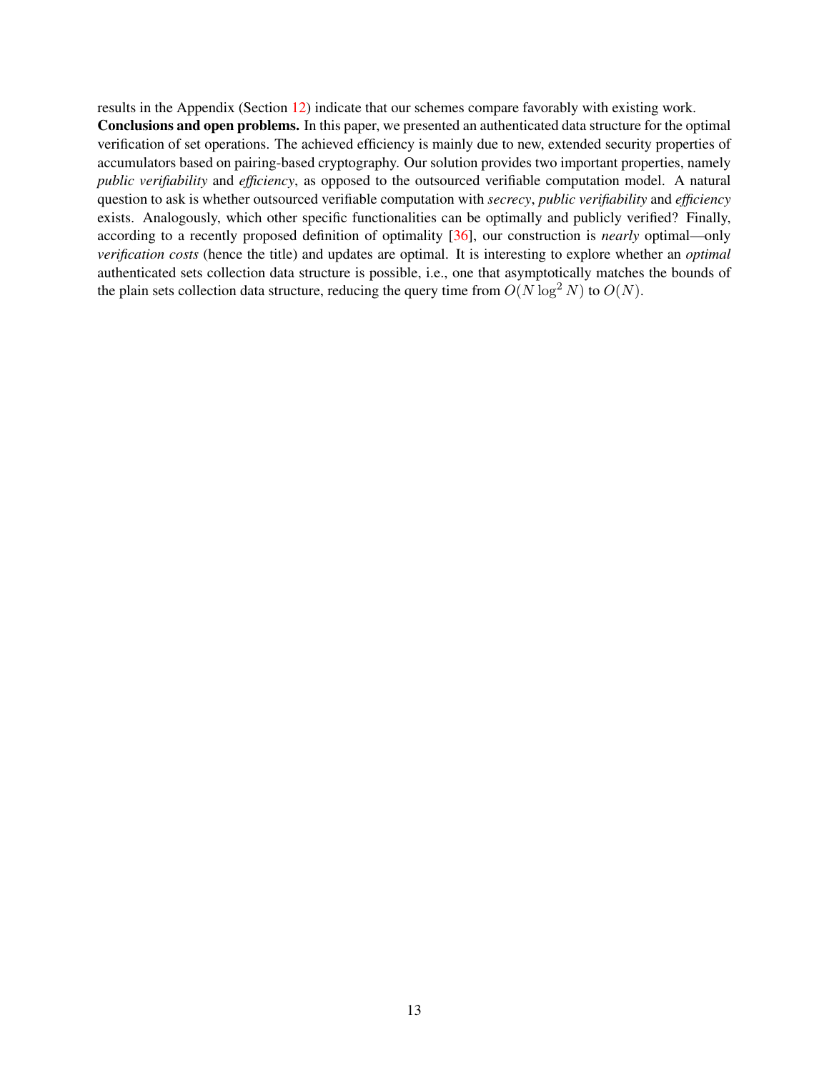results in the Appendix (Section 12) indicate that our schemes compare favorably with existing work.

**Conclusions and open problems.** In this paper, we presented an authenticated data structure for the optimal verification of set operations. The achieved efficiency is mainly due to new, extended security properties of accumulators based on pairing-based cryptography. Our solution provides two important properties, namely *public verifiability* and *efficiency*, as opposed to the outsourced verifiable computation model. A natural question to ask is whether outsourced verifiable computation with *secrecy*, *public verifiability* and *efficiency* exists. Analogously, which other specific functionalities can be optimally and publicly verified? Finally, according to a recently proposed definition of optimality [36], our construction is *nearly* optimal—only *verification costs* (hence the title) and updates are optimal. It is interesting to explore whether an *optimal* authenticated sets collection data structure is possible, i.e., one that asymptotically matches the bounds of the plain sets collection data structure, reducing the query time from $O(N \log^2 N)$ to $O(N)$.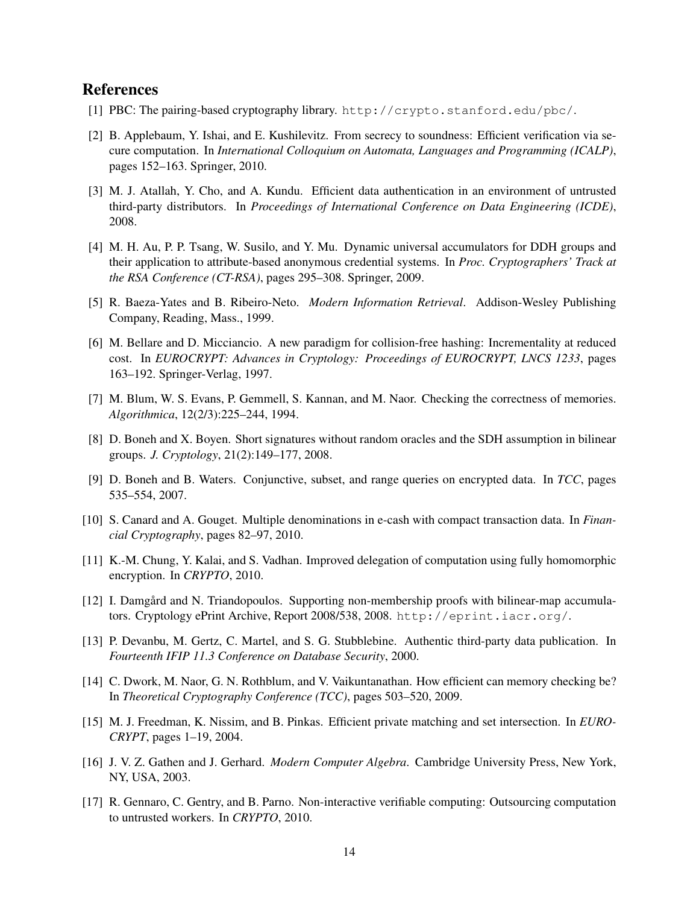## References

[1] PBC: The pairing-based cryptography library. http://crypto.stanford.edu/pbc/.

[2] B. Applebaum, Y. Ishai, and E. Kushilevitz. From secrecy to soundness: Efficient verification via secure computation. In *International Colloquium on Automata, Languages and Programming (ICALP)*, pages 152–163. Springer, 2010.

[3] M. J. Atallah, Y. Cho, and A. Kundu. Efficient data authentication in an environment of untrusted third-party distributors. In *Proceedings of International Conference on Data Engineering (ICDE)*, 2008.

[4] M. H. Au, P. P. Tsang, W. Susilo, and Y. Mu. Dynamic universal accumulators for DDH groups and their application to attribute-based anonymous credential systems. In *Proc. Cryptographers' Track at the RSA Conference (CT-RSA)*, pages 295–308. Springer, 2009.

[5] R. Baeza-Yates and B. Ribeiro-Neto. *Modern Information Retrieval*. Addison-Wesley Publishing Company, Reading, Mass., 1999.

[6] M. Bellare and D. Micciancio. A new paradigm for collision-free hashing: Incrementality at reduced cost. In *EUROCRYPT: Advances in Cryptology: Proceedings of EUROCRYPT, LNCS 1233*, pages 163–192. Springer-Verlag, 1997.

[7] M. Blum, W. S. Evans, P. Gemmell, S. Kannan, and M. Naor. Checking the correctness of memories. *Algorithmica*, 12(2/3):225–244, 1994.

[8] D. Boneh and X. Boyen. Short signatures without random oracles and the SDH assumption in bilinear groups. *J. Cryptology*, 21(2):149–177, 2008.

[9] D. Boneh and B. Waters. Conjunctive, subset, and range queries on encrypted data. In *TCC*, pages 535–554, 2007.

[10] S. Canard and A. Gouget. Multiple denominations in e-cash with compact transaction data. In *Financial Cryptography*, pages 82–97, 2010.

[11] K.-M. Chung, Y. Kalai, and S. Vadhan. Improved delegation of computation using fully homomorphic encryption. In *CRYPTO*, 2010.

[12] I. Damgård and N. Triandopoulos. Supporting non-membership proofs with bilinear-map accumulators. Cryptology ePrint Archive, Report 2008/538, 2008. http://eprint.iacr.org/.

[13] P. Devanbu, M. Gertz, C. Martel, and S. G. Stubblebine. Authentic third-party data publication. In *Fourteenth IFIP 11.3 Conference on Database Security*, 2000.

[14] C. Dwork, M. Naor, G. N. Rothblum, and V. Vaikuntanathan. How efficient can memory checking be? In *Theoretical Cryptography Conference (TCC)*, pages 503–520, 2009.

[15] M. J. Freedman, K. Nissim, and B. Pinkas. Efficient private matching and set intersection. In *EUROCRYPT*, pages 1–19, 2004.

[16] J. V. Z. Gathen and J. Gerhard. *Modern Computer Algebra*. Cambridge University Press, New York, NY, USA, 2003.

[17] R. Gennaro, C. Gentry, and B. Parno. Non-interactive verifiable computing: Outsourcing computation to untrusted workers. In *CRYPTO*, 2010.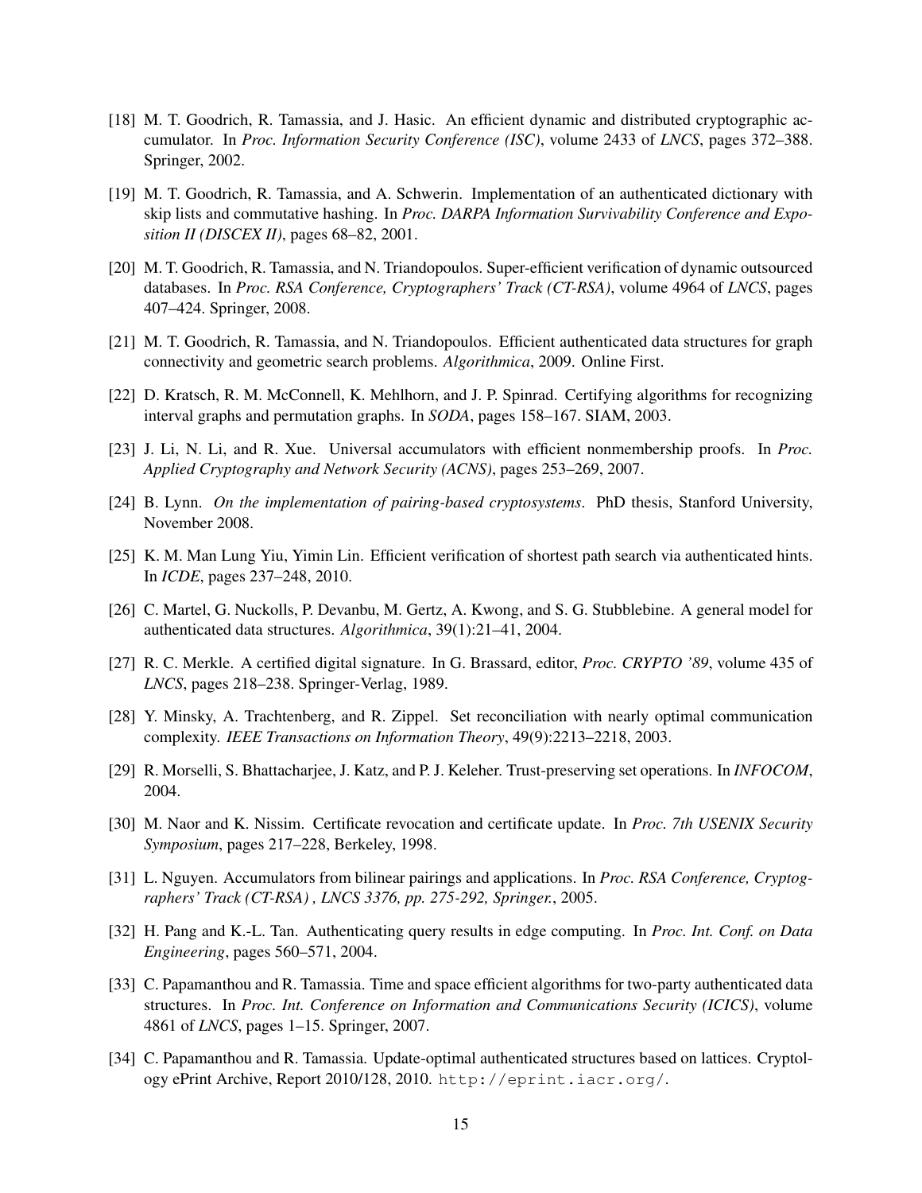[18] M. T. Goodrich, R. Tamassia, and J. Hasic. An efficient dynamic and distributed cryptographic accumulator. In *Proc. Information Security Conference (ISC)*, volume 2433 of *LNCS*, pages 372–388. Springer, 2002.

[19] M. T. Goodrich, R. Tamassia, and A. Schwerin. Implementation of an authenticated dictionary with skip lists and commutative hashing. In *Proc. DARPA Information Survivability Conference and Exposition II (DISCEX II)*, pages 68–82, 2001.

[20] M. T. Goodrich, R. Tamassia, and N. Triandopoulos. Super-efficient verification of dynamic outsourced databases. In *Proc. RSA Conference, Cryptographers' Track (CT-RSA)*, volume 4964 of *LNCS*, pages 407–424. Springer, 2008.

[21] M. T. Goodrich, R. Tamassia, and N. Triandopoulos. Efficient authenticated data structures for graph connectivity and geometric search problems. *Algorithmica*, 2009. Online First.

[22] D. Kratsch, R. M. McConnell, K. Mehlhorn, and J. P. Spinrad. Certifying algorithms for recognizing interval graphs and permutation graphs. In *SODA*, pages 158–167. SIAM, 2003.

[23] J. Li, N. Li, and R. Xue. Universal accumulators with efficient nonmembership proofs. In *Proc. Applied Cryptography and Network Security (ACNS)*, pages 253–269, 2007.

[24] B. Lynn. *On the implementation of pairing-based cryptosystems*. PhD thesis, Stanford University, November 2008.

[25] K. M. Man Lung Yiu, Yimin Lin. Efficient verification of shortest path search via authenticated hints. In *ICDE*, pages 237–248, 2010.

[26] C. Martel, G. Nuckolls, P. Devanbu, M. Gertz, A. Kwong, and S. G. Stubblebine. A general model for authenticated data structures. *Algorithmica*, 39(1):21–41, 2004.

[27] R. C. Merkle. A certified digital signature. In G. Brassard, editor, *Proc. CRYPTO '89*, volume 435 of *LNCS*, pages 218–238. Springer-Verlag, 1989.

[28] Y. Minsky, A. Trachtenberg, and R. Zippel. Set reconciliation with nearly optimal communication complexity. *IEEE Transactions on Information Theory*, 49(9):2213–2218, 2003.

[29] R. Morselli, S. Bhattacharjee, J. Katz, and P. J. Keleher. Trust-preserving set operations. In *INFOCOM*, 2004.

[30] M. Naor and K. Nissim. Certificate revocation and certificate update. In *Proc. 7th USENIX Security Symposium*, pages 217–228, Berkeley, 1998.

[31] L. Nguyen. Accumulators from bilinear pairings and applications. In *Proc. RSA Conference, Cryptographers' Track (CT-RSA) , LNCS 3376, pp. 275-292, Springer.*, 2005.

[32] H. Pang and K.-L. Tan. Authenticating query results in edge computing. In *Proc. Int. Conf. on Data Engineering*, pages 560–571, 2004.

[33] C. Papamanthou and R. Tamassia. Time and space efficient algorithms for two-party authenticated data structures. In *Proc. Int. Conference on Information and Communications Security (ICICS)*, volume 4861 of *LNCS*, pages 1–15. Springer, 2007.

[34] C. Papamanthou and R. Tamassia. Update-optimal authenticated structures based on lattices. Cryptology ePrint Archive, Report 2010/128, 2010. `http://eprint.iacr.org/`.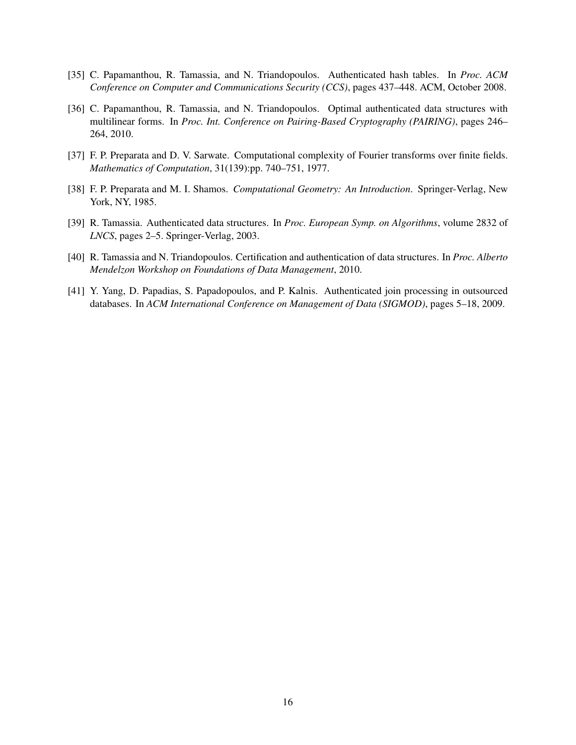[35] C. Papamanthou, R. Tamassia, and N. Triandopoulos. Authenticated hash tables. In *Proc. ACM Conference on Computer and Communications Security (CCS)*, pages 437–448. ACM, October 2008.

[36] C. Papamanthou, R. Tamassia, and N. Triandopoulos. Optimal authenticated data structures with multilinear forms. In *Proc. Int. Conference on Pairing-Based Cryptography (PAIRING)*, pages 246–264, 2010.

[37] F. P. Preparata and D. V. Sarwate. Computational complexity of Fourier transforms over finite fields. *Mathematics of Computation*, 31(139):pp. 740–751, 1977.

[38] F. P. Preparata and M. I. Shamos. *Computational Geometry: An Introduction*. Springer-Verlag, New York, NY, 1985.

[39] R. Tamassia. Authenticated data structures. In *Proc. European Symp. on Algorithms*, volume 2832 of *LNCS*, pages 2–5. Springer-Verlag, 2003.

[40] R. Tamassia and N. Triandopoulos. Certification and authentication of data structures. In *Proc. Alberto Mendelzon Workshop on Foundations of Data Management*, 2010.

[41] Y. Yang, D. Papadias, S. Papadopoulos, and P. Kalnis. Authenticated join processing in outsourced databases. In *ACM International Conference on Management of Data (SIGMOD)*, pages 5–18, 2009.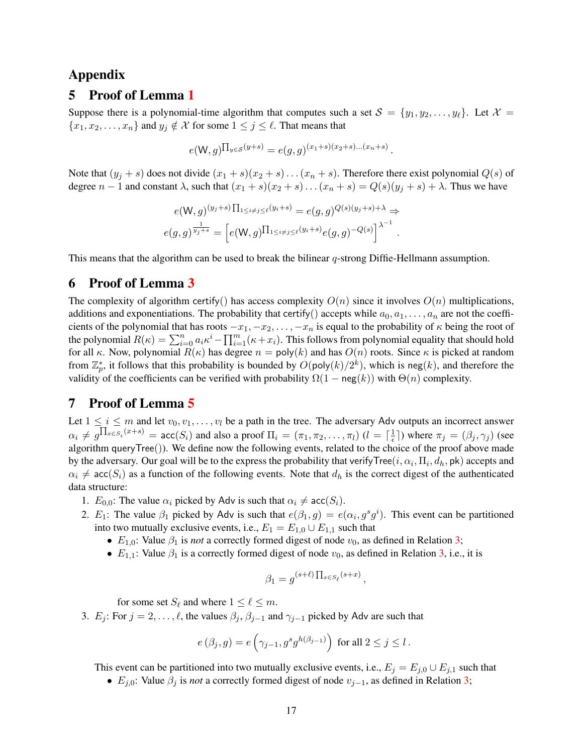# Appendix

## 5 Proof of Lemma 1

Suppose there is a polynomial-time algorithm that computes such a set $\mathcal{S} = \{y_1, y_2, \ldots, y_\ell\}$. Let $\mathcal{X} = \{x_1, x_2, \ldots, x_n\}$ and $y_j \notin \mathcal{X}$ for some $1 \leq j \leq \ell$. That means that

$$e(\mathsf{W}, g)^{\prod_{y \in \mathcal{S}}(y+s)} = e(g, g)^{(x_1+s)(x_2+s)\ldots(x_n+s)}.$$

Note that $(y_j + s)$ does not divide $(x_1 + s)(x_2 + s)\ldots(x_n + s)$. Therefore there exist polynomial $Q(s)$ of degree $n - 1$ and constant $\lambda$, such that $(x_1 + s)(x_2 + s)\ldots(x_n + s) = Q(s)(y_j + s) + \lambda$. Thus we have

$$e(\mathsf{W}, g)^{(y_j+s)\prod_{1 \leq i \neq j \leq \ell}(y_i+s)} = e(g, g)^{Q(s)(y_j+s)+\lambda} \Rightarrow$$
$$e(g, g)^{\frac{1}{y_j+s}} = \left[e(\mathsf{W}, g)^{\prod_{1 \leq i \neq j \leq \ell}(y_i+s)} e(g, g)^{-Q(s)}\right]^{\lambda^{-1}}.$$

This means that the algorithm can be used to break the bilinear $q$-strong Diffie-Hellmann assumption.

## 6 Proof of Lemma 3

The complexity of algorithm certify() has access complexity $O(n)$ since it involves $O(n)$ multiplications, additions and exponentiations. The probability that certify() accepts while $a_0, a_1, \ldots, a_n$ are not the coefficients of the polynomial that has roots $-x_1, -x_2, \ldots, -x_n$ is equal to the probability of $\kappa$ being the root of the polynomial $R(\kappa) = \sum_{i=0}^{n} a_i \kappa^i - \prod_{i=1}^{m}(\kappa + x_i)$. This follows from polynomial equality that should hold for all $\kappa$. Now, polynomial $R(\kappa)$ has degree $n = \mathsf{poly}(k)$ and has $O(n)$ roots. Since $\kappa$ is picked at random from $\mathbb{Z}_p^*$, it follows that this probability is bounded by $O(\mathsf{poly}(k)/2^k)$, which is $\mathsf{neg}(k)$, and therefore the validity of the coefficients can be verified with probability $\Omega(1 - \mathsf{neg}(k))$ with $\Theta(n)$ complexity.

## 7 Proof of Lemma 5

Let $1 \leq i \leq m$ and let $v_0, v_1, \ldots, v_l$ be a path in the tree. The adversary Adv outputs an incorrect answer $\alpha_i \neq g^{\prod_{x \in S_i}(x+s)} = \mathsf{acc}(S_i)$ and also a proof $\Pi_i = (\pi_1, \pi_2, \ldots, \pi_l)$ ($l = \lceil \frac{1}{\epsilon} \rceil$) where $\pi_j = (\beta_j, \gamma_j)$ (see algorithm queryTree()). We define now the following events, related to the choice of the proof above made by the adversary. Our goal will be to the express the probability that verifyTree$(i, \alpha_i, \Pi_i, d_h, \mathsf{pk})$ accepts and $\alpha_i \neq \mathsf{acc}(S_i)$ as a function of the following events. Note that $d_h$ is the correct digest of the authenticated data structure:

1. $E_{0,0}$: The value $\alpha_i$ picked by Adv is such that $\alpha_i \neq \mathsf{acc}(S_i)$.
2. $E_1$: The value $\beta_1$ picked by Adv is such that $e(\beta_1, g) = e(\alpha_i, g^s g^i)$. This event can be partitioned into two mutually exclusive events, i.e., $E_1 = E_{1,0} \cup E_{1,1}$ such that
   - $E_{1,0}$: Value $\beta_1$ is *not* a correctly formed digest of node $v_0$, as defined in Relation 3;
   - $E_{1,1}$: Value $\beta_1$ is a correctly formed digest of node $v_0$, as defined in Relation 3, i.e., it is

     $$\beta_1 = g^{(s+\ell)\prod_{x \in S_\ell}(s+x)},$$

     for some set $S_\ell$ and where $1 \leq \ell \leq m$.
3. $E_j$: For $j = 2, \ldots, \ell$, the values $\beta_j$, $\beta_{j-1}$ and $\gamma_{j-1}$ picked by Adv are such that

   $$e(\beta_j, g) = e\left(\gamma_{j-1}, g^s g^{h(\beta_{j-1})}\right) \text{ for all } 2 \leq j \leq l.$$

   This event can be partitioned into two mutually exclusive events, i.e., $E_j = E_{j,0} \cup E_{j,1}$ such that
   - $E_{j,0}$: Value $\beta_j$ is *not* a correctly formed digest of node $v_{j-1}$, as defined in Relation 3;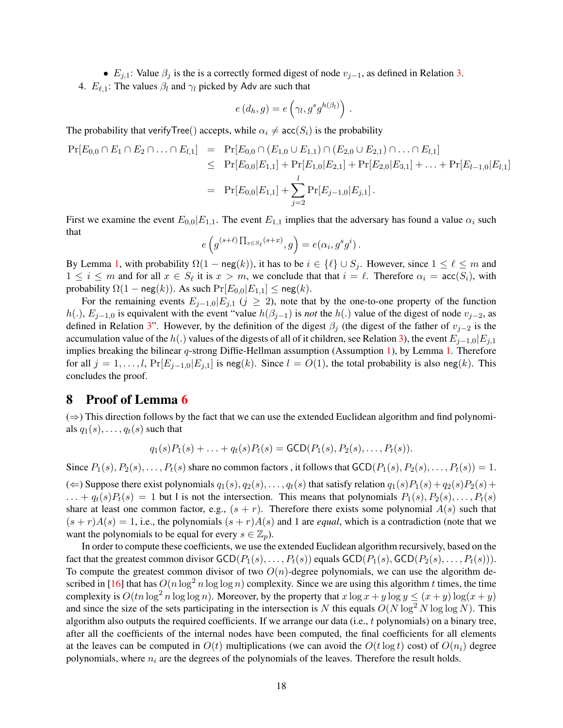- $E_{j,1}$: Value $\beta_j$ is the is a correctly formed digest of node $v_{j-1}$, as defined in Relation 3.

4. $E_{\ell,1}$: The values $\beta_l$ and $\gamma_l$ picked by Adv are such that

$$e\left(d_h, g\right) = e\left(\gamma_l, g^s g^{h(\beta_l)}\right).$$

The probability that verifyTree() accepts, while $\alpha_i \neq \mathsf{acc}(S_i)$ is the probability

$$\begin{aligned}
\Pr[E_{0,0} \cap E_1 \cap E_2 \cap \ldots \cap E_{l,1}] &= \Pr[E_{0,0} \cap (E_{1,0} \cup E_{1,1}) \cap (E_{2,0} \cup E_{2,1}) \cap \ldots \cap E_{l,1}] \\
&\leq \Pr[E_{0,0}|E_{1,1}] + \Pr[E_{1,0}|E_{2,1}] + \Pr[E_{2,0}|E_{3,1}] + \ldots + \Pr[E_{l-1,0}|E_{l,1}] \\
&= \Pr[E_{0,0}|E_{1,1}] + \sum_{j=2}^{l} \Pr[E_{j-1,0}|E_{j,1}].
\end{aligned}$$

First we examine the event $E_{0,0}|E_{1,1}$. The event $E_{1,1}$ implies that the adversary has found a value $\alpha_i$ such that

$$e\left(g^{(s+\ell)\prod_{x \in S_\ell}(s+x)}, g\right) = e(\alpha_i, g^s g^i).$$

By Lemma 1, with probability $\Omega(1 - \mathsf{neg}(k))$, it has to be $i \in \{\ell\} \cup S_j$. However, since $1 \leq \ell \leq m$ and $1 \leq i \leq m$ and for all $x \in S_\ell$ it is $x > m$, we conclude that that $i = \ell$. Therefore $\alpha_i = \mathsf{acc}(S_i)$, with probability $\Omega(1 - \mathsf{neg}(k))$. As such $\Pr[E_{0,0}|E_{1,1}] \leq \mathsf{neg}(k)$.

For the remaining events $E_{j-1,0}|E_{j,1}$ ($j \geq 2$), note that by the one-to-one property of the function $h(.)$, $E_{j-1,0}$ is equivalent with the event "value $h(\beta_{j-1})$ is *not* the $h(.)$ value of the digest of node $v_{j-2}$, as defined in Relation 3". However, by the definition of the digest $\beta_j$ (the digest of the father of $v_{j-2}$ is the accumulation value of the $h(.)$ values of the digests of all of it children, see Relation 3), the event $E_{j-1,0}|E_{j,1}$ implies breaking the bilinear $q$-strong Diffie-Hellman assumption (Assumption 1), by Lemma 1. Therefore for all $j = 1, \ldots, l$, $\Pr[E_{j-1,0}|E_{j,1}]$ is $\mathsf{neg}(k)$. Since $l = O(1)$, the total probability is also $\mathsf{neg}(k)$. This concludes the proof.

# 8 Proof of Lemma 6

($\Rightarrow$) This direction follows by the fact that we can use the extended Euclidean algorithm and find polynomials $q_1(s), \ldots, q_t(s)$ such that

$$q_1(s)P_1(s) + \ldots + q_t(s)P_t(s) = \mathsf{GCD}(P_1(s), P_2(s), \ldots, P_t(s)).$$

Since $P_1(s), P_2(s), \ldots, P_t(s)$ share no common factors , it follows that $\mathsf{GCD}(P_1(s), P_2(s), \ldots, P_t(s)) = 1$.

($\Leftarrow$) Suppose there exist polynomials $q_1(s), q_2(s), \ldots, q_t(s)$ that satisfy relation $q_1(s)P_1(s) + q_2(s)P_2(s) + \ldots + q_t(s)P_t(s) = 1$ but I is not the intersection. This means that polynomials $P_1(s), P_2(s), \ldots, P_t(s)$ share at least one common factor, e.g., $(s + r)$. Therefore there exists some polynomial $A(s)$ such that $(s + r)A(s) = 1$, i.e., the polynomials $(s + r)A(s)$ and 1 are *equal*, which is a contradiction (note that we want the polynomials to be equal for every $s \in \mathbb{Z}_p$).

In order to compute these coefficients, we use the extended Euclidean algorithm recursively, based on the fact that the greatest common divisor $\mathsf{GCD}(P_1(s), \ldots, P_t(s))$ equals $\mathsf{GCD}(P_1(s), \mathsf{GCD}(P_2(s), \ldots, P_t(s)))$. To compute the greatest common divisor of two $O(n)$-degree polynomials, we can use the algorithm described in [16] that has $O(n \log^2 n \log \log n)$ complexity. Since we are using this algorithm $t$ times, the time complexity is $O(tn \log^2 n \log \log n)$. Moreover, by the property that $x \log x + y \log y \leq (x + y) \log(x + y)$ and since the size of the sets participating in the intersection is $N$ this equals $O(N \log^2 N \log \log N)$. This algorithm also outputs the required coefficients. If we arrange our data (i.e., $t$ polynomials) on a binary tree, after all the coefficients of the internal nodes have been computed, the final coefficients for all elements at the leaves can be computed in $O(t)$ multiplications (we can avoid the $O(t \log t)$ cost) of $O(n_i)$ degree polynomials, where $n_i$ are the degrees of the polynomials of the leaves. Therefore the result holds.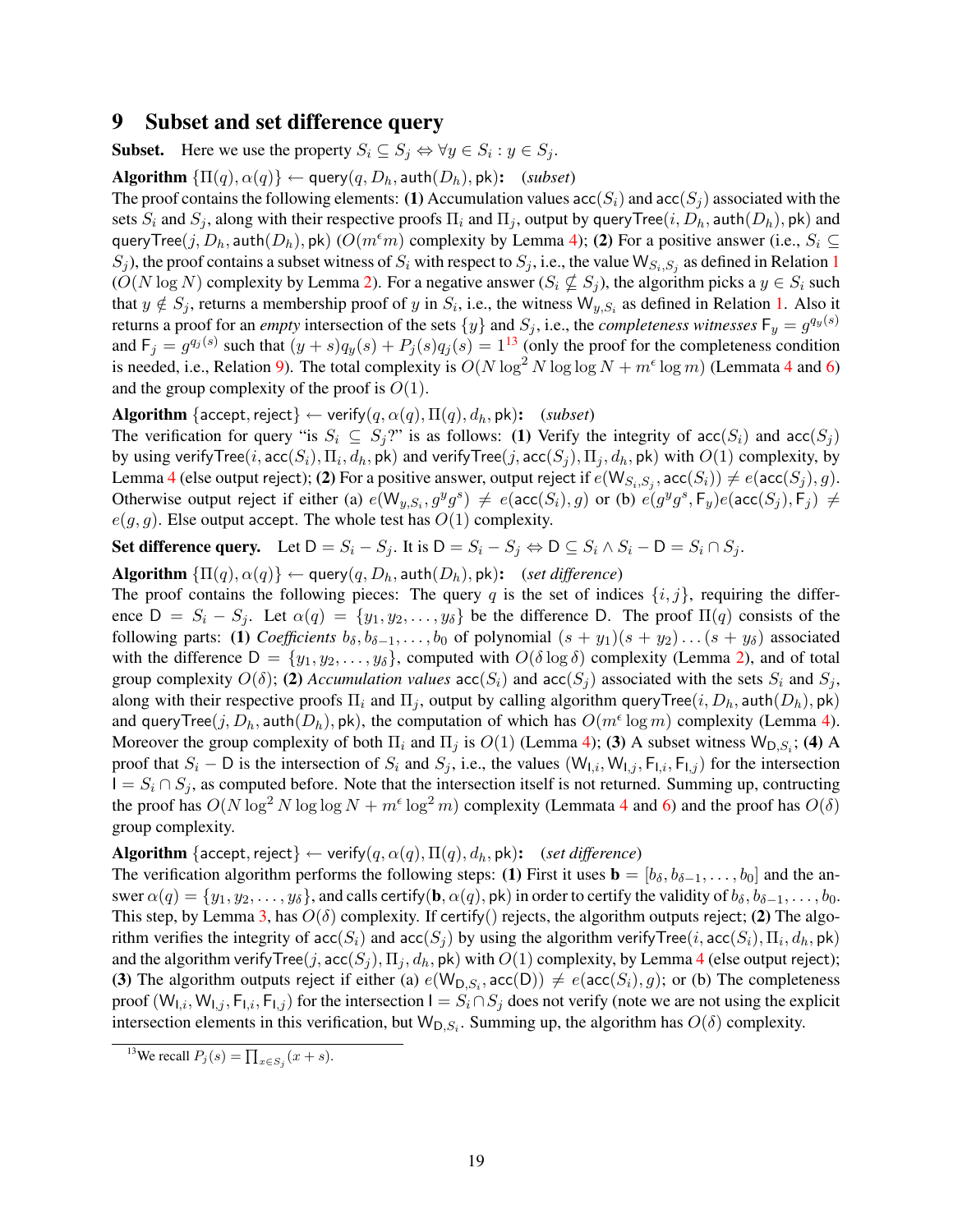# 9 Subset and set difference query

**Subset.** Here we use the property $S_i \subseteq S_j \Leftrightarrow \forall y \in S_i : y \in S_j$.

**Algorithm** $\{\Pi(q), \alpha(q)\} \leftarrow \mathsf{query}(q, D_h, \mathsf{auth}(D_h), \mathsf{pk})$**:** (*subset*)
The proof contains the following elements: **(1)** Accumulation values $\mathsf{acc}(S_i)$ and $\mathsf{acc}(S_j)$ associated with the sets $S_i$ and $S_j$, along with their respective proofs $\Pi_i$ and $\Pi_j$, output by $\mathsf{queryTree}(i, D_h, \mathsf{auth}(D_h), \mathsf{pk})$ and $\mathsf{queryTree}(j, D_h, \mathsf{auth}(D_h), \mathsf{pk})$ ($O(m^\epsilon m)$ complexity by Lemma 4); **(2)** For a positive answer (i.e., $S_i \subseteq S_j$), the proof contains a subset witness of $S_i$ with respect to $S_j$, i.e., the value $\mathsf{W}_{S_i,S_j}$ as defined in Relation 1 ($O(N \log N)$ complexity by Lemma 2). For a negative answer ($S_i \not\subseteq S_j$), the algorithm picks a $y \in S_i$ such that $y \notin S_j$, returns a membership proof of $y$ in $S_i$, i.e., the witness $\mathsf{W}_{y,S_i}$ as defined in Relation 1. Also it returns a proof for an *empty* intersection of the sets $\{y\}$ and $S_j$, i.e., the *completeness witnesses* $\mathsf{F}_y = g^{q_y(s)}$ and $\mathsf{F}_j = g^{q_j(s)}$ such that $(y + s)q_y(s) + P_j(s)q_j(s) = 1$[13] (only the proof for the completeness condition is needed, i.e., Relation 9). The total complexity is $O(N \log^2 N \log\log N + m^\epsilon \log m)$ (Lemmata 4 and 6) and the group complexity of the proof is $O(1)$.

**Algorithm** $\{\mathsf{accept}, \mathsf{reject}\} \leftarrow \mathsf{verify}(q, \alpha(q), \Pi(q), d_h, \mathsf{pk})$**:** (*subset*)
The verification for query "is $S_i \subseteq S_j$?" is as follows: **(1)** Verify the integrity of $\mathsf{acc}(S_i)$ and $\mathsf{acc}(S_j)$ by using $\mathsf{verifyTree}(i, \mathsf{acc}(S_i), \Pi_i, d_h, \mathsf{pk})$ and $\mathsf{verifyTree}(j, \mathsf{acc}(S_j), \Pi_j, d_h, \mathsf{pk})$ with $O(1)$ complexity, by Lemma 4 (else output reject); **(2)** For a positive answer, output reject if $e(\mathsf{W}_{S_i,S_j}, \mathsf{acc}(S_i)) \neq e(\mathsf{acc}(S_j), g)$. Otherwise output reject if either (a) $e(\mathsf{W}_{y,S_i}, g^y g^s) \neq e(\mathsf{acc}(S_i), g)$ or (b) $e(g^y g^s, \mathsf{F}_y)e(\mathsf{acc}(S_j), \mathsf{F}_j) \neq e(g, g)$. Else output accept. The whole test has $O(1)$ complexity.

**Set difference query.** Let $\mathsf{D} = S_i - S_j$. It is $\mathsf{D} = S_i - S_j \Leftrightarrow \mathsf{D} \subseteq S_i \wedge S_i - \mathsf{D} = S_i \cap S_j$.

**Algorithm** $\{\Pi(q), \alpha(q)\} \leftarrow \mathsf{query}(q, D_h, \mathsf{auth}(D_h), \mathsf{pk})$**:** (*set difference*)
The proof contains the following pieces: The query $q$ is the set of indices $\{i, j\}$, requiring the difference $\mathsf{D} = S_i - S_j$. Let $\alpha(q) = \{y_1, y_2, \ldots, y_\delta\}$ be the difference $\mathsf{D}$. The proof $\Pi(q)$ consists of the following parts: **(1)** *Coefficients* $b_\delta, b_{\delta-1}, \ldots, b_0$ of polynomial $(s + y_1)(s + y_2)\ldots(s + y_\delta)$ associated with the difference $\mathsf{D} = \{y_1, y_2, \ldots, y_\delta\}$, computed with $O(\delta \log \delta)$ complexity (Lemma 2), and of total group complexity $O(\delta)$; **(2)** *Accumulation values* $\mathsf{acc}(S_i)$ and $\mathsf{acc}(S_j)$ associated with the sets $S_i$ and $S_j$, along with their respective proofs $\Pi_i$ and $\Pi_j$, output by calling algorithm $\mathsf{queryTree}(i, D_h, \mathsf{auth}(D_h), \mathsf{pk})$ and $\mathsf{queryTree}(j, D_h, \mathsf{auth}(D_h), \mathsf{pk})$, the computation of which has $O(m^\epsilon \log m)$ complexity (Lemma 4). Moreover the group complexity of both $\Pi_i$ and $\Pi_j$ is $O(1)$ (Lemma 4); **(3)** A subset witness $\mathsf{W}_{\mathsf{D},S_i}$; **(4)** A proof that $S_i - \mathsf{D}$ is the intersection of $S_i$ and $S_j$, i.e., the values $(\mathsf{W}_{\mathsf{I},i}, \mathsf{W}_{\mathsf{I},j}, \mathsf{F}_{\mathsf{I},i}, \mathsf{F}_{\mathsf{I},j})$ for the intersection $\mathsf{I} = S_i \cap S_j$, as computed before. Note that the intersection itself is not returned. Summing up, contructing the proof has $O(N \log^2 N \log\log N + m^\epsilon \log^2 m)$ complexity (Lemmata 4 and 6) and the proof has $O(\delta)$ group complexity.

**Algorithm** $\{\mathsf{accept}, \mathsf{reject}\} \leftarrow \mathsf{verify}(q, \alpha(q), \Pi(q), d_h, \mathsf{pk})$**:** (*set difference*)
The verification algorithm performs the following steps: **(1)** First it uses $\mathbf{b} = [b_\delta, b_{\delta-1}, \ldots, b_0]$ and the answer $\alpha(q) = \{y_1, y_2, \ldots, y_\delta\}$, and calls $\mathsf{certify}(\mathbf{b}, \alpha(q), \mathsf{pk})$ in order to certify the validity of $b_\delta, b_{\delta-1}, \ldots, b_0$. This step, by Lemma 3, has $O(\delta)$ complexity. If $\mathsf{certify}()$ rejects, the algorithm outputs reject; **(2)** The algorithm verifies the integrity of $\mathsf{acc}(S_i)$ and $\mathsf{acc}(S_j)$ by using the algorithm $\mathsf{verifyTree}(i, \mathsf{acc}(S_i), \Pi_i, d_h, \mathsf{pk})$ and the algorithm $\mathsf{verifyTree}(j, \mathsf{acc}(S_j), \Pi_j, d_h, \mathsf{pk})$ with $O(1)$ complexity, by Lemma 4 (else output reject); **(3)** The algorithm outputs reject if either (a) $e(\mathsf{W}_{\mathsf{D},S_i}, \mathsf{acc}(\mathsf{D})) \neq e(\mathsf{acc}(S_i), g)$; or (b) The completeness proof $(\mathsf{W}_{\mathsf{I},i}, \mathsf{W}_{\mathsf{I},j}, \mathsf{F}_{\mathsf{I},i}, \mathsf{F}_{\mathsf{I},j})$ for the intersection $\mathsf{I} = S_i \cap S_j$ does not verify (note we are not using the explicit intersection elements in this verification, but $\mathsf{W}_{\mathsf{D},S_i}$. Summing up, the algorithm has $O(\delta)$ complexity.

[13] We recall $P_j(s) = \prod_{x \in S_j}(x + s)$.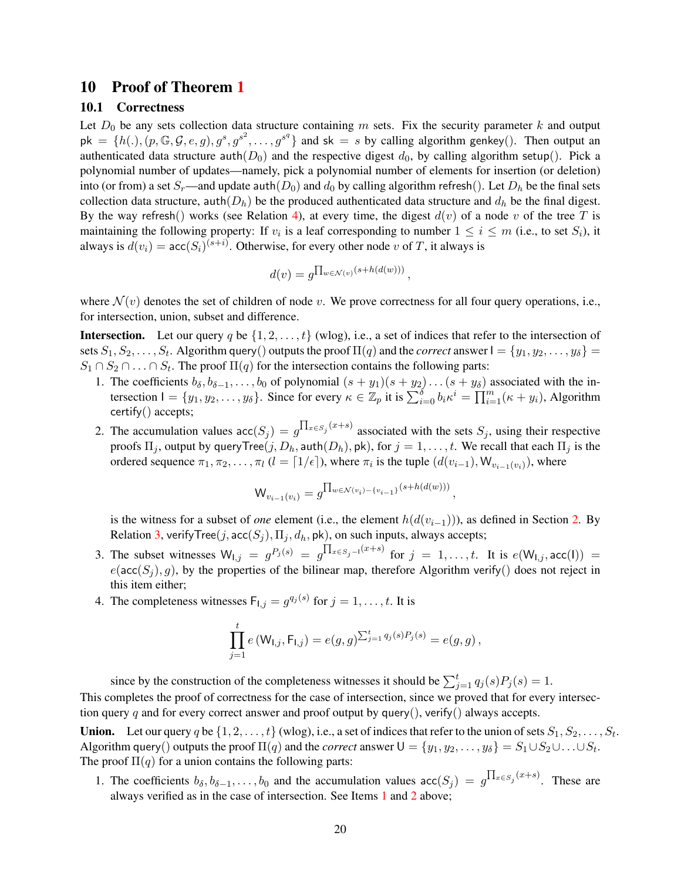## 10 Proof of Theorem 1

### 10.1 Correctness

Let $D_0$ be any sets collection data structure containing $m$ sets. Fix the security parameter $k$ and output $\mathsf{pk} = \{h(.), (p, \mathbb{G}, \mathcal{G}, e, g), g^s, g^{s^2}, \ldots, g^{s^q}\}$ and $\mathsf{sk} = s$ by calling algorithm genkey(). Then output an authenticated data structure $\mathsf{auth}(D_0)$ and the respective digest $d_0$, by calling algorithm setup(). Pick a polynomial number of updates—namely, pick a polynomial number of elements for insertion (or deletion) into (or from) a set $S_r$—and update $\mathsf{auth}(D_0)$ and $d_0$ by calling algorithm refresh(). Let $D_h$ be the final sets collection data structure, $\mathsf{auth}(D_h)$ be the produced authenticated data structure and $d_h$ be the final digest. By the way refresh() works (see Relation 4), at every time, the digest $d(v)$ of a node $v$ of the tree $T$ is maintaining the following property: If $v_i$ is a leaf corresponding to number $1 \leq i \leq m$ (i.e., to set $S_i$), it always is $d(v_i) = \mathsf{acc}(S_i)^{(s+i)}$. Otherwise, for every other node $v$ of $T$, it always is

$$d(v) = g^{\prod_{w \in \mathcal{N}(v)}(s+h(d(w)))},$$

where $\mathcal{N}(v)$ denotes the set of children of node $v$. We prove correctness for all four query operations, i.e., for intersection, union, subset and difference.

**Intersection.** Let our query $q$ be $\{1, 2, \ldots, t\}$ (wlog), i.e., a set of indices that refer to the intersection of sets $S_1, S_2, \ldots, S_t$. Algorithm query() outputs the proof $\Pi(q)$ and the *correct* answer $\mathsf{I} = \{y_1, y_2, \ldots, y_\delta\} = S_1 \cap S_2 \cap \ldots \cap S_t$. The proof $\Pi(q)$ for the intersection contains the following parts:

1. The coefficients $b_\delta, b_{\delta-1}, \ldots, b_0$ of polynomial $(s + y_1)(s + y_2)\ldots(s + y_\delta)$ associated with the intersection $\mathsf{I} = \{y_1, y_2, \ldots, y_\delta\}$. Since for every $\kappa \in \mathbb{Z}_p$ it is $\sum_{i=0}^{\delta} b_i \kappa^i = \prod_{i=1}^{m}(\kappa + y_i)$, Algorithm certify() accepts;
2. The accumulation values $\mathsf{acc}(S_j) = g^{\prod_{x \in S_j}(x+s)}$ associated with the sets $S_j$, using their respective proofs $\Pi_j$, output by queryTree($j, D_h, \mathsf{auth}(D_h), \mathsf{pk}$), for $j = 1, \ldots, t$. We recall that each $\Pi_j$ is the ordered sequence $\pi_1, \pi_2, \ldots, \pi_l$ ($l = \lceil 1/\epsilon \rceil$), where $\pi_i$ is the tuple $(d(v_{i-1}), \mathsf{W}_{v_{i-1}(v_i)})$, where

$$\mathsf{W}_{v_{i-1}(v_i)} = g^{\prod_{w \in \mathcal{N}(v_i) - \{v_{i-1}\}}(s+h(d(w)))},$$

is the witness for a subset of *one* element (i.e., the element $h(d(v_{i-1}))$), as defined in Section 2. By Relation 3, verifyTree($j, \mathsf{acc}(S_j), \Pi_j, d_h, \mathsf{pk}$), on such inputs, always accepts;
3. The subset witnesses $\mathsf{W}_{\mathsf{I},j} = g^{P_j(s)} = g^{\prod_{x \in S_j - \mathsf{I}}(x+s)}$ for $j = 1, \ldots, t$. It is $e(\mathsf{W}_{\mathsf{I},j}, \mathsf{acc}(\mathsf{I})) = e(\mathsf{acc}(S_j), g)$, by the properties of the bilinear map, therefore Algorithm verify() does not reject in this item either;
4. The completeness witnesses $\mathsf{F}_{\mathsf{I},j} = g^{q_j(s)}$ for $j = 1, \ldots, t$. It is

$$\prod_{j=1}^{t} e\left(\mathsf{W}_{\mathsf{I},j}, \mathsf{F}_{\mathsf{I},j}\right) = e(g, g)^{\sum_{j=1}^{t} q_j(s) P_j(s)} = e(g, g),$$

since by the construction of the completeness witnesses it should be $\sum_{j=1}^{t} q_j(s) P_j(s) = 1$.

This completes the proof of correctness for the case of intersection, since we proved that for every intersection query $q$ and for every correct answer and proof output by query(), verify() always accepts.

**Union.** Let our query $q$ be $\{1, 2, \ldots, t\}$ (wlog), i.e., a set of indices that refer to the union of sets $S_1, S_2, \ldots, S_t$. Algorithm query() outputs the proof $\Pi(q)$ and the *correct* answer $\mathsf{U} = \{y_1, y_2, \ldots, y_\delta\} = S_1 \cup S_2 \cup \ldots \cup S_t$. The proof $\Pi(q)$ for a union contains the following parts:

1. The coefficients $b_\delta, b_{\delta-1}, \ldots, b_0$ and the accumulation values $\mathsf{acc}(S_j) = g^{\prod_{x \in S_j}(x+s)}$. These are always verified as in the case of intersection. See Items 1 and 2 above;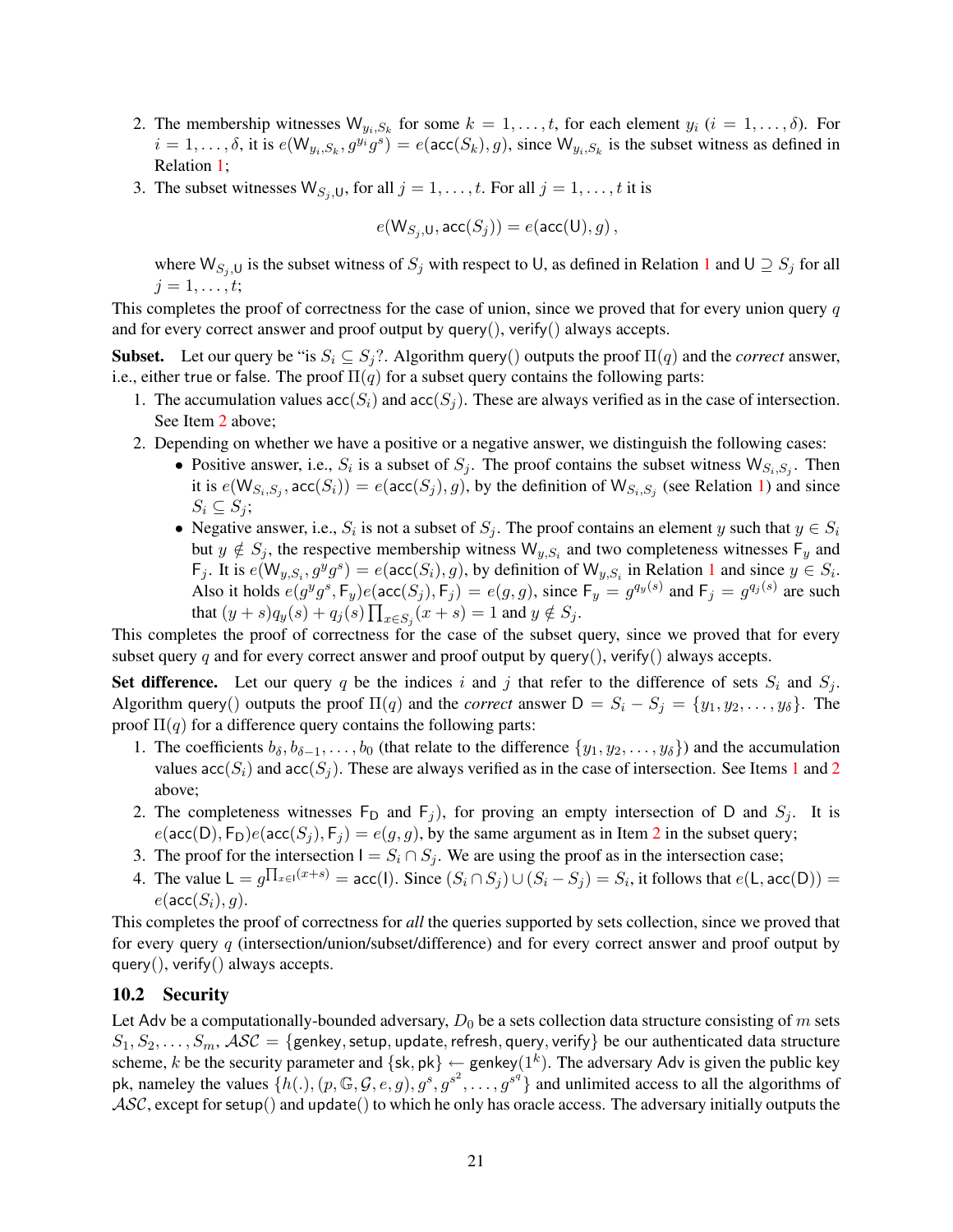2. The membership witnesses $\mathsf{W}_{y_i,S_k}$ for some $k = 1,\ldots,t$, for each element $y_i$ ($i = 1,\ldots,\delta$). For $i = 1,\ldots,\delta$, it is $e(\mathsf{W}_{y_i,S_k}, g^{y_i}g^s) = e(\mathsf{acc}(S_k), g)$, since $\mathsf{W}_{y_i,S_k}$ is the subset witness as defined in Relation 1;
3. The subset witnesses $\mathsf{W}_{S_j,\mathsf{U}}$, for all $j = 1,\ldots,t$. For all $j = 1,\ldots,t$ it is

$$e(\mathsf{W}_{S_j,\mathsf{U}}, \mathsf{acc}(S_j)) = e(\mathsf{acc}(\mathsf{U}), g)\,,$$

   where $\mathsf{W}_{S_j,\mathsf{U}}$ is the subset witness of $S_j$ with respect to $\mathsf{U}$, as defined in Relation 1 and $\mathsf{U} \supseteq S_j$ for all $j = 1,\ldots,t$;

This completes the proof of correctness for the case of union, since we proved that for every union query $q$ and for every correct answer and proof output by $\mathsf{query}()$, $\mathsf{verify}()$ always accepts.

**Subset.** Let our query be "is $S_i \subseteq S_j$?. Algorithm $\mathsf{query}()$ outputs the proof $\Pi(q)$ and the *correct* answer, i.e., either true or false. The proof $\Pi(q)$ for a subset query contains the following parts:

1. The accumulation values $\mathsf{acc}(S_i)$ and $\mathsf{acc}(S_j)$. These are always verified as in the case of intersection. See Item 2 above;
2. Depending on whether we have a positive or a negative answer, we distinguish the following cases:
   - Positive answer, i.e., $S_i$ is a subset of $S_j$. The proof contains the subset witness $\mathsf{W}_{S_i,S_j}$. Then it is $e(\mathsf{W}_{S_i,S_j}, \mathsf{acc}(S_i)) = e(\mathsf{acc}(S_j), g)$, by the definition of $\mathsf{W}_{S_i,S_j}$ (see Relation 1) and since $S_i \subseteq S_j$;
   - Negative answer, i.e., $S_i$ is not a subset of $S_j$. The proof contains an element $y$ such that $y \in S_i$ but $y \notin S_j$, the respective membership witness $\mathsf{W}_{y,S_i}$ and two completeness witnesses $\mathsf{F}_y$ and $\mathsf{F}_j$. It is $e(\mathsf{W}_{y,S_i}, g^y g^s) = e(\mathsf{acc}(S_i), g)$, by definition of $\mathsf{W}_{y,S_i}$ in Relation 1 and since $y \in S_i$. Also it holds $e(g^y g^s, \mathsf{F}_y)e(\mathsf{acc}(S_j), \mathsf{F}_j) = e(g, g)$, since $\mathsf{F}_y = g^{q_y(s)}$ and $\mathsf{F}_j = g^{q_j(s)}$ are such that $(y+s)q_y(s) + q_j(s)\prod_{x\in S_j}(x+s) = 1$ and $y \notin S_j$.

This completes the proof of correctness for the case of the subset query, since we proved that for every subset query $q$ and for every correct answer and proof output by $\mathsf{query}()$, $\mathsf{verify}()$ always accepts.

**Set difference.** Let our query $q$ be the indices $i$ and $j$ that refer to the difference of sets $S_i$ and $S_j$. Algorithm $\mathsf{query}()$ outputs the proof $\Pi(q)$ and the *correct* answer $\mathsf{D} = S_i - S_j = \{y_1, y_2, \ldots, y_\delta\}$. The proof $\Pi(q)$ for a difference query contains the following parts:

1. The coefficients $b_\delta, b_{\delta-1}, \ldots, b_0$ (that relate to the difference $\{y_1, y_2, \ldots, y_\delta\}$) and the accumulation values $\mathsf{acc}(S_i)$ and $\mathsf{acc}(S_j)$. These are always verified as in the case of intersection. See Items 1 and 2 above;
2. The completeness witnesses $\mathsf{F}_\mathsf{D}$ and $\mathsf{F}_j$), for proving an empty intersection of $\mathsf{D}$ and $S_j$. It is $e(\mathsf{acc}(\mathsf{D}), \mathsf{F}_\mathsf{D})e(\mathsf{acc}(S_j), \mathsf{F}_j) = e(g, g)$, by the same argument as in Item 2 in the subset query;
3. The proof for the intersection $\mathsf{I} = S_i \cap S_j$. We are using the proof as in the intersection case;
4. The value $\mathsf{L} = g^{\prod_{x\in \mathsf{I}}(x+s)} = \mathsf{acc}(\mathsf{I})$. Since $(S_i \cap S_j) \cup (S_i - S_j) = S_i$, it follows that $e(\mathsf{L}, \mathsf{acc}(\mathsf{D})) = e(\mathsf{acc}(S_i), g)$.

This completes the proof of correctness for *all* the queries supported by sets collection, since we proved that for every query $q$ (intersection/union/subset/difference) and for every correct answer and proof output by $\mathsf{query}()$, $\mathsf{verify}()$ always accepts.

## 10.2 Security

Let $\mathsf{Adv}$ be a computationally-bounded adversary, $D_0$ be a sets collection data structure consisting of $m$ sets $S_1, S_2, \ldots, S_m$, $\mathcal{ASC} = \{\mathsf{genkey}, \mathsf{setup}, \mathsf{update}, \mathsf{refresh}, \mathsf{query}, \mathsf{verify}\}$ be our authenticated data structure scheme, $k$ be the security parameter and $\{\mathsf{sk}, \mathsf{pk}\} \leftarrow \mathsf{genkey}(1^k)$. The adversary $\mathsf{Adv}$ is given the public key $\mathsf{pk}$, nameley the values $\{h(.), (p, \mathbb{G}, \mathcal{G}, e, g), g^s, g^{s^2}, \ldots, g^{s^q}\}$ and unlimited access to all the algorithms of $\mathcal{ASC}$, except for $\mathsf{setup}()$ and $\mathsf{update}()$ to which he only has oracle access. The adversary initially outputs the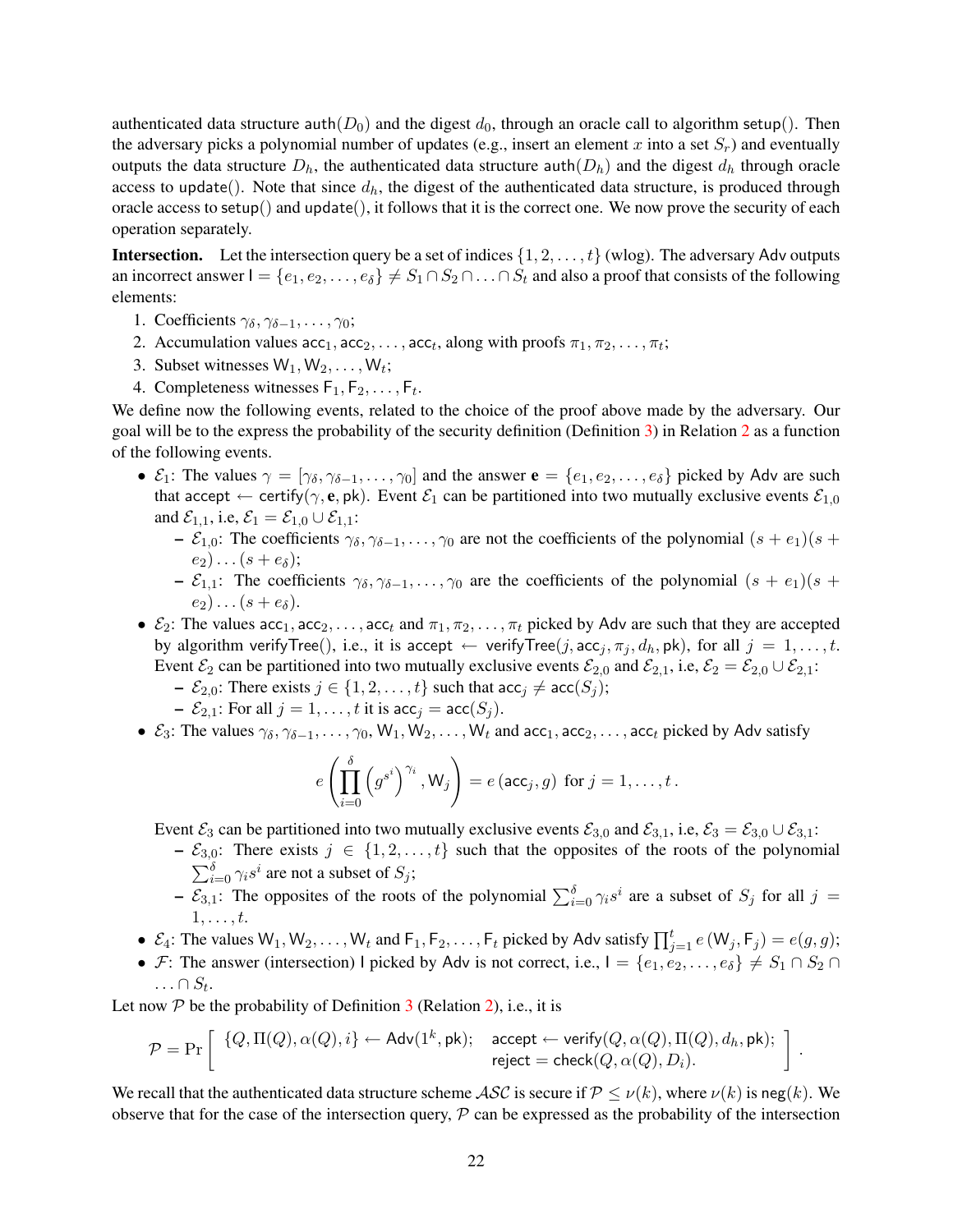authenticated data structure $\mathsf{auth}(D_0)$ and the digest $d_0$, through an oracle call to algorithm $\mathsf{setup}()$. Then the adversary picks a polynomial number of updates (e.g., insert an element $x$ into a set $S_r$) and eventually outputs the data structure $D_h$, the authenticated data structure $\mathsf{auth}(D_h)$ and the digest $d_h$ through oracle access to $\mathsf{update}()$. Note that since $d_h$, the digest of the authenticated data structure, is produced through oracle access to $\mathsf{setup}()$ and $\mathsf{update}()$, it follows that it is the correct one. We now prove the security of each operation separately.

**Intersection.** Let the intersection query be a set of indices $\{1, 2, \ldots, t\}$ (wlog). The adversary $\mathsf{Adv}$ outputs an incorrect answer $\mathsf{I} = \{e_1, e_2, \ldots, e_\delta\} \neq S_1 \cap S_2 \cap \ldots \cap S_t$ and also a proof that consists of the following elements:

1. Coefficients $\gamma_\delta, \gamma_{\delta-1}, \ldots, \gamma_0$;
2. Accumulation values $\mathsf{acc}_1, \mathsf{acc}_2, \ldots, \mathsf{acc}_t$, along with proofs $\pi_1, \pi_2, \ldots, \pi_t$;
3. Subset witnesses $\mathsf{W}_1, \mathsf{W}_2, \ldots, \mathsf{W}_t$;
4. Completeness witnesses $\mathsf{F}_1, \mathsf{F}_2, \ldots, \mathsf{F}_t$.

We define now the following events, related to the choice of the proof above made by the adversary. Our goal will be to the express the probability of the security definition (Definition 3) in Relation 2 as a function of the following events.

- $\mathcal{E}_1$: The values $\gamma = [\gamma_\delta, \gamma_{\delta-1}, \ldots, \gamma_0]$ and the answer $\mathbf{e} = \{e_1, e_2, \ldots, e_\delta\}$ picked by $\mathsf{Adv}$ are such that $\mathsf{accept} \leftarrow \mathsf{certify}(\gamma, \mathbf{e}, \mathsf{pk})$. Event $\mathcal{E}_1$ can be partitioned into two mutually exclusive events $\mathcal{E}_{1,0}$ and $\mathcal{E}_{1,1}$, i.e, $\mathcal{E}_1 = \mathcal{E}_{1,0} \cup \mathcal{E}_{1,1}$:
  - $\mathcal{E}_{1,0}$: The coefficients $\gamma_\delta, \gamma_{\delta-1}, \ldots, \gamma_0$ are not the coefficients of the polynomial $(s + e_1)(s + e_2) \ldots (s + e_\delta)$;
  - $\mathcal{E}_{1,1}$: The coefficients $\gamma_\delta, \gamma_{\delta-1}, \ldots, \gamma_0$ are the coefficients of the polynomial $(s + e_1)(s + e_2) \ldots (s + e_\delta)$.
- $\mathcal{E}_2$: The values $\mathsf{acc}_1, \mathsf{acc}_2, \ldots, \mathsf{acc}_t$ and $\pi_1, \pi_2, \ldots, \pi_t$ picked by $\mathsf{Adv}$ are such that they are accepted by algorithm $\mathsf{verifyTree}()$, i.e., it is $\mathsf{accept} \leftarrow \mathsf{verifyTree}(j, \mathsf{acc}_j, \pi_j, d_h, \mathsf{pk})$, for all $j = 1, \ldots, t$. Event $\mathcal{E}_2$ can be partitioned into two mutually exclusive events $\mathcal{E}_{2,0}$ and $\mathcal{E}_{2,1}$, i.e, $\mathcal{E}_2 = \mathcal{E}_{2,0} \cup \mathcal{E}_{2,1}$:
  - $\mathcal{E}_{2,0}$: There exists $j \in \{1, 2, \ldots, t\}$ such that $\mathsf{acc}_j \neq \mathsf{acc}(S_j)$;
  - $\mathcal{E}_{2,1}$: For all $j = 1, \ldots, t$ it is $\mathsf{acc}_j = \mathsf{acc}(S_j)$.
- $\mathcal{E}_3$: The values $\gamma_\delta, \gamma_{\delta-1}, \ldots, \gamma_0$, $\mathsf{W}_1, \mathsf{W}_2, \ldots, \mathsf{W}_t$ and $\mathsf{acc}_1, \mathsf{acc}_2, \ldots, \mathsf{acc}_t$ picked by $\mathsf{Adv}$ satisfy

$$e\left(\prod_{i=0}^{\delta} \left(g^{s^i}\right)^{\gamma_i}, \mathsf{W}_j\right) = e\left(\mathsf{acc}_j, g\right) \text{ for } j = 1, \ldots, t\,.$$

  Event $\mathcal{E}_3$ can be partitioned into two mutually exclusive events $\mathcal{E}_{3,0}$ and $\mathcal{E}_{3,1}$, i.e, $\mathcal{E}_3 = \mathcal{E}_{3,0} \cup \mathcal{E}_{3,1}$:
  - $\mathcal{E}_{3,0}$: There exists $j \in \{1, 2, \ldots, t\}$ such that the opposites of the roots of the polynomial $\sum_{i=0}^{\delta} \gamma_i s^i$ are not a subset of $S_j$;
  - $\mathcal{E}_{3,1}$: The opposites of the roots of the polynomial $\sum_{i=0}^{\delta} \gamma_i s^i$ are a subset of $S_j$ for all $j = 1, \ldots, t$.
- $\mathcal{E}_4$: The values $\mathsf{W}_1, \mathsf{W}_2, \ldots, \mathsf{W}_t$ and $\mathsf{F}_1, \mathsf{F}_2, \ldots, \mathsf{F}_t$ picked by $\mathsf{Adv}$ satisfy $\prod_{j=1}^{t} e\left(\mathsf{W}_j, \mathsf{F}_j\right) = e(g, g)$;
- $\mathcal{F}$: The answer (intersection) $\mathsf{I}$ picked by $\mathsf{Adv}$ is not correct, i.e., $\mathsf{I} = \{e_1, e_2, \ldots, e_\delta\} \neq S_1 \cap S_2 \cap \ldots \cap S_t$.

Let now $\mathcal{P}$ be the probability of Definition 3 (Relation 2), i.e., it is

$$\mathcal{P} = \Pr\left[\begin{array}{ll} \{Q, \Pi(Q), \alpha(Q), i\} \leftarrow \mathsf{Adv}(1^k, \mathsf{pk}); & \mathsf{accept} \leftarrow \mathsf{verify}(Q, \alpha(Q), \Pi(Q), d_h, \mathsf{pk}); \\ & \mathsf{reject} = \mathsf{check}(Q, \alpha(Q), D_i). \end{array}\right].$$

We recall that the authenticated data structure scheme $\mathcal{ASC}$ is secure if $\mathcal{P} \leq \nu(k)$, where $\nu(k)$ is $\mathsf{neg}(k)$. We observe that for the case of the intersection query, $\mathcal{P}$ can be expressed as the probability of the intersection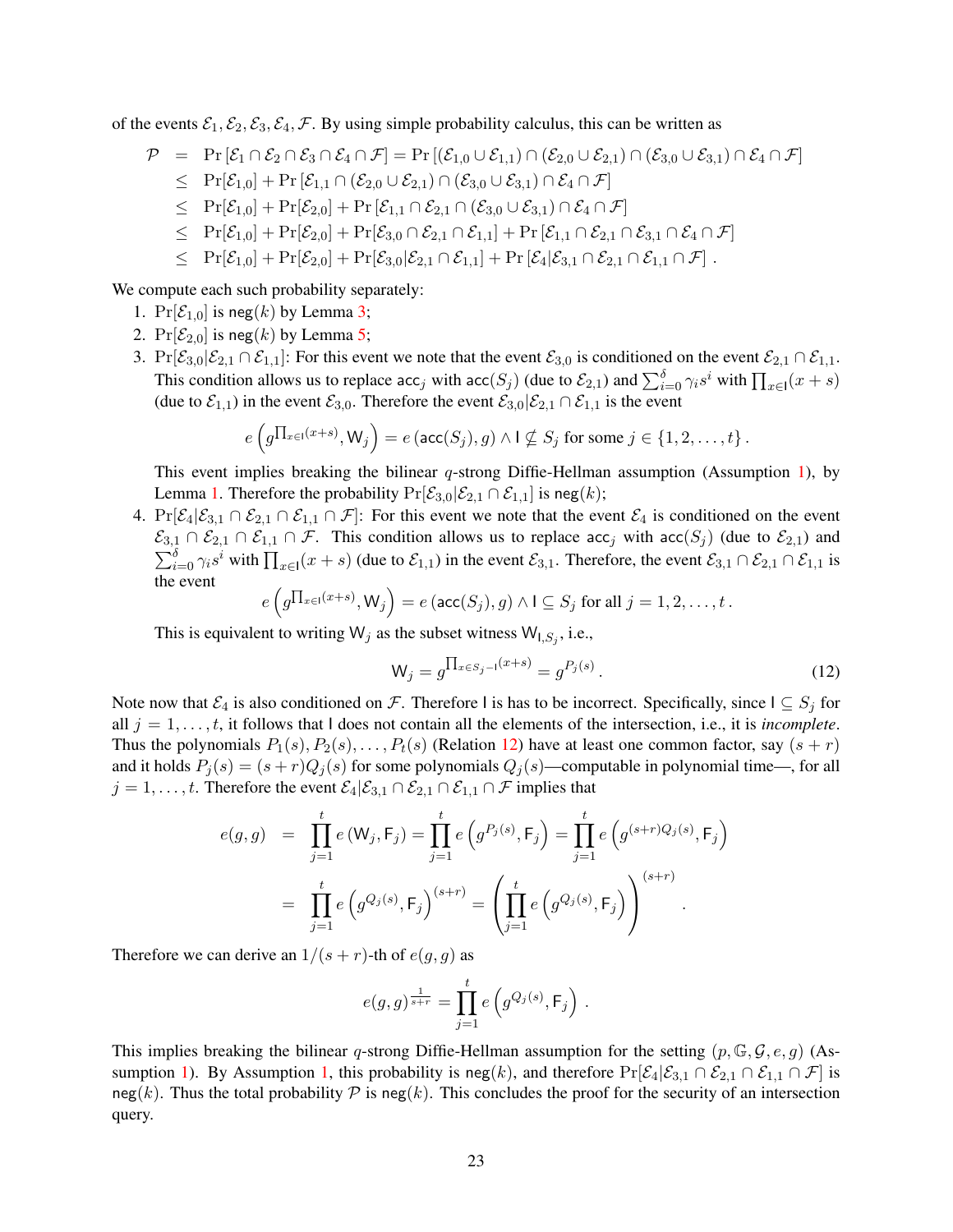of the events $\mathcal{E}_1, \mathcal{E}_2, \mathcal{E}_3, \mathcal{E}_4, \mathcal{F}$. By using simple probability calculus, this can be written as

$$
\begin{aligned}
\mathcal{P} &= \Pr\left[\mathcal{E}_1 \cap \mathcal{E}_2 \cap \mathcal{E}_3 \cap \mathcal{E}_4 \cap \mathcal{F}\right] = \Pr\left[(\mathcal{E}_{1,0} \cup \mathcal{E}_{1,1}) \cap (\mathcal{E}_{2,0} \cup \mathcal{E}_{2,1}) \cap (\mathcal{E}_{3,0} \cup \mathcal{E}_{3,1}) \cap \mathcal{E}_4 \cap \mathcal{F}\right] \\
&\leq \Pr[\mathcal{E}_{1,0}] + \Pr\left[\mathcal{E}_{1,1} \cap (\mathcal{E}_{2,0} \cup \mathcal{E}_{2,1}) \cap (\mathcal{E}_{3,0} \cup \mathcal{E}_{3,1}) \cap \mathcal{E}_4 \cap \mathcal{F}\right] \\
&\leq \Pr[\mathcal{E}_{1,0}] + \Pr[\mathcal{E}_{2,0}] + \Pr\left[\mathcal{E}_{1,1} \cap \mathcal{E}_{2,1} \cap (\mathcal{E}_{3,0} \cup \mathcal{E}_{3,1}) \cap \mathcal{E}_4 \cap \mathcal{F}\right] \\
&\leq \Pr[\mathcal{E}_{1,0}] + \Pr[\mathcal{E}_{2,0}] + \Pr[\mathcal{E}_{3,0} \cap \mathcal{E}_{2,1} \cap \mathcal{E}_{1,1}] + \Pr\left[\mathcal{E}_{1,1} \cap \mathcal{E}_{2,1} \cap \mathcal{E}_{3,1} \cap \mathcal{E}_4 \cap \mathcal{F}\right] \\
&\leq \Pr[\mathcal{E}_{1,0}] + \Pr[\mathcal{E}_{2,0}] + \Pr[\mathcal{E}_{3,0} | \mathcal{E}_{2,1} \cap \mathcal{E}_{1,1}] + \Pr\left[\mathcal{E}_4 | \mathcal{E}_{3,1} \cap \mathcal{E}_{2,1} \cap \mathcal{E}_{1,1} \cap \mathcal{F}\right] .
\end{aligned}
$$

We compute each such probability separately:

1. $\Pr[\mathcal{E}_{1,0}]$ is $\mathsf{neg}(k)$ by Lemma 3;
2. $\Pr[\mathcal{E}_{2,0}]$ is $\mathsf{neg}(k)$ by Lemma 5;
3. $\Pr[\mathcal{E}_{3,0} | \mathcal{E}_{2,1} \cap \mathcal{E}_{1,1}]$: For this event we note that the event $\mathcal{E}_{3,0}$ is conditioned on the event $\mathcal{E}_{2,1} \cap \mathcal{E}_{1,1}$. This condition allows us to replace $\mathsf{acc}_j$ with $\mathsf{acc}(S_j)$ (due to $\mathcal{E}_{2,1}$) and $\sum_{i=0}^{\delta} \gamma_i s^i$ with $\prod_{x \in \mathsf{I}}(x+s)$ (due to $\mathcal{E}_{1,1}$) in the event $\mathcal{E}_{3,0}$. Therefore the event $\mathcal{E}_{3,0} | \mathcal{E}_{2,1} \cap \mathcal{E}_{1,1}$ is the event

$$e\left(g^{\prod_{x \in \mathsf{I}}(x+s)}, \mathsf{W}_j\right) = e\left(\mathsf{acc}(S_j), g\right) \wedge \mathsf{I} \not\subseteq S_j \text{ for some } j \in \{1, 2, \ldots, t\} .$$

   This event implies breaking the bilinear $q$-strong Diffie-Hellman assumption (Assumption 1), by Lemma 1. Therefore the probability $\Pr[\mathcal{E}_{3,0} | \mathcal{E}_{2,1} \cap \mathcal{E}_{1,1}]$ is $\mathsf{neg}(k)$;
4. $\Pr[\mathcal{E}_4 | \mathcal{E}_{3,1} \cap \mathcal{E}_{2,1} \cap \mathcal{E}_{1,1} \cap \mathcal{F}]$: For this event we note that the event $\mathcal{E}_4$ is conditioned on the event $\mathcal{E}_{3,1} \cap \mathcal{E}_{2,1} \cap \mathcal{E}_{1,1} \cap \mathcal{F}$. This condition allows us to replace $\mathsf{acc}_j$ with $\mathsf{acc}(S_j)$ (due to $\mathcal{E}_{2,1}$) and $\sum_{i=0}^{\delta} \gamma_i s^i$ with $\prod_{x \in \mathsf{I}}(x+s)$ (due to $\mathcal{E}_{1,1}$) in the event $\mathcal{E}_{3,1}$. Therefore, the event $\mathcal{E}_{3,1} \cap \mathcal{E}_{2,1} \cap \mathcal{E}_{1,1}$ is the event

$$e\left(g^{\prod_{x \in \mathsf{I}}(x+s)}, \mathsf{W}_j\right) = e\left(\mathsf{acc}(S_j), g\right) \wedge \mathsf{I} \subseteq S_j \text{ for all } j = 1, 2, \ldots, t .$$

   This is equivalent to writing $\mathsf{W}_j$ as the subset witness $\mathsf{W}_{\mathsf{I}, S_j}$, i.e.,

$$\mathsf{W}_j = g^{\prod_{x \in S_j - \mathsf{I}}(x+s)} = g^{P_j(s)} . \tag{12}$$

Note now that $\mathcal{E}_4$ is also conditioned on $\mathcal{F}$. Therefore $\mathsf{I}$ is has to be incorrect. Specifically, since $\mathsf{I} \subseteq S_j$ for all $j = 1, \ldots, t$, it follows that $\mathsf{I}$ does not contain all the elements of the intersection, i.e., it is *incomplete*. Thus the polynomials $P_1(s), P_2(s), \ldots, P_t(s)$ (Relation 12) have at least one common factor, say $(s+r)$ and it holds $P_j(s) = (s+r)Q_j(s)$ for some polynomials $Q_j(s)$—computable in polynomial time—, for all $j = 1, \ldots, t$. Therefore the event $\mathcal{E}_4 | \mathcal{E}_{3,1} \cap \mathcal{E}_{2,1} \cap \mathcal{E}_{1,1} \cap \mathcal{F}$ implies that

$$
\begin{aligned}
e(g,g) &= \prod_{j=1}^{t} e\left(\mathsf{W}_j, \mathsf{F}_j\right) = \prod_{j=1}^{t} e\left(g^{P_j(s)}, \mathsf{F}_j\right) = \prod_{j=1}^{t} e\left(g^{(s+r)Q_j(s)}, \mathsf{F}_j\right) \\
&= \prod_{j=1}^{t} e\left(g^{Q_j(s)}, \mathsf{F}_j\right)^{(s+r)} = \left(\prod_{j=1}^{t} e\left(g^{Q_j(s)}, \mathsf{F}_j\right)\right)^{(s+r)} .
\end{aligned}
$$

Therefore we can derive an $1/(s+r)$-th of $e(g,g)$ as

$$e(g,g)^{\frac{1}{s+r}} = \prod_{j=1}^{t} e\left(g^{Q_j(s)}, \mathsf{F}_j\right) .$$

This implies breaking the bilinear $q$-strong Diffie-Hellman assumption for the setting $(p, \mathbb{G}, \mathcal{G}, e, g)$ (Assumption 1). By Assumption 1, this probability is $\mathsf{neg}(k)$, and therefore $\Pr[\mathcal{E}_4 | \mathcal{E}_{3,1} \cap \mathcal{E}_{2,1} \cap \mathcal{E}_{1,1} \cap \mathcal{F}]$ is $\mathsf{neg}(k)$. Thus the total probability $\mathcal{P}$ is $\mathsf{neg}(k)$. This concludes the proof for the security of an intersection query.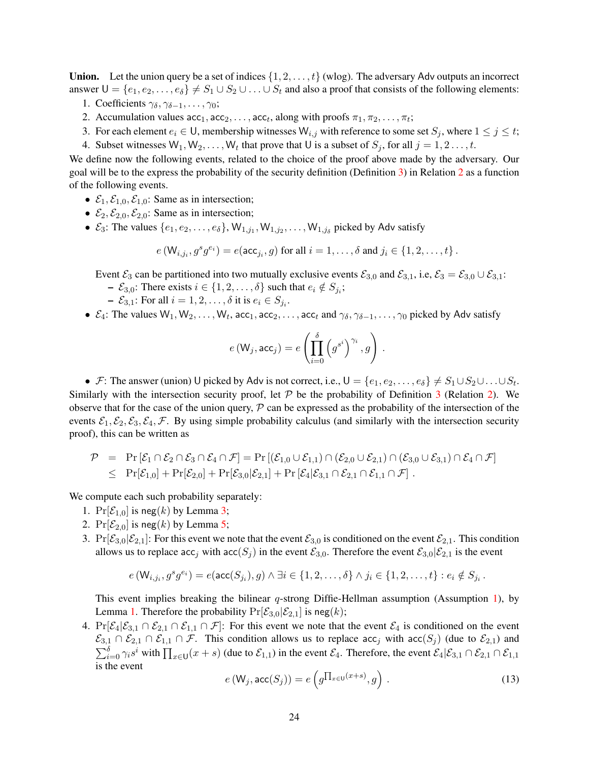**Union.** Let the union query be a set of indices $\{1, 2, \ldots, t\}$ (wlog). The adversary $\mathsf{Adv}$ outputs an incorrect answer $\mathsf{U} = \{e_1, e_2, \ldots, e_\delta\} \neq S_1 \cup S_2 \cup \ldots \cup S_t$ and also a proof that consists of the following elements:

1. Coefficients $\gamma_\delta, \gamma_{\delta-1}, \ldots, \gamma_0$;
2. Accumulation values $\mathsf{acc}_1, \mathsf{acc}_2, \ldots, \mathsf{acc}_t$, along with proofs $\pi_1, \pi_2, \ldots, \pi_t$;
3. For each element $e_i \in \mathsf{U}$, membership witnesses $\mathsf{W}_{i,j}$ with reference to some set $S_j$, where $1 \leq j \leq t$;
4. Subset witnesses $\mathsf{W}_1, \mathsf{W}_2, \ldots, \mathsf{W}_t$ that prove that $\mathsf{U}$ is a subset of $S_j$, for all $j = 1, 2 \ldots, t$.

We define now the following events, related to the choice of the proof above made by the adversary. Our goal will be to the express the probability of the security definition (Definition 3) in Relation 2 as a function of the following events.

- $\mathcal{E}_1, \mathcal{E}_{1,0}, \mathcal{E}_{1,0}$: Same as in intersection;
- $\mathcal{E}_2, \mathcal{E}_{2,0}, \mathcal{E}_{2,0}$: Same as in intersection;
- $\mathcal{E}_3$: The values $\{e_1, e_2, \ldots, e_\delta\}, \mathsf{W}_{1,j_1}, \mathsf{W}_{1,j_2}, \ldots, \mathsf{W}_{1,j_\delta}$ picked by $\mathsf{Adv}$ satisfy

$$e\left(\mathsf{W}_{i,j_i}, g^s g^{e_i}\right) = e(\mathsf{acc}_{j_i}, g) \text{ for all } i = 1, \ldots, \delta \text{ and } j_i \in \{1, 2, \ldots, t\}\,.$$

  Event $\mathcal{E}_3$ can be partitioned into two mutually exclusive events $\mathcal{E}_{3,0}$ and $\mathcal{E}_{3,1}$, i.e, $\mathcal{E}_3 = \mathcal{E}_{3,0} \cup \mathcal{E}_{3,1}$:
  - $\mathcal{E}_{3,0}$: There exists $i \in \{1, 2, \ldots, \delta\}$ such that $e_i \notin S_{j_i}$;
  - $\mathcal{E}_{3,1}$: For all $i = 1, 2, \ldots, \delta$ it is $e_i \in S_{j_i}$.
- $\mathcal{E}_4$: The values $\mathsf{W}_1, \mathsf{W}_2, \ldots, \mathsf{W}_t$, $\mathsf{acc}_1, \mathsf{acc}_2, \ldots, \mathsf{acc}_t$ and $\gamma_\delta, \gamma_{\delta-1}, \ldots, \gamma_0$ picked by $\mathsf{Adv}$ satisfy

$$e\left(\mathsf{W}_j, \mathsf{acc}_j\right) = e\left(\prod_{i=0}^{\delta}\left(g^{s^i}\right)^{\gamma_i}, g\right)\,.$$

- $\mathcal{F}$: The answer (union) $\mathsf{U}$ picked by $\mathsf{Adv}$ is not correct, i.e., $\mathsf{U} = \{e_1, e_2, \ldots, e_\delta\} \neq S_1 \cup S_2 \cup \ldots \cup S_t$.

Similarly with the intersection security proof, let $\mathcal{P}$ be the probability of Definition 3 (Relation 2). We observe that for the case of the union query, $\mathcal{P}$ can be expressed as the probability of the intersection of the events $\mathcal{E}_1, \mathcal{E}_2, \mathcal{E}_3, \mathcal{E}_4, \mathcal{F}$. By using simple probability calculus (and similarly with the intersection security proof), this can be written as

$$\begin{aligned}
\mathcal{P} &= \Pr\left[\mathcal{E}_1 \cap \mathcal{E}_2 \cap \mathcal{E}_3 \cap \mathcal{E}_4 \cap \mathcal{F}\right] = \Pr\left[(\mathcal{E}_{1,0} \cup \mathcal{E}_{1,1}) \cap (\mathcal{E}_{2,0} \cup \mathcal{E}_{2,1}) \cap (\mathcal{E}_{3,0} \cup \mathcal{E}_{3,1}) \cap \mathcal{E}_4 \cap \mathcal{F}\right] \\
&\leq \Pr[\mathcal{E}_{1,0}] + \Pr[\mathcal{E}_{2,0}] + \Pr[\mathcal{E}_{3,0}|\mathcal{E}_{2,1}] + \Pr\left[\mathcal{E}_4|\mathcal{E}_{3,1} \cap \mathcal{E}_{2,1} \cap \mathcal{E}_{1,1} \cap \mathcal{F}\right]\,.
\end{aligned}$$

We compute each such probability separately:

1. $\Pr[\mathcal{E}_{1,0}]$ is $\mathsf{neg}(k)$ by Lemma 3;
2. $\Pr[\mathcal{E}_{2,0}]$ is $\mathsf{neg}(k)$ by Lemma 5;
3. $\Pr[\mathcal{E}_{3,0}|\mathcal{E}_{2,1}]$: For this event we note that the event $\mathcal{E}_{3,0}$ is conditioned on the event $\mathcal{E}_{2,1}$. This condition allows us to replace $\mathsf{acc}_j$ with $\mathsf{acc}(S_j)$ in the event $\mathcal{E}_{3,0}$. Therefore the event $\mathcal{E}_{3,0}|\mathcal{E}_{2,1}$ is the event

$$e\left(\mathsf{W}_{i,j_i}, g^s g^{e_i}\right) = e(\mathsf{acc}(S_{j_i}), g) \wedge \exists i \in \{1, 2, \ldots, \delta\} \wedge j_i \in \{1, 2, \ldots, t\} : e_i \notin S_{j_i}\,.$$

   This event implies breaking the bilinear $q$-strong Diffie-Hellman assumption (Assumption 1), by Lemma 1. Therefore the probability $\Pr[\mathcal{E}_{3,0}|\mathcal{E}_{2,1}]$ is $\mathsf{neg}(k)$;
4. $\Pr[\mathcal{E}_4|\mathcal{E}_{3,1} \cap \mathcal{E}_{2,1} \cap \mathcal{E}_{1,1} \cap \mathcal{F}]$: For this event we note that the event $\mathcal{E}_4$ is conditioned on the event $\mathcal{E}_{3,1} \cap \mathcal{E}_{2,1} \cap \mathcal{E}_{1,1} \cap \mathcal{F}$. This condition allows us to replace $\mathsf{acc}_j$ with $\mathsf{acc}(S_j)$ (due to $\mathcal{E}_{2,1}$) and $\sum_{i=0}^{\delta} \gamma_i s^i$ with $\prod_{x \in \mathsf{U}}(x+s)$ (due to $\mathcal{E}_{1,1}$) in the event $\mathcal{E}_4$. Therefore, the event $\mathcal{E}_4|\mathcal{E}_{3,1} \cap \mathcal{E}_{2,1} \cap \mathcal{E}_{1,1}$ is the event

$$e\left(\mathsf{W}_j, \mathsf{acc}(S_j)\right) = e\left(g^{\prod_{x \in \mathsf{U}}(x+s)}, g\right)\,. \tag{13}$$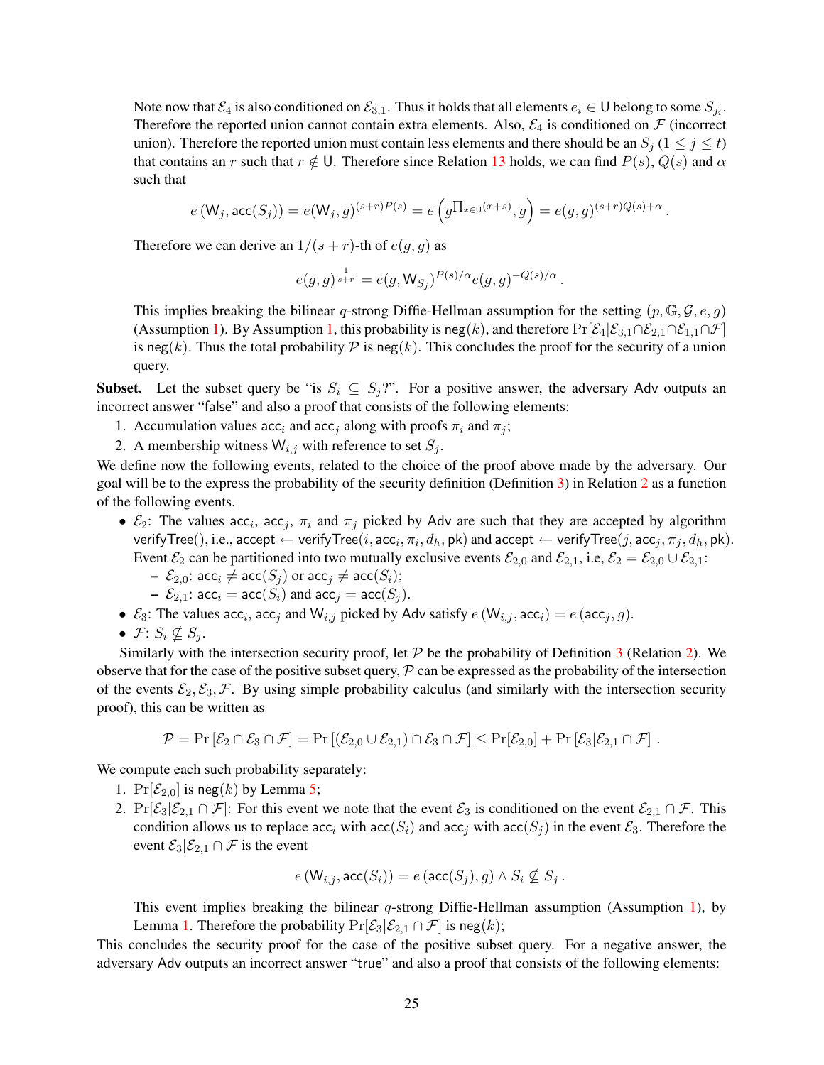Note now that $\mathcal{E}_4$ is also conditioned on $\mathcal{E}_{3,1}$. Thus it holds that all elements $e_i \in \mathsf{U}$ belong to some $S_{j_i}$. Therefore the reported union cannot contain extra elements. Also, $\mathcal{E}_4$ is conditioned on $\mathcal{F}$ (incorrect union). Therefore the reported union must contain less elements and there should be an $S_j$ ($1 \leq j \leq t$) that contains an $r$ such that $r \notin \mathsf{U}$. Therefore since Relation 13 holds, we can find $P(s)$, $Q(s)$ and $\alpha$ such that

$$e\left(\mathsf{W}_j, \mathsf{acc}(S_j)\right) = e(\mathsf{W}_j, g)^{(s+r)P(s)} = e\left(g^{\prod_{x \in \mathsf{U}}(x+s)}, g\right) = e(g,g)^{(s+r)Q(s)+\alpha}\,.$$

Therefore we can derive an $1/(s+r)$-th of $e(g,g)$ as

$$e(g,g)^{\frac{1}{s+r}} = e(g, \mathsf{W}_{S_j})^{P(s)/\alpha} e(g,g)^{-Q(s)/\alpha}\,.$$

This implies breaking the bilinear $q$-strong Diffie-Hellman assumption for the setting $(p, \mathbb{G}, \mathcal{G}, e, g)$ (Assumption 1). By Assumption 1, this probability is $\mathsf{neg}(k)$, and therefore $\Pr[\mathcal{E}_4|\mathcal{E}_{3,1} \cap \mathcal{E}_{2,1} \cap \mathcal{E}_{1,1} \cap \mathcal{F}]$ is $\mathsf{neg}(k)$. Thus the total probability $\mathcal{P}$ is $\mathsf{neg}(k)$. This concludes the proof for the security of a union query.

**Subset.** Let the subset query be "is $S_i \subseteq S_j$?". For a positive answer, the adversary $\mathsf{Adv}$ outputs an incorrect answer "false" and also a proof that consists of the following elements:

1. Accumulation values $\mathsf{acc}_i$ and $\mathsf{acc}_j$ along with proofs $\pi_i$ and $\pi_j$;
2. A membership witness $\mathsf{W}_{i,j}$ with reference to set $S_j$.

We define now the following events, related to the choice of the proof above made by the adversary. Our goal will be to the express the probability of the security definition (Definition 3) in Relation 2 as a function of the following events.

- $\mathcal{E}_2$: The values $\mathsf{acc}_i$, $\mathsf{acc}_j$, $\pi_i$ and $\pi_j$ picked by $\mathsf{Adv}$ are such that they are accepted by algorithm $\mathsf{verifyTree}()$, i.e., $\mathsf{accept} \leftarrow \mathsf{verifyTree}(i, \mathsf{acc}_i, \pi_i, d_h, \mathsf{pk})$ and $\mathsf{accept} \leftarrow \mathsf{verifyTree}(j, \mathsf{acc}_j, \pi_j, d_h, \mathsf{pk})$. Event $\mathcal{E}_2$ can be partitioned into two mutually exclusive events $\mathcal{E}_{2,0}$ and $\mathcal{E}_{2,1}$, i.e, $\mathcal{E}_2 = \mathcal{E}_{2,0} \cup \mathcal{E}_{2,1}$:
  - $\mathcal{E}_{2,0}$: $\mathsf{acc}_i \neq \mathsf{acc}(S_j)$ or $\mathsf{acc}_j \neq \mathsf{acc}(S_i)$;
  - $\mathcal{E}_{2,1}$: $\mathsf{acc}_i = \mathsf{acc}(S_i)$ and $\mathsf{acc}_j = \mathsf{acc}(S_j)$.
- $\mathcal{E}_3$: The values $\mathsf{acc}_i$, $\mathsf{acc}_j$ and $\mathsf{W}_{i,j}$ picked by $\mathsf{Adv}$ satisfy $e\left(\mathsf{W}_{i,j}, \mathsf{acc}_i\right) = e\left(\mathsf{acc}_j, g\right)$.
- $\mathcal{F}$: $S_i \nsubseteq S_j$.

Similarly with the intersection security proof, let $\mathcal{P}$ be the probability of Definition 3 (Relation 2). We observe that for the case of the positive subset query, $\mathcal{P}$ can be expressed as the probability of the intersection of the events $\mathcal{E}_2, \mathcal{E}_3, \mathcal{F}$. By using simple probability calculus (and similarly with the intersection security proof), this can be written as

$$\mathcal{P} = \Pr\left[\mathcal{E}_2 \cap \mathcal{E}_3 \cap \mathcal{F}\right] = \Pr\left[(\mathcal{E}_{2,0} \cup \mathcal{E}_{2,1}) \cap \mathcal{E}_3 \cap \mathcal{F}\right] \leq \Pr[\mathcal{E}_{2,0}] + \Pr\left[\mathcal{E}_3 | \mathcal{E}_{2,1} \cap \mathcal{F}\right]\,.$$

We compute each such probability separately:

1. $\Pr[\mathcal{E}_{2,0}]$ is $\mathsf{neg}(k)$ by Lemma 5;
2. $\Pr[\mathcal{E}_3|\mathcal{E}_{2,1} \cap \mathcal{F}]$: For this event we note that the event $\mathcal{E}_3$ is conditioned on the event $\mathcal{E}_{2,1} \cap \mathcal{F}$. This condition allows us to replace $\mathsf{acc}_i$ with $\mathsf{acc}(S_i)$ and $\mathsf{acc}_j$ with $\mathsf{acc}(S_j)$ in the event $\mathcal{E}_3$. Therefore the event $\mathcal{E}_3|\mathcal{E}_{2,1} \cap \mathcal{F}$ is the event

   $$e\left(\mathsf{W}_{i,j}, \mathsf{acc}(S_i)\right) = e\left(\mathsf{acc}(S_j), g\right) \wedge S_i \nsubseteq S_j\,.$$

   This event implies breaking the bilinear $q$-strong Diffie-Hellman assumption (Assumption 1), by Lemma 1. Therefore the probability $\Pr[\mathcal{E}_3|\mathcal{E}_{2,1} \cap \mathcal{F}]$ is $\mathsf{neg}(k)$;

This concludes the security proof for the case of the positive subset query. For a negative answer, the adversary $\mathsf{Adv}$ outputs an incorrect answer "true" and also a proof that consists of the following elements: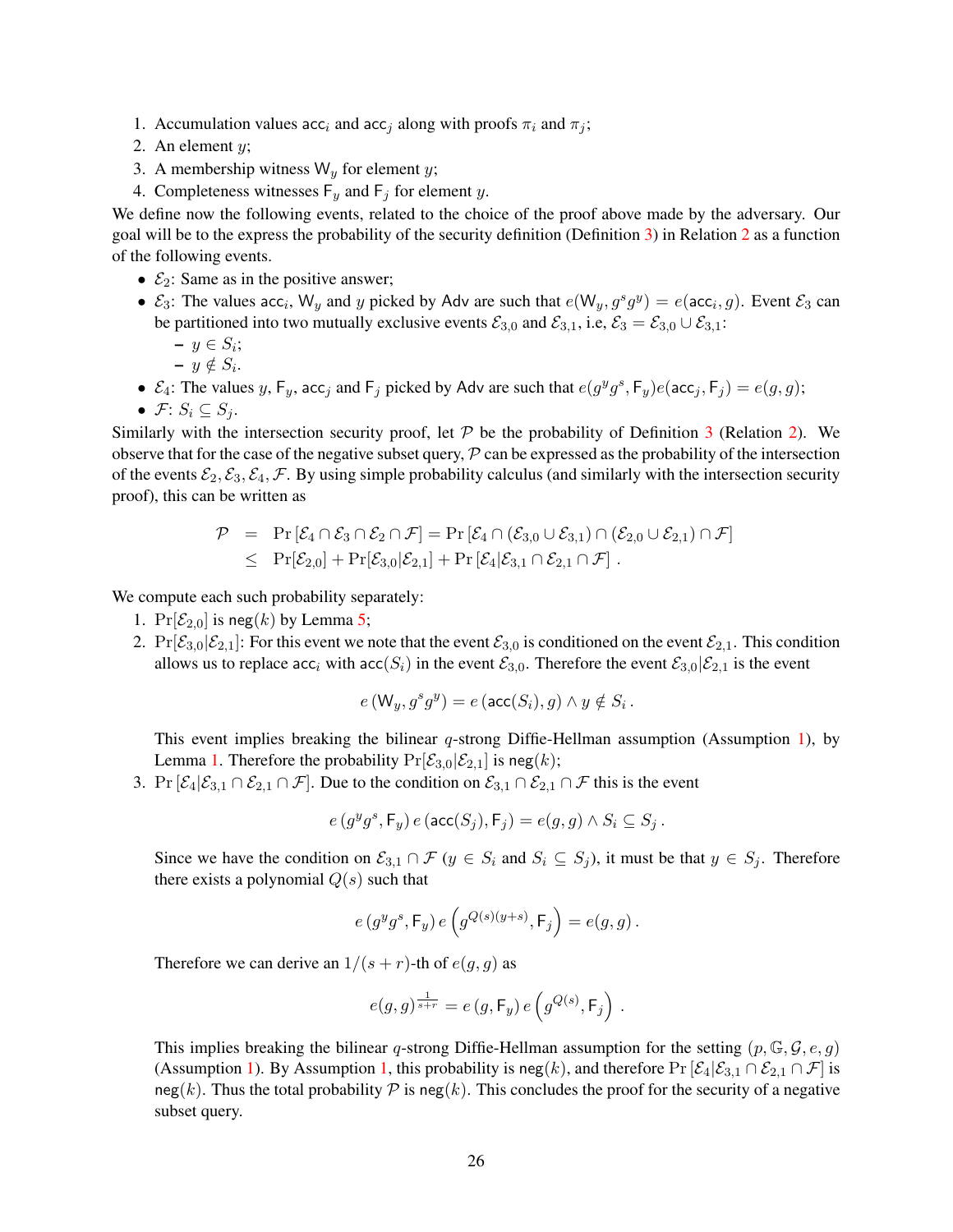1. Accumulation values $\mathsf{acc}_i$ and $\mathsf{acc}_j$ along with proofs $\pi_i$ and $\pi_j$;
2. An element $y$;
3. A membership witness $\mathsf{W}_y$ for element $y$;
4. Completeness witnesses $\mathsf{F}_y$ and $\mathsf{F}_j$ for element $y$.

We define now the following events, related to the choice of the proof above made by the adversary. Our goal will be to the express the probability of the security definition (Definition 3) in Relation 2 as a function of the following events.

- $\mathcal{E}_2$: Same as in the positive answer;
- $\mathcal{E}_3$: The values $\mathsf{acc}_i$, $\mathsf{W}_y$ and $y$ picked by $\mathsf{Adv}$ are such that $e(\mathsf{W}_y, g^s g^y) = e(\mathsf{acc}_i, g)$. Event $\mathcal{E}_3$ can be partitioned into two mutually exclusive events $\mathcal{E}_{3,0}$ and $\mathcal{E}_{3,1}$, i.e, $\mathcal{E}_3 = \mathcal{E}_{3,0} \cup \mathcal{E}_{3,1}$:
  - $y \in S_i$;
  - $y \notin S_i$.
- $\mathcal{E}_4$: The values $y$, $\mathsf{F}_y$, $\mathsf{acc}_j$ and $\mathsf{F}_j$ picked by $\mathsf{Adv}$ are such that $e(g^y g^s, \mathsf{F}_y) e(\mathsf{acc}_j, \mathsf{F}_j) = e(g, g)$;
- $\mathcal{F}$: $S_i \subseteq S_j$.

Similarly with the intersection security proof, let $\mathcal{P}$ be the probability of Definition 3 (Relation 2). We observe that for the case of the negative subset query, $\mathcal{P}$ can be expressed as the probability of the intersection of the events $\mathcal{E}_2, \mathcal{E}_3, \mathcal{E}_4, \mathcal{F}$. By using simple probability calculus (and similarly with the intersection security proof), this can be written as

$$
\begin{aligned}
\mathcal{P} &= \Pr[\mathcal{E}_4 \cap \mathcal{E}_3 \cap \mathcal{E}_2 \cap \mathcal{F}] = \Pr[\mathcal{E}_4 \cap (\mathcal{E}_{3,0} \cup \mathcal{E}_{3,1}) \cap (\mathcal{E}_{2,0} \cup \mathcal{E}_{2,1}) \cap \mathcal{F}] \\
&\leq \Pr[\mathcal{E}_{2,0}] + \Pr[\mathcal{E}_{3,0}|\mathcal{E}_{2,1}] + \Pr[\mathcal{E}_4 | \mathcal{E}_{3,1} \cap \mathcal{E}_{2,1} \cap \mathcal{F}] \,.
\end{aligned}
$$

We compute each such probability separately:

1. $\Pr[\mathcal{E}_{2,0}]$ is $\mathsf{neg}(k)$ by Lemma 5;
2. $\Pr[\mathcal{E}_{3,0}|\mathcal{E}_{2,1}]$: For this event we note that the event $\mathcal{E}_{3,0}$ is conditioned on the event $\mathcal{E}_{2,1}$. This condition allows us to replace $\mathsf{acc}_i$ with $\mathsf{acc}(S_i)$ in the event $\mathcal{E}_{3,0}$. Therefore the event $\mathcal{E}_{3,0}|\mathcal{E}_{2,1}$ is the event

   $$e(\mathsf{W}_y, g^s g^y) = e(\mathsf{acc}(S_i), g) \wedge y \notin S_i \,.$$

   This event implies breaking the bilinear $q$-strong Diffie-Hellman assumption (Assumption 1), by Lemma 1. Therefore the probability $\Pr[\mathcal{E}_{3,0}|\mathcal{E}_{2,1}]$ is $\mathsf{neg}(k)$;
3. $\Pr[\mathcal{E}_4 | \mathcal{E}_{3,1} \cap \mathcal{E}_{2,1} \cap \mathcal{F}]$. Due to the condition on $\mathcal{E}_{3,1} \cap \mathcal{E}_{2,1} \cap \mathcal{F}$ this is the event

   $$e(g^y g^s, \mathsf{F}_y)\, e(\mathsf{acc}(S_j), \mathsf{F}_j) = e(g, g) \wedge S_i \subseteq S_j \,.$$

   Since we have the condition on $\mathcal{E}_{3,1} \cap \mathcal{F}$ ($y \in S_i$ and $S_i \subseteq S_j$), it must be that $y \in S_j$. Therefore there exists a polynomial $Q(s)$ such that

   $$e(g^y g^s, \mathsf{F}_y)\, e\left(g^{Q(s)(y+s)}, \mathsf{F}_j\right) = e(g, g) \,.$$

   Therefore we can derive an $1/(s+r)$-th of $e(g,g)$ as

   $$e(g, g)^{\frac{1}{s+r}} = e(g, \mathsf{F}_y)\, e\left(g^{Q(s)}, \mathsf{F}_j\right) \,.$$

   This implies breaking the bilinear $q$-strong Diffie-Hellman assumption for the setting $(p, \mathbb{G}, \mathcal{G}, e, g)$ (Assumption 1). By Assumption 1, this probability is $\mathsf{neg}(k)$, and therefore $\Pr[\mathcal{E}_4 | \mathcal{E}_{3,1} \cap \mathcal{E}_{2,1} \cap \mathcal{F}]$ is $\mathsf{neg}(k)$. Thus the total probability $\mathcal{P}$ is $\mathsf{neg}(k)$. This concludes the proof for the security of a negative subset query.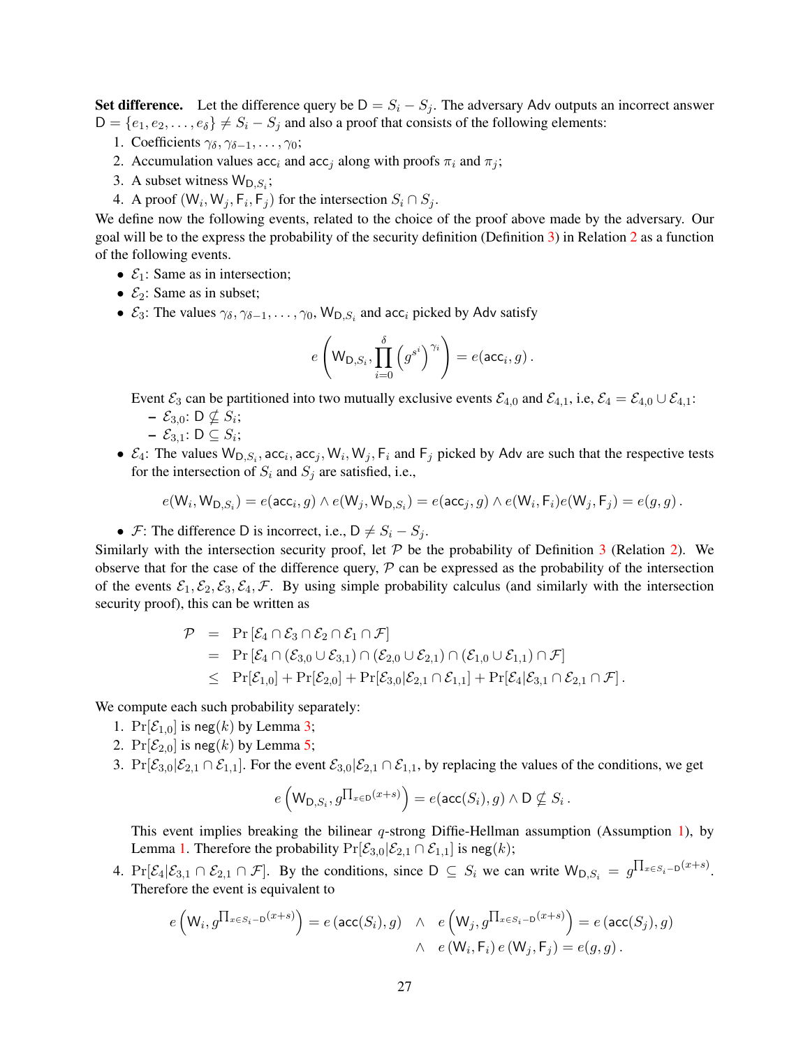**Set difference.** Let the difference query be $\mathsf{D} = S_i - S_j$. The adversary Adv outputs an incorrect answer $\mathsf{D} = \{e_1, e_2, \ldots, e_\delta\} \neq S_i - S_j$ and also a proof that consists of the following elements:

1. Coefficients $\gamma_\delta, \gamma_{\delta-1}, \ldots, \gamma_0$;
2. Accumulation values $\mathsf{acc}_i$ and $\mathsf{acc}_j$ along with proofs $\pi_i$ and $\pi_j$;
3. A subset witness $\mathsf{W}_{\mathsf{D},S_i}$;
4. A proof $(\mathsf{W}_i, \mathsf{W}_j, \mathsf{F}_i, \mathsf{F}_j)$ for the intersection $S_i \cap S_j$.

We define now the following events, related to the choice of the proof above made by the adversary. Our goal will be to the express the probability of the security definition (Definition 3) in Relation 2 as a function of the following events.

- $\mathcal{E}_1$: Same as in intersection;
- $\mathcal{E}_2$: Same as in subset;
- $\mathcal{E}_3$: The values $\gamma_\delta, \gamma_{\delta-1}, \ldots, \gamma_0$, $\mathsf{W}_{\mathsf{D},S_i}$ and $\mathsf{acc}_i$ picked by Adv satisfy

$$e\left(\mathsf{W}_{\mathsf{D},S_i}, \prod_{i=0}^{\delta}\left(g^{s^i}\right)^{\gamma_i}\right) = e(\mathsf{acc}_i, g)\,.$$

  Event $\mathcal{E}_3$ can be partitioned into two mutually exclusive events $\mathcal{E}_{4,0}$ and $\mathcal{E}_{4,1}$, i.e, $\mathcal{E}_4 = \mathcal{E}_{4,0} \cup \mathcal{E}_{4,1}$:
  - $\mathcal{E}_{3,0}$: $\mathsf{D} \nsubseteq S_i$;
  - $\mathcal{E}_{3,1}$: $\mathsf{D} \subseteq S_i$;
- $\mathcal{E}_4$: The values $\mathsf{W}_{\mathsf{D},S_i}, \mathsf{acc}_i, \mathsf{acc}_j, \mathsf{W}_i, \mathsf{W}_j, \mathsf{F}_i$ and $\mathsf{F}_j$ picked by Adv are such that the respective tests for the intersection of $S_i$ and $S_j$ are satisfied, i.e.,

$$e(\mathsf{W}_i, \mathsf{W}_{\mathsf{D},S_i}) = e(\mathsf{acc}_i, g) \wedge e(\mathsf{W}_j, \mathsf{W}_{\mathsf{D},S_i}) = e(\mathsf{acc}_j, g) \wedge e(\mathsf{W}_i, \mathsf{F}_i)e(\mathsf{W}_j, \mathsf{F}_j) = e(g, g)\,.$$

- $\mathcal{F}$: The difference $\mathsf{D}$ is incorrect, i.e., $\mathsf{D} \neq S_i - S_j$.

Similarly with the intersection security proof, let $\mathcal{P}$ be the probability of Definition 3 (Relation 2). We observe that for the case of the difference query, $\mathcal{P}$ can be expressed as the probability of the intersection of the events $\mathcal{E}_1, \mathcal{E}_2, \mathcal{E}_3, \mathcal{E}_4, \mathcal{F}$. By using simple probability calculus (and similarly with the intersection security proof), this can be written as

$$\begin{aligned}
\mathcal{P} &= \Pr\left[\mathcal{E}_4 \cap \mathcal{E}_3 \cap \mathcal{E}_2 \cap \mathcal{E}_1 \cap \mathcal{F}\right] \\
&= \Pr\left[\mathcal{E}_4 \cap (\mathcal{E}_{3,0} \cup \mathcal{E}_{3,1}) \cap (\mathcal{E}_{2,0} \cup \mathcal{E}_{2,1}) \cap (\mathcal{E}_{1,0} \cup \mathcal{E}_{1,1}) \cap \mathcal{F}\right] \\
&\leq \Pr[\mathcal{E}_{1,0}] + \Pr[\mathcal{E}_{2,0}] + \Pr[\mathcal{E}_{3,0}|\mathcal{E}_{2,1} \cap \mathcal{E}_{1,1}] + \Pr[\mathcal{E}_4|\mathcal{E}_{3,1} \cap \mathcal{E}_{2,1} \cap \mathcal{F}]\,.
\end{aligned}$$

We compute each such probability separately:

1. $\Pr[\mathcal{E}_{1,0}]$ is $\mathsf{neg}(k)$ by Lemma 3;
2. $\Pr[\mathcal{E}_{2,0}]$ is $\mathsf{neg}(k)$ by Lemma 5;
3. $\Pr[\mathcal{E}_{3,0}|\mathcal{E}_{2,1} \cap \mathcal{E}_{1,1}]$. For the event $\mathcal{E}_{3,0}|\mathcal{E}_{2,1} \cap \mathcal{E}_{1,1}$, by replacing the values of the conditions, we get

$$e\left(\mathsf{W}_{\mathsf{D},S_i}, g^{\prod_{x\in\mathsf{D}}(x+s)}\right) = e(\mathsf{acc}(S_i), g) \wedge \mathsf{D} \nsubseteq S_i\,.$$

   This event implies breaking the bilinear $q$-strong Diffie-Hellman assumption (Assumption 1), by Lemma 1. Therefore the probability $\Pr[\mathcal{E}_{3,0}|\mathcal{E}_{2,1} \cap \mathcal{E}_{1,1}]$ is $\mathsf{neg}(k)$;
4. $\Pr[\mathcal{E}_4|\mathcal{E}_{3,1} \cap \mathcal{E}_{2,1} \cap \mathcal{F}]$. By the conditions, since $\mathsf{D} \subseteq S_i$ we can write $\mathsf{W}_{\mathsf{D},S_i} = g^{\prod_{x\in S_i-\mathsf{D}}(x+s)}$. Therefore the event is equivalent to

$$\begin{aligned}
e\left(\mathsf{W}_i, g^{\prod_{x\in S_i-\mathsf{D}}(x+s)}\right) = e\left(\mathsf{acc}(S_i), g\right) \quad &\wedge \quad e\left(\mathsf{W}_j, g^{\prod_{x\in S_i-\mathsf{D}}(x+s)}\right) = e\left(\mathsf{acc}(S_j), g\right) \\
&\wedge \quad e\left(\mathsf{W}_i, \mathsf{F}_i\right) e\left(\mathsf{W}_j, \mathsf{F}_j\right) = e(g, g)\,.
\end{aligned}$$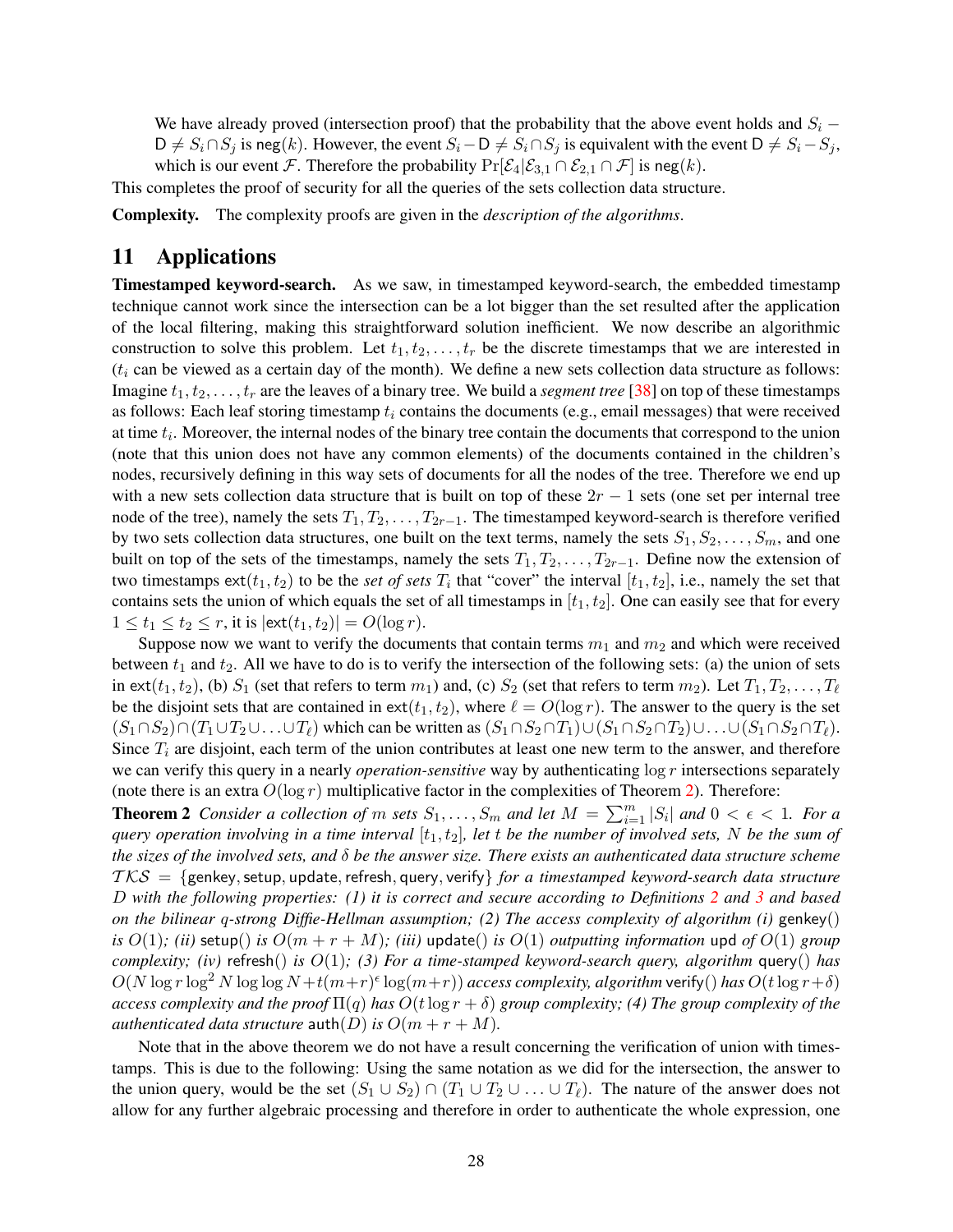We have already proved (intersection proof) that the probability that the above event holds and $S_i - \mathsf{D} \neq S_i \cap S_j$ is $\mathsf{neg}(k)$. However, the event $S_i - \mathsf{D} \neq S_i \cap S_j$ is equivalent with the event $\mathsf{D} \neq S_i - S_j$, which is our event $\mathcal{F}$. Therefore the probability $\Pr[\mathcal{E}_4 | \mathcal{E}_{3,1} \cap \mathcal{E}_{2,1} \cap \mathcal{F}]$ is $\mathsf{neg}(k)$.

This completes the proof of security for all the queries of the sets collection data structure.

**Complexity.** The complexity proofs are given in the *description of the algorithms*.

## 11 Applications

**Timestamped keyword-search.** As we saw, in timestamped keyword-search, the embedded timestamp technique cannot work since the intersection can be a lot bigger than the set resulted after the application of the local filtering, making this straightforward solution inefficient. We now describe an algorithmic construction to solve this problem. Let $t_1, t_2, \ldots, t_r$ be the discrete timestamps that we are interested in ($t_i$ can be viewed as a certain day of the month). We define a new sets collection data structure as follows: Imagine $t_1, t_2, \ldots, t_r$ are the leaves of a binary tree. We build a *segment tree* [38] on top of these timestamps as follows: Each leaf storing timestamp $t_i$ contains the documents (e.g., email messages) that were received at time $t_i$. Moreover, the internal nodes of the binary tree contain the documents that correspond to the union (note that this union does not have any common elements) of the documents contained in the children's nodes, recursively defining in this way sets of documents for all the nodes of the tree. Therefore we end up with a new sets collection data structure that is built on top of these $2r - 1$ sets (one set per internal tree node of the tree), namely the sets $T_1, T_2, \ldots, T_{2r-1}$. The timestamped keyword-search is therefore verified by two sets collection data structures, one built on the text terms, namely the sets $S_1, S_2, \ldots, S_m$, and one built on top of the sets of the timestamps, namely the sets $T_1, T_2, \ldots, T_{2r-1}$. Define now the extension of two timestamps $\mathsf{ext}(t_1, t_2)$ to be the *set of sets* $T_i$ that "cover" the interval $[t_1, t_2]$, i.e., namely the set that contains sets the union of which equals the set of all timestamps in $[t_1, t_2]$. One can easily see that for every $1 \leq t_1 \leq t_2 \leq r$, it is $|\mathsf{ext}(t_1, t_2)| = O(\log r)$.

Suppose now we want to verify the documents that contain terms $m_1$ and $m_2$ and which were received between $t_1$ and $t_2$. All we have to do is to verify the intersection of the following sets: (a) the union of sets in $\mathsf{ext}(t_1, t_2)$, (b) $S_1$ (set that refers to term $m_1$) and, (c) $S_2$ (set that refers to term $m_2$). Let $T_1, T_2, \ldots, T_\ell$ be the disjoint sets that are contained in $\mathsf{ext}(t_1, t_2)$, where $\ell = O(\log r)$. The answer to the query is the set $(S_1 \cap S_2) \cap (T_1 \cup T_2 \cup \ldots \cup T_\ell)$ which can be written as $(S_1 \cap S_2 \cap T_1) \cup (S_1 \cap S_2 \cap T_2) \cup \ldots \cup (S_1 \cap S_2 \cap T_\ell)$. Since $T_i$ are disjoint, each term of the union contributes at least one new term to the answer, and therefore we can verify this query in a nearly *operation-sensitive* way by authenticating $\log r$ intersections separately (note there is an extra $O(\log r)$ multiplicative factor in the complexities of Theorem 2). Therefore:

**Theorem 2** *Consider a collection of $m$ sets $S_1, \ldots, S_m$ and let $M = \sum_{i=1}^{m} |S_i|$ and $0 < \epsilon < 1$. For a query operation involving in a time interval $[t_1, t_2]$, let $t$ be the number of involved sets, $N$ be the sum of the sizes of the involved sets, and $\delta$ be the answer size. There exists an authenticated data structure scheme $\mathcal{TKS} = \{\mathsf{genkey}, \mathsf{setup}, \mathsf{update}, \mathsf{refresh}, \mathsf{query}, \mathsf{verify}\}$ for a timestamped keyword-search data structure $D$ with the following properties: (1) it is correct and secure according to Definitions 2 and 3 and based on the bilinear $q$-strong Diffie-Hellman assumption; (2) The access complexity of algorithm (i) $\mathsf{genkey}()$ is $O(1)$; (ii) $\mathsf{setup}()$ is $O(m + r + M)$; (iii) $\mathsf{update}()$ is $O(1)$ outputting information $\mathsf{upd}$ of $O(1)$ group complexity; (iv) $\mathsf{refresh}()$ is $O(1)$; (3) For a time-stamped keyword-search query, algorithm $\mathsf{query}()$ has $O(N \log r \log^2 N \log\log N + t(m+r)^\epsilon \log(m+r))$ access complexity, algorithm $\mathsf{verify}()$ has $O(t \log r + \delta)$ access complexity and the proof $\Pi(q)$ has $O(t \log r + \delta)$ group complexity; (4) The group complexity of the authenticated data structure $\mathsf{auth}(D)$ is $O(m + r + M)$.*

Note that in the above theorem we do not have a result concerning the verification of union with timestamps. This is due to the following: Using the same notation as we did for the intersection, the answer to the union query, would be the set $(S_1 \cup S_2) \cap (T_1 \cup T_2 \cup \ldots \cup T_\ell)$. The nature of the answer does not allow for any further algebraic processing and therefore in order to authenticate the whole expression, one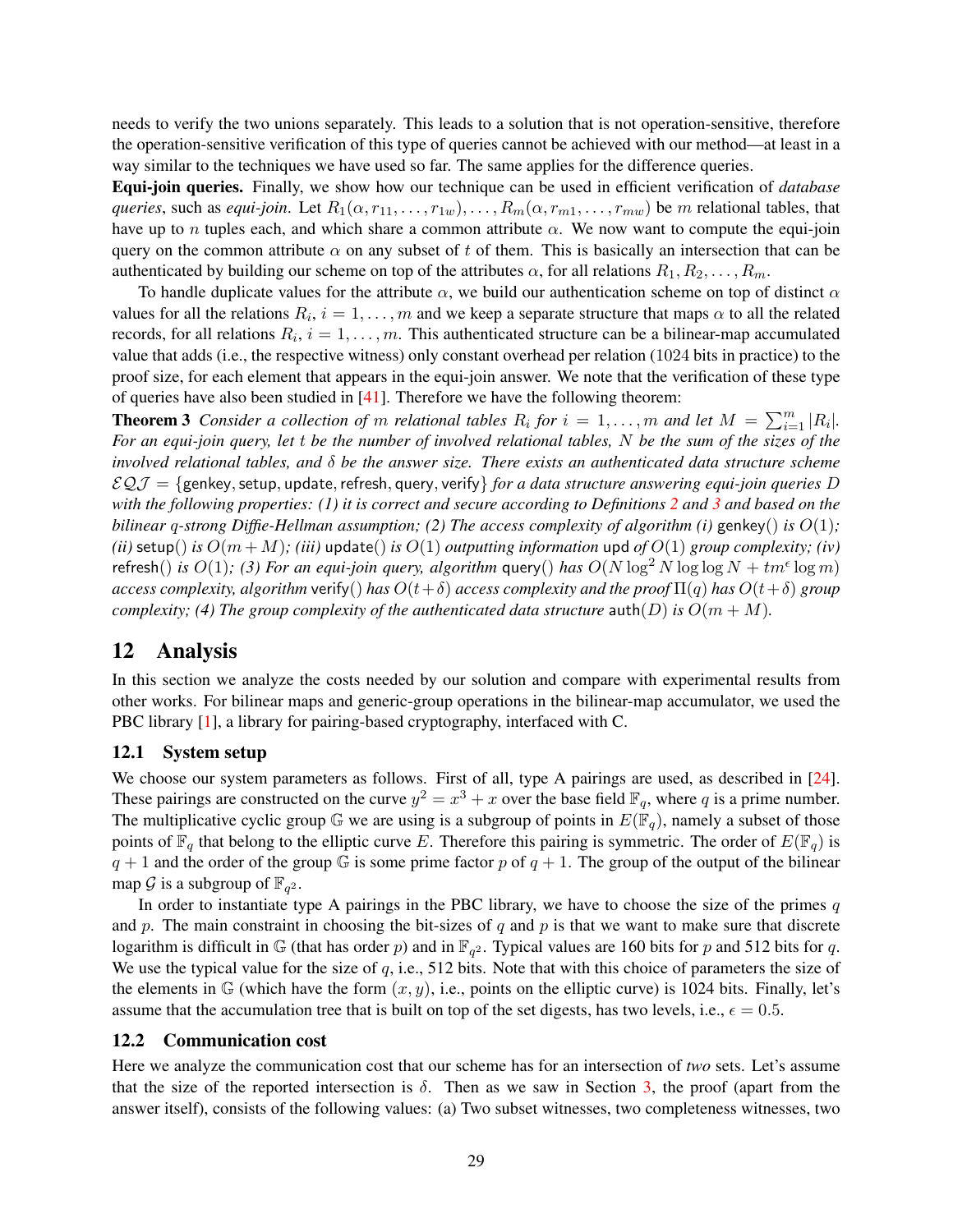needs to verify the two unions separately. This leads to a solution that is not operation-sensitive, therefore the operation-sensitive verification of this type of queries cannot be achieved with our method—at least in a way similar to the techniques we have used so far. The same applies for the difference queries.

**Equi-join queries.** Finally, we show how our technique can be used in efficient verification of *database queries*, such as *equi-join*. Let $R_1(\alpha, r_{11}, \ldots, r_{1w}), \ldots, R_m(\alpha, r_{m1}, \ldots, r_{mw})$ be $m$ relational tables, that have up to $n$ tuples each, and which share a common attribute $\alpha$. We now want to compute the equi-join query on the common attribute $\alpha$ on any subset of $t$ of them. This is basically an intersection that can be authenticated by building our scheme on top of the attributes $\alpha$, for all relations $R_1, R_2, \ldots, R_m$.

To handle duplicate values for the attribute $\alpha$, we build our authentication scheme on top of distinct $\alpha$ values for all the relations $R_i$, $i = 1, \ldots, m$ and we keep a separate structure that maps $\alpha$ to all the related records, for all relations $R_i$, $i = 1, \ldots, m$. This authenticated structure can be a bilinear-map accumulated value that adds (i.e., the respective witness) only constant overhead per relation (1024 bits in practice) to the proof size, for each element that appears in the equi-join answer. We note that the verification of these type of queries have also been studied in [41]. Therefore we have the following theorem:

**Theorem 3** *Consider a collection of $m$ relational tables $R_i$ for $i = 1, \ldots, m$ and let $M = \sum_{i=1}^{m} |R_i|$. For an equi-join query, let $t$ be the number of involved relational tables, $N$ be the sum of the sizes of the involved relational tables, and $\delta$ be the answer size. There exists an authenticated data structure scheme $\mathcal{EQJ} = \{\mathsf{genkey}, \mathsf{setup}, \mathsf{update}, \mathsf{refresh}, \mathsf{query}, \mathsf{verify}\}$ for a data structure answering equi-join queries $D$ with the following properties: (1) it is correct and secure according to Definitions 2 and 3 and based on the bilinear $q$-strong Diffie-Hellman assumption; (2) The access complexity of algorithm (i) $\mathsf{genkey}()$ is $O(1)$; (ii) $\mathsf{setup}()$ is $O(m+M)$; (iii) $\mathsf{update}()$ is $O(1)$ outputting information $\mathsf{upd}$ of $O(1)$ group complexity; (iv) $\mathsf{refresh}()$ is $O(1)$; (3) For an equi-join query, algorithm $\mathsf{query}()$ has $O(N \log^2 N \log\log N + tm^{\epsilon} \log m)$ access complexity, algorithm $\mathsf{verify}()$ has $O(t+\delta)$ access complexity and the proof $\Pi(q)$ has $O(t+\delta)$ group complexity; (4) The group complexity of the authenticated data structure $\mathsf{auth}(D)$ is $O(m+M)$.*

## 12 Analysis

In this section we analyze the costs needed by our solution and compare with experimental results from other works. For bilinear maps and generic-group operations in the bilinear-map accumulator, we used the PBC library [1], a library for pairing-based cryptography, interfaced with C.

### 12.1 System setup

We choose our system parameters as follows. First of all, type A pairings are used, as described in [24]. These pairings are constructed on the curve $y^2 = x^3 + x$ over the base field $\mathbb{F}_q$, where $q$ is a prime number. The multiplicative cyclic group $\mathbb{G}$ we are using is a subgroup of points in $E(\mathbb{F}_q)$, namely a subset of those points of $\mathbb{F}_q$ that belong to the elliptic curve $E$. Therefore this pairing is symmetric. The order of $E(\mathbb{F}_q)$ is $q+1$ and the order of the group $\mathbb{G}$ is some prime factor $p$ of $q+1$. The group of the output of the bilinear map $\mathcal{G}$ is a subgroup of $\mathbb{F}_{q^2}$.

In order to instantiate type A pairings in the PBC library, we have to choose the size of the primes $q$ and $p$. The main constraint in choosing the bit-sizes of $q$ and $p$ is that we want to make sure that discrete logarithm is difficult in $\mathbb{G}$ (that has order $p$) and in $\mathbb{F}_{q^2}$. Typical values are 160 bits for $p$ and 512 bits for $q$. We use the typical value for the size of $q$, i.e., 512 bits. Note that with this choice of parameters the size of the elements in $\mathbb{G}$ (which have the form $(x, y)$, i.e., points on the elliptic curve) is 1024 bits. Finally, let's assume that the accumulation tree that is built on top of the set digests, has two levels, i.e., $\epsilon = 0.5$.

### 12.2 Communication cost

Here we analyze the communication cost that our scheme has for an intersection of *two* sets. Let's assume that the size of the reported intersection is $\delta$. Then as we saw in Section 3, the proof (apart from the answer itself), consists of the following values: (a) Two subset witnesses, two completeness witnesses, two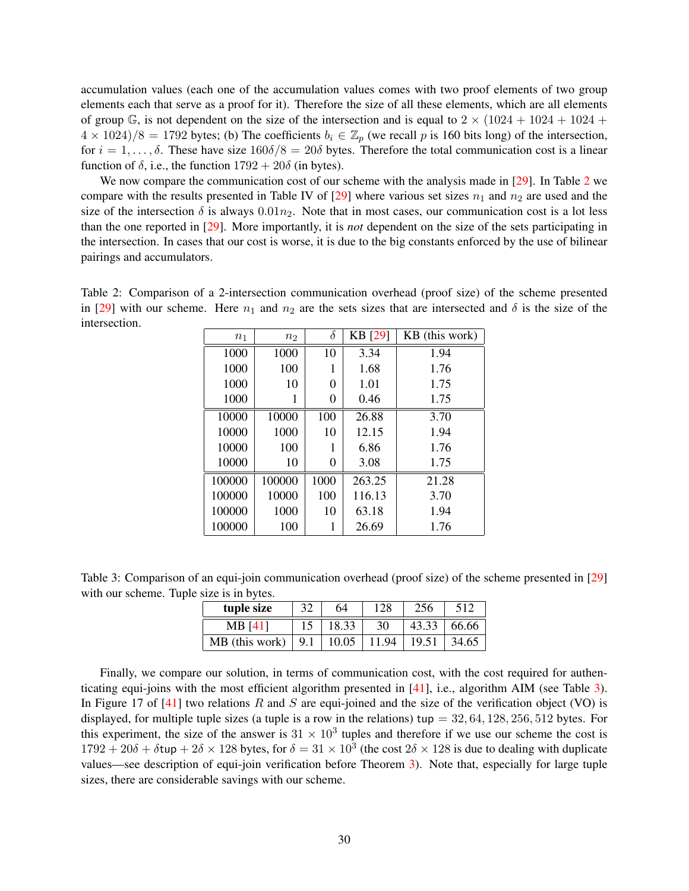accumulation values (each one of the accumulation values comes with two proof elements of two group elements each that serve as a proof for it). Therefore the size of all these elements, which are all elements of group $\mathbb{G}$, is not dependent on the size of the intersection and is equal to $2 \times (1024 + 1024 + 1024 + 4 \times 1024)/8 = 1792$ bytes; (b) The coefficients $b_i \in \mathbb{Z}_p$ (we recall $p$ is 160 bits long) of the intersection, for $i = 1, \ldots, \delta$. These have size $160\delta/8 = 20\delta$ bytes. Therefore the total communication cost is a linear function of $\delta$, i.e., the function $1792 + 20\delta$ (in bytes).

We now compare the communication cost of our scheme with the analysis made in [29]. In Table 2 we compare with the results presented in Table IV of [29] where various set sizes $n_1$ and $n_2$ are used and the size of the intersection $\delta$ is always $0.01n_2$. Note that in most cases, our communication cost is a lot less than the one reported in [29]. More importantly, it is *not* dependent on the size of the sets participating in the intersection. In cases that our cost is worse, it is due to the big constants enforced by the use of bilinear pairings and accumulators.

Table 2: Comparison of a 2-intersection communication overhead (proof size) of the scheme presented in [29] with our scheme. Here $n_1$ and $n_2$ are the sets sizes that are intersected and $\delta$ is the size of the intersection.

| $n_1$ | $n_2$ | $\delta$ | KB [29] | KB (this work) |
|---|---|---|---|---|
| 1000 | 1000 | 10 | 3.34 | 1.94 |
| 1000 | 100 | 1 | 1.68 | 1.76 |
| 1000 | 10 | 0 | 1.01 | 1.75 |
| 1000 | 1 | 0 | 0.46 | 1.75 |
| 10000 | 10000 | 100 | 26.88 | 3.70 |
| 10000 | 1000 | 10 | 12.15 | 1.94 |
| 10000 | 100 | 1 | 6.86 | 1.76 |
| 10000 | 10 | 0 | 3.08 | 1.75 |
| 100000 | 100000 | 1000 | 263.25 | 21.28 |
| 100000 | 10000 | 100 | 116.13 | 3.70 |
| 100000 | 1000 | 10 | 63.18 | 1.94 |
| 100000 | 100 | 1 | 26.69 | 1.76 |

Table 3: Comparison of an equi-join communication overhead (proof size) of the scheme presented in [29] with our scheme. Tuple size is in bytes.

| **tuple size** | 32 | 64 | 128 | 256 | 512 |
|---|---|---|---|---|---|
| MB [41] | 15 | 18.33 | 30 | 43.33 | 66.66 |
| MB (this work) | 9.1 | 10.05 | 11.94 | 19.51 | 34.65 |

Finally, we compare our solution, in terms of communication cost, with the cost required for authenticating equi-joins with the most efficient algorithm presented in [41], i.e., algorithm AIM (see Table 3). In Figure 17 of [41] two relations $R$ and $S$ are equi-joined and the size of the verification object (VO) is displayed, for multiple tuple sizes (a tuple is a row in the relations) $\texttt{tup} = 32, 64, 128, 256, 512$ bytes. For this experiment, the size of the answer is $31 \times 10^3$ tuples and therefore if we use our scheme the cost is $1792 + 20\delta + \delta\texttt{tup} + 2\delta \times 128$ bytes, for $\delta = 31 \times 10^3$ (the cost $2\delta \times 128$ is due to dealing with duplicate values—see description of equi-join verification before Theorem 3). Note that, especially for large tuple sizes, there are considerable savings with our scheme.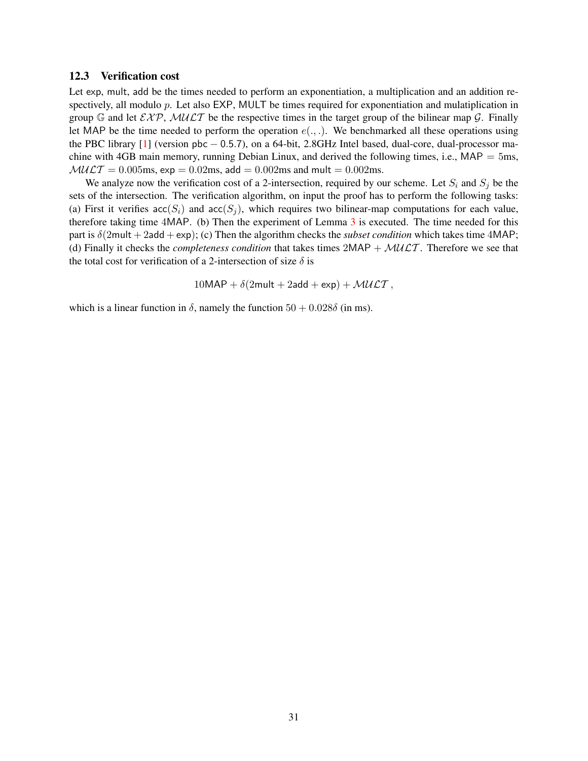### 12.3 Verification cost

Let $\mathsf{exp}$, $\mathsf{mult}$, $\mathsf{add}$ be the times needed to perform an exponentiation, a multiplication and an addition respectively, all modulo $p$. Let also $\mathsf{EXP}$, $\mathsf{MULT}$ be times required for exponentiation and mulatiplication in group $\mathbb{G}$ and let $\mathcal{EXP}$, $\mathcal{MULT}$ be the respective times in the target group of the bilinear map $\mathcal{G}$. Finally let $\mathsf{MAP}$ be the time needed to perform the operation $e(.,.)$. We benchmarked all these operations using the PBC library [1] (version $\mathsf{pbc}-0.5.7$), on a 64-bit, 2.8GHz Intel based, dual-core, dual-processor machine with 4GB main memory, running Debian Linux, and derived the following times, i.e., $\mathsf{MAP} = 5$ms, $\mathcal{MULT} = 0.005$ms, $\mathsf{exp} = 0.02$ms, $\mathsf{add} = 0.002$ms and $\mathsf{mult} = 0.002$ms.

We analyze now the verification cost of a 2-intersection, required by our scheme. Let $S_i$ and $S_j$ be the sets of the intersection. The verification algorithm, on input the proof has to perform the following tasks: (a) First it verifies $\mathsf{acc}(S_i)$ and $\mathsf{acc}(S_j)$, which requires two bilinear-map computations for each value, therefore taking time $4\mathsf{MAP}$. (b) Then the experiment of Lemma 3 is executed. The time needed for this part is $\delta(2\mathsf{mult} + 2\mathsf{add} + \mathsf{exp})$; (c) Then the algorithm checks the *subset condition* which takes time $4\mathsf{MAP}$; (d) Finally it checks the *completeness condition* that takes times $2\mathsf{MAP} + \mathcal{MULT}$. Therefore we see that the total cost for verification of a 2-intersection of size $\delta$ is

$$10\mathsf{MAP} + \delta(2\mathsf{mult} + 2\mathsf{add} + \mathsf{exp}) + \mathcal{MULT}\ ,$$

which is a linear function in $\delta$, namely the function $50 + 0.028\delta$ (in ms).